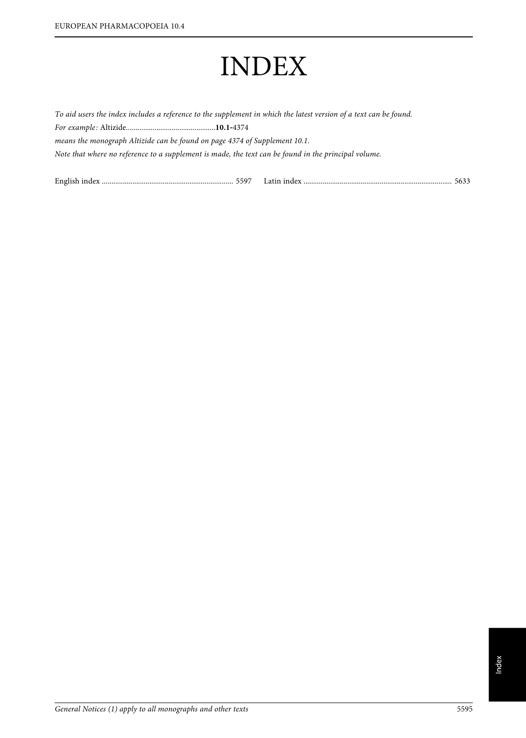# INDEX

*To aid users the index includes a reference to the supplement in which the latest version of a text can be found.*

*For example:* Altizide...............................................**10.1**-4374

*means the monograph Altizide can be found on page 4374 of Supplement 10.1.*

*Note that where no reference to a supplement is made, the text can be found in the principal volume.*

English index .................................................................... 5597

Latin index ............................................................................. 5633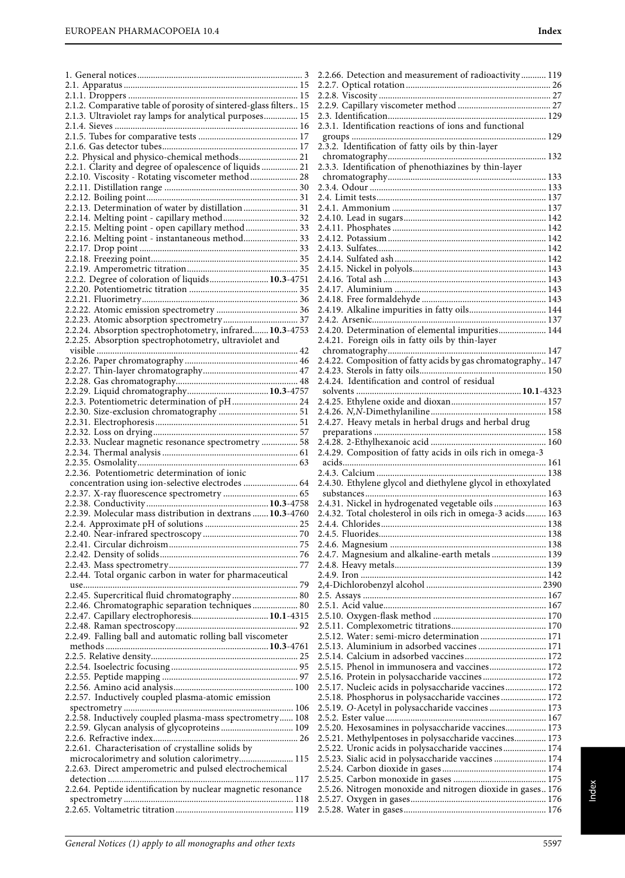1. General notices ... 3
2.1. Apparatus ... 15
2.1.1. Droppers ... 15
2.1.2. Comparative table of porosity of sintered-glass filters .. 15
2.1.3. Ultraviolet ray lamps for analytical purposes ... 15
2.1.4. Sieves ... 16
2.1.5. Tubes for comparative tests ... 17
2.1.6. Gas detector tubes ... 17
2.2. Physical and physico-chemical methods ... 21
2.2.1. Clarity and degree of opalescence of liquids ... 21
2.2.10. Viscosity - Rotating viscometer method ... 28
2.2.11. Distillation range ... 30
2.2.12. Boiling point ... 31
2.2.13. Determination of water by distillation ... 31
2.2.14. Melting point - capillary method ... 32
2.2.15. Melting point - open capillary method ... 33
2.2.16. Melting point - instantaneous method ... 33
2.2.17. Drop point ... 33
2.2.18. Freezing point ... 35
2.2.19. Amperometric titration ... 35
2.2.2. Degree of coloration of liquids ... **10.3**-4751
2.2.20. Potentiometric titration ... 35
2.2.21. Fluorimetry ... 36
2.2.22. Atomic emission spectrometry ... 36
2.2.23. Atomic absorption spectrometry ... 37
2.2.24. Absorption spectrophotometry, infrared ... **10.3**-4753
2.2.25. Absorption spectrophotometry, ultraviolet and visible ... 42
2.2.26. Paper chromatography ... 46
2.2.27. Thin-layer chromatography ... 47
2.2.28. Gas chromatography ... 48
2.2.29. Liquid chromatography ... **10.3**-4757
2.2.3. Potentiometric determination of pH ... 24
2.2.30. Size-exclusion chromatography ... 51
2.2.31. Electrophoresis ... 51
2.2.32. Loss on drying ... 57
2.2.33. Nuclear magnetic resonance spectrometry ... 58
2.2.34. Thermal analysis ... 61
2.2.35. Osmolality ... 63
2.2.36. Potentiometric determination of ionic concentration using ion-selective electrodes ... 64
2.2.37. X-ray fluorescence spectrometry ... 65
2.2.38. Conductivity ... **10.3**-4758
2.2.39. Molecular mass distribution in dextrans ... **10.3**-4760
2.2.4. Approximate pH of solutions ... 25
2.2.40. Near-infrared spectroscopy ... 70
2.2.41. Circular dichroism ... 75
2.2.42. Density of solids ... 76
2.2.43. Mass spectrometry ... 77
2.2.44. Total organic carbon in water for pharmaceutical use ... 79
2.2.45. Supercritical fluid chromatography ... 80
2.2.46. Chromatographic separation techniques ... 80
2.2.47. Capillary electrophoresis ... **10.1**-4315
2.2.48. Raman spectroscopy ... 92
2.2.49. Falling ball and automatic rolling ball viscometer methods ... **10.3**-4761
2.2.5. Relative density ... 25
2.2.54. Isoelectric focusing ... 95
2.2.55. Peptide mapping ... 97
2.2.56. Amino acid analysis ... 100
2.2.57. Inductively coupled plasma-atomic emission spectrometry ... 106
2.2.58. Inductively coupled plasma-mass spectrometry ... 108
2.2.59. Glycan analysis of glycoproteins ... 109
2.2.6. Refractive index ... 26
2.2.61. Characterisation of crystalline solids by microcalorimetry and solution calorimetry ... 115
2.2.63. Direct amperometric and pulsed electrochemical detection ... 117
2.2.64. Peptide identification by nuclear magnetic resonance spectrometry ... 118
2.2.65. Voltametric titration ... 119
2.2.66. Detection and measurement of radioactivity ... 119
2.2.7. Optical rotation ... 26
2.2.8. Viscosity ... 27
2.2.9. Capillary viscometer method ... 27
2.3. Identification ... 129
2.3.1. Identification reactions of ions and functional groups ... 129
2.3.2. Identification of fatty oils by thin-layer chromatography ... 132
2.3.3. Identification of phenothiazines by thin-layer chromatography ... 133
2.3.4. Odour ... 133
2.4. Limit tests ... 137
2.4.1. Ammonium ... 137
2.4.10. Lead in sugars ... 142
2.4.11. Phosphates ... 142
2.4.12. Potassium ... 142
2.4.13. Sulfates ... 142
2.4.14. Sulfated ash ... 142
2.4.15. Nickel in polyols ... 143
2.4.16. Total ash ... 143
2.4.17. Aluminium ... 143
2.4.18. Free formaldehyde ... 143
2.4.19. Alkaline impurities in fatty oils ... 144
2.4.2. Arsenic ... 137
2.4.20. Determination of elemental impurities ... 144
2.4.21. Foreign oils in fatty oils by thin-layer chromatography ... 147
2.4.22. Composition of fatty acids by gas chromatography .. 147
2.4.23. Sterols in fatty oils ... 150
2.4.24. Identification and control of residual solvents ... **10.1**-4323
2.4.25. Ethylene oxide and dioxan ... 157
2.4.26. *N,N*-Dimethylaniline ... 158
2.4.27. Heavy metals in herbal drugs and herbal drug preparations ... 158
2.4.28. 2-Ethylhexanoic acid ... 160
2.4.29. Composition of fatty acids in oils rich in omega-3 acids ... 161
2.4.3. Calcium ... 138
2.4.30. Ethylene glycol and diethylene glycol in ethoxylated substances ... 163
2.4.31. Nickel in hydrogenated vegetable oils ... 163
2.4.32. Total cholesterol in oils rich in omega-3 acids ... 163
2.4.4. Chlorides ... 138
2.4.5. Fluorides ... 138
2.4.6. Magnesium ... 138
2.4.7. Magnesium and alkaline-earth metals ... 139
2.4.8. Heavy metals ... 139
2.4.9. Iron ... 142
2,4-Dichlorobenzyl alcohol ... 2390
2.5. Assays ... 167
2.5.1. Acid value ... 167
2.5.10. Oxygen-flask method ... 170
2.5.11. Complexometric titrations ... 170
2.5.12. Water: semi-micro determination ... 171
2.5.13. Aluminium in adsorbed vaccines ... 171
2.5.14. Calcium in adsorbed vaccines ... 172
2.5.15. Phenol in immunosera and vaccines ... 172
2.5.16. Protein in polysaccharide vaccines ... 172
2.5.17. Nucleic acids in polysaccharide vaccines ... 172
2.5.18. Phosphorus in polysaccharide vaccines ... 172
2.5.19. *O*-Acetyl in polysaccharide vaccines ... 173
2.5.2. Ester value ... 167
2.5.20. Hexosamines in polysaccharide vaccines ... 173
2.5.21. Methylpentoses in polysaccharide vaccines ... 173
2.5.22. Uronic acids in polysaccharide vaccines ... 174
2.5.23. Sialic acid in polysaccharide vaccines ... 174
2.5.24. Carbon dioxide in gases ... 174
2.5.25. Carbon monoxide in gases ... 175
2.5.26. Nitrogen monoxide and nitrogen dioxide in gases .. 176
2.5.27. Oxygen in gases ... 176
2.5.28. Water in gases ... 176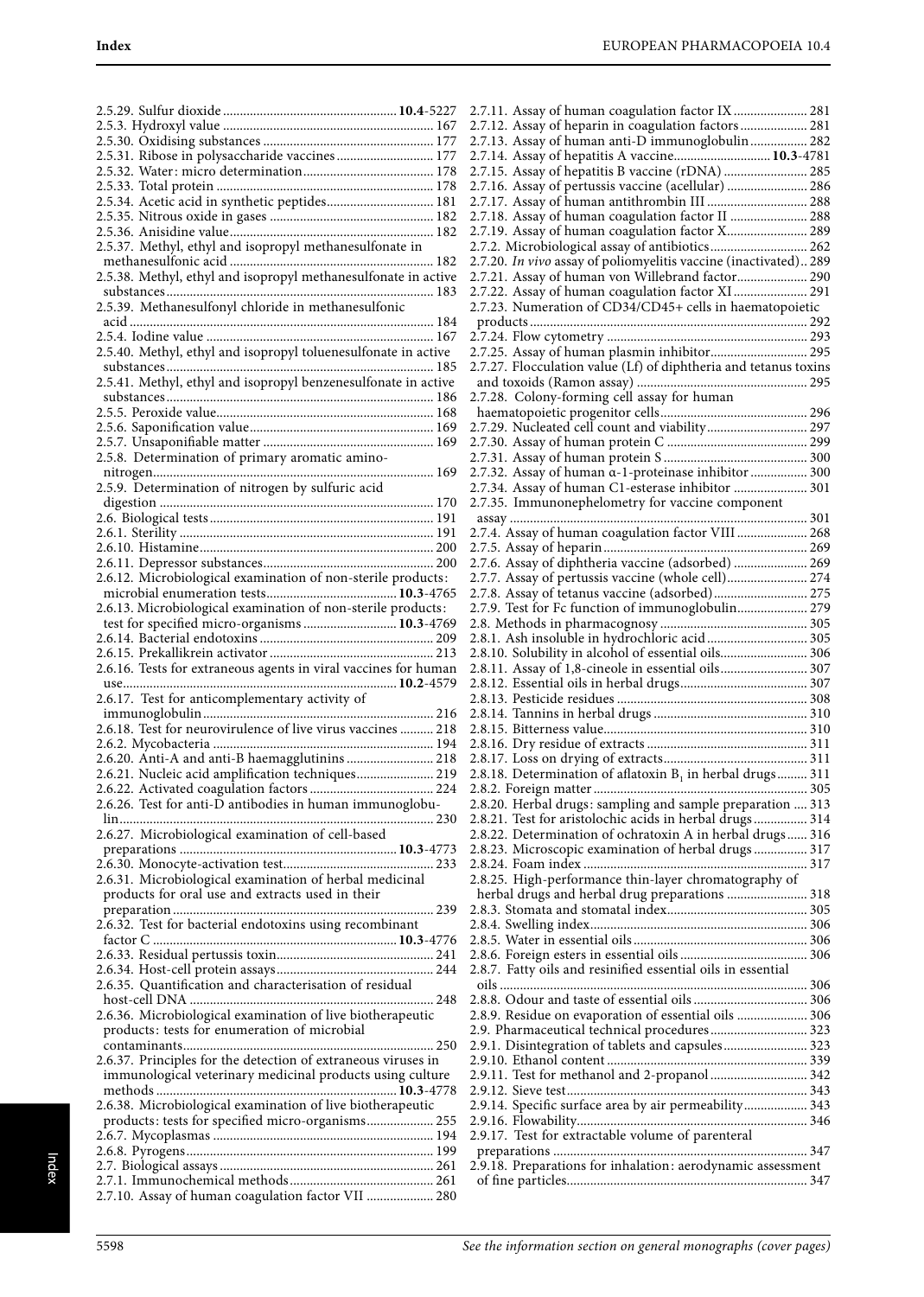2.5.29. Sulfur dioxide ..................................................... **10.4**-5227
2.5.3. Hydroxyl value ..................................................... 167
2.5.30. Oxidising substances ..................................................... 177
2.5.31. Ribose in polysaccharide vaccines ..................................................... 177
2.5.32. Water: micro determination ..................................................... 178
2.5.33. Total protein ..................................................... 178
2.5.34. Acetic acid in synthetic peptides ..................................................... 181
2.5.35. Nitrous oxide in gases ..................................................... 182
2.5.36. Anisidine value ..................................................... 182
2.5.37. Methyl, ethyl and isopropyl methanesulfonate in methanesulfonic acid ..................................................... 182
2.5.38. Methyl, ethyl and isopropyl methanesulfonate in active substances ..................................................... 183
2.5.39. Methanesulfonyl chloride in methanesulfonic acid ..................................................... 184
2.5.4. Iodine value ..................................................... 167
2.5.40. Methyl, ethyl and isopropyl toluenesulfonate in active substances ..................................................... 185
2.5.41. Methyl, ethyl and isopropyl benzenesulfonate in active substances ..................................................... 186
2.5.5. Peroxide value ..................................................... 168
2.5.6. Saponification value ..................................................... 169
2.5.7. Unsaponifiable matter ..................................................... 169
2.5.8. Determination of primary aromatic amino-nitrogen ..................................................... 169
2.5.9. Determination of nitrogen by sulfuric acid digestion ..................................................... 170
2.6. Biological tests ..................................................... 191
2.6.1. Sterility ..................................................... 191
2.6.10. Histamine ..................................................... 200
2.6.11. Depressor substances ..................................................... 200
2.6.12. Microbiological examination of non-sterile products: microbial enumeration tests ..................................................... **10.3**-4765
2.6.13. Microbiological examination of non-sterile products: test for specified micro-organisms ..................................................... **10.3**-4769
2.6.14. Bacterial endotoxins ..................................................... 209
2.6.15. Prekallikrein activator ..................................................... 213
2.6.16. Tests for extraneous agents in viral vaccines for human use ..................................................... **10.2**-4579
2.6.17. Test for anticomplementary activity of immunoglobulin ..................................................... 216
2.6.18. Test for neurovirulence of live virus vaccines ..................................................... 218
2.6.2. Mycobacteria ..................................................... 194
2.6.20. Anti-A and anti-B haemagglutinins ..................................................... 218
2.6.21. Nucleic acid amplification techniques ..................................................... 219
2.6.22. Activated coagulation factors ..................................................... 224
2.6.26. Test for anti-D antibodies in human immunoglobulin ..................................................... 230
2.6.27. Microbiological examination of cell-based preparations ..................................................... **10.3**-4773
2.6.30. Monocyte-activation test ..................................................... 233
2.6.31. Microbiological examination of herbal medicinal products for oral use and extracts used in their preparation ..................................................... 239
2.6.32. Test for bacterial endotoxins using recombinant factor C ..................................................... **10.3**-4776
2.6.33. Residual pertussis toxin ..................................................... 241
2.6.34. Host-cell protein assays ..................................................... 244
2.6.35. Quantification and characterisation of residual host-cell DNA ..................................................... 248
2.6.36. Microbiological examination of live biotherapeutic products: tests for enumeration of microbial contaminants ..................................................... 250
2.6.37. Principles for the detection of extraneous viruses in immunological veterinary medicinal products using culture methods ..................................................... **10.3**-4778
2.6.38. Microbiological examination of live biotherapeutic products: tests for specified micro-organisms ..................................................... 255
2.6.7. Mycoplasmas ..................................................... 194
2.6.8. Pyrogens ..................................................... 199
2.7. Biological assays ..................................................... 261
2.7.1. Immunochemical methods ..................................................... 261
2.7.10. Assay of human coagulation factor VII ..................................................... 280
2.7.11. Assay of human coagulation factor IX ..................................................... 281
2.7.12. Assay of heparin in coagulation factors ..................................................... 281
2.7.13. Assay of human anti-D immunoglobulin ..................................................... 282
2.7.14. Assay of hepatitis A vaccine ..................................................... **10.3**-4781
2.7.15. Assay of hepatitis B vaccine (rDNA) ..................................................... 285
2.7.16. Assay of pertussis vaccine (acellular) ..................................................... 286
2.7.17. Assay of human antithrombin III ..................................................... 288
2.7.18. Assay of human coagulation factor II ..................................................... 288
2.7.19. Assay of human coagulation factor X ..................................................... 289
2.7.2. Microbiological assay of antibiotics ..................................................... 262
2.7.20. *In vivo* assay of poliomyelitis vaccine (inactivated) .. 289
2.7.21. Assay of human von Willebrand factor ..................................................... 290
2.7.22. Assay of human coagulation factor XI ..................................................... 291
2.7.23. Numeration of CD34/CD45+ cells in haematopoietic products ..................................................... 292
2.7.24. Flow cytometry ..................................................... 293
2.7.25. Assay of human plasmin inhibitor ..................................................... 295
2.7.27. Flocculation value (Lf) of diphtheria and tetanus toxins and toxoids (Ramon assay) ..................................................... 295
2.7.28. Colony-forming cell assay for human haematopoietic progenitor cells ..................................................... 296
2.7.29. Nucleated cell count and viability ..................................................... 297
2.7.30. Assay of human protein C ..................................................... 299
2.7.31. Assay of human protein S ..................................................... 300
2.7.32. Assay of human α-1-proteinase inhibitor ..................................................... 300
2.7.34. Assay of human C1-esterase inhibitor ..................................................... 301
2.7.35. Immunonephelometry for vaccine component assay ..................................................... 301
2.7.4. Assay of human coagulation factor VIII ..................................................... 268
2.7.5. Assay of heparin ..................................................... 269
2.7.6. Assay of diphtheria vaccine (adsorbed) ..................................................... 269
2.7.7. Assay of pertussis vaccine (whole cell) ..................................................... 274
2.7.8. Assay of tetanus vaccine (adsorbed) ..................................................... 275
2.7.9. Test for Fc function of immunoglobulin ..................................................... 279
2.8. Methods in pharmacognosy ..................................................... 305
2.8.1. Ash insoluble in hydrochloric acid ..................................................... 305
2.8.10. Solubility in alcohol of essential oils ..................................................... 306
2.8.11. Assay of 1,8-cineole in essential oils ..................................................... 307
2.8.12. Essential oils in herbal drugs ..................................................... 307
2.8.13. Pesticide residues ..................................................... 308
2.8.14. Tannins in herbal drugs ..................................................... 310
2.8.15. Bitterness value ..................................................... 310
2.8.16. Dry residue of extracts ..................................................... 311
2.8.17. Loss on drying of extracts ..................................................... 311
2.8.18. Determination of aflatoxin $B_1$ in herbal drugs ..................................................... 311
2.8.2. Foreign matter ..................................................... 305
2.8.20. Herbal drugs: sampling and sample preparation .... 313
2.8.21. Test for aristolochic acids in herbal drugs ..................................................... 314
2.8.22. Determination of ochratoxin A in herbal drugs ..................................................... 316
2.8.23. Microscopic examination of herbal drugs ..................................................... 317
2.8.24. Foam index ..................................................... 317
2.8.25. High-performance thin-layer chromatography of herbal drugs and herbal drug preparations ..................................................... 318
2.8.3. Stomata and stomatal index ..................................................... 305
2.8.4. Swelling index ..................................................... 306
2.8.5. Water in essential oils ..................................................... 306
2.8.6. Foreign esters in essential oils ..................................................... 306
2.8.7. Fatty oils and resinified essential oils in essential oils ..................................................... 306
2.8.8. Odour and taste of essential oils ..................................................... 306
2.8.9. Residue on evaporation of essential oils ..................................................... 306
2.9. Pharmaceutical technical procedures ..................................................... 323
2.9.1. Disintegration of tablets and capsules ..................................................... 323
2.9.10. Ethanol content ..................................................... 339
2.9.11. Test for methanol and 2-propanol ..................................................... 342
2.9.12. Sieve test ..................................................... 343
2.9.14. Specific surface area by air permeability ..................................................... 343
2.9.16. Flowability ..................................................... 346
2.9.17. Test for extractable volume of parenteral preparations ..................................................... 347
2.9.18. Preparations for inhalation: aerodynamic assessment of fine particles ..................................................... 347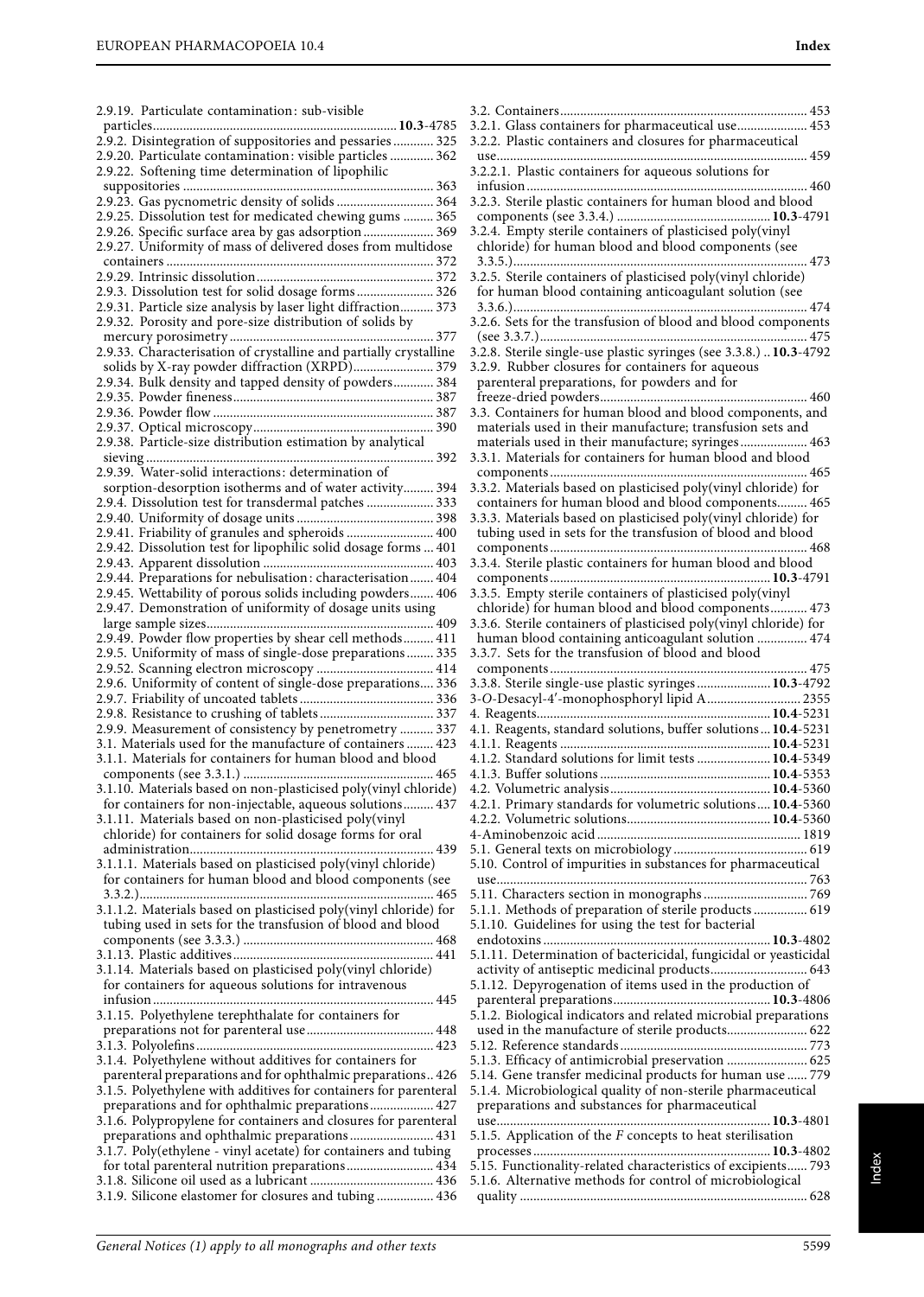2.9.19. Particulate contamination: sub-visible particles ........ **10.3**-4785
2.9.2. Disintegration of suppositories and pessaries ........ 325
2.9.20. Particulate contamination: visible particles ........ 362
2.9.22. Softening time determination of lipophilic suppositories ........ 363
2.9.23. Gas pycnometric density of solids ........ 364
2.9.25. Dissolution test for medicated chewing gums ........ 365
2.9.26. Specific surface area by gas adsorption ........ 369
2.9.27. Uniformity of mass of delivered doses from multidose containers ........ 372
2.9.29. Intrinsic dissolution ........ 372
2.9.3. Dissolution test for solid dosage forms ........ 326
2.9.31. Particle size analysis by laser light diffraction ........ 373
2.9.32. Porosity and pore-size distribution of solids by mercury porosimetry ........ 377
2.9.33. Characterisation of crystalline and partially crystalline solids by X-ray powder diffraction (XRPD) ........ 379
2.9.34. Bulk density and tapped density of powders ........ 384
2.9.35. Powder fineness ........ 387
2.9.36. Powder flow ........ 387
2.9.37. Optical microscopy ........ 390
2.9.38. Particle-size distribution estimation by analytical sieving ........ 392
2.9.39. Water-solid interactions: determination of sorption-desorption isotherms and of water activity ........ 394
2.9.4. Dissolution test for transdermal patches ........ 333
2.9.40. Uniformity of dosage units ........ 398
2.9.41. Friability of granules and spheroids ........ 400
2.9.42. Dissolution test for lipophilic solid dosage forms ... 401
2.9.43. Apparent dissolution ........ 403
2.9.44. Preparations for nebulisation: characterisation ........ 404
2.9.45. Wettability of porous solids including powders ........ 406
2.9.47. Demonstration of uniformity of dosage units using large sample sizes ........ 409
2.9.49. Powder flow properties by shear cell methods ........ 411
2.9.5. Uniformity of mass of single-dose preparations ........ 335
2.9.52. Scanning electron microscopy ........ 414
2.9.6. Uniformity of content of single-dose preparations ........ 336
2.9.7. Friability of uncoated tablets ........ 336
2.9.8. Resistance to crushing of tablets ........ 337
2.9.9. Measurement of consistency by penetrometry ........ 337
3.1. Materials used for the manufacture of containers ........ 423
3.1.1. Materials for containers for human blood and blood components (see 3.3.1.) ........ 465
3.1.10. Materials based on non-plasticised poly(vinyl chloride) for containers for non-injectable, aqueous solutions ........ 437
3.1.11. Materials based on non-plasticised poly(vinyl chloride) for containers for solid dosage forms for oral administration ........ 439
3.1.1.1. Materials based on plasticised poly(vinyl chloride) for containers for human blood and blood components (see 3.3.2.) ........ 465
3.1.1.2. Materials based on plasticised poly(vinyl chloride) for tubing used in sets for the transfusion of blood and blood components (see 3.3.3.) ........ 468
3.1.13. Plastic additives ........ 441
3.1.14. Materials based on plasticised poly(vinyl chloride) for containers for aqueous solutions for intravenous infusion ........ 445
3.1.15. Polyethylene terephthalate for containers for preparations not for parenteral use ........ 448
3.1.3. Polyolefins ........ 423
3.1.4. Polyethylene without additives for containers for parenteral preparations and for ophthalmic preparations .. 426
3.1.5. Polyethylene with additives for containers for parenteral preparations and for ophthalmic preparations ........ 427
3.1.6. Polypropylene for containers and closures for parenteral preparations and ophthalmic preparations ........ 431
3.1.7. Poly(ethylene - vinyl acetate) for containers and tubing for total parenteral nutrition preparations ........ 434
3.1.8. Silicone oil used as a lubricant ........ 436
3.1.9. Silicone elastomer for closures and tubing ........ 436
3.2. Containers ........ 453
3.2.1. Glass containers for pharmaceutical use ........ 453
3.2.2. Plastic containers and closures for pharmaceutical use ........ 459
3.2.2.1. Plastic containers for aqueous solutions for infusion ........ 460
3.2.3. Sterile plastic containers for human blood and blood components (see 3.3.4.) ........ **10.3**-4791
3.2.4. Empty sterile containers of plasticised poly(vinyl chloride) for human blood and blood components (see 3.3.5.) ........ 473
3.2.5. Sterile containers of plasticised poly(vinyl chloride) for human blood containing anticoagulant solution (see 3.3.6.) ........ 474
3.2.6. Sets for the transfusion of blood and blood components (see 3.3.7.) ........ 475
3.2.8. Sterile single-use plastic syringes (see 3.3.8.) .. **10.3**-4792
3.2.9. Rubber closures for containers for aqueous parenteral preparations, for powders and for freeze-dried powders ........ 460
3.3. Containers for human blood and blood components, and materials used in their manufacture; transfusion sets and materials used in their manufacture; syringes ........ 463
3.3.1. Materials for containers for human blood and blood components ........ 465
3.3.2. Materials based on plasticised poly(vinyl chloride) for containers for human blood and blood components ........ 465
3.3.3. Materials based on plasticised poly(vinyl chloride) for tubing used in sets for the transfusion of blood and blood components ........ 468
3.3.4. Sterile plastic containers for human blood and blood components ........ **10.3**-4791
3.3.5. Empty sterile containers of plasticised poly(vinyl chloride) for human blood and blood components ........ 473
3.3.6. Sterile containers of plasticised poly(vinyl chloride) for human blood containing anticoagulant solution ........ 474
3.3.7. Sets for the transfusion of blood and blood components ........ 475
3.3.8. Sterile single-use plastic syringes ........ **10.3**-4792
3-*O*-Desacyl-4′-monophosphoryl lipid A ........ 2355
4. Reagents ........ **10.4**-5231
4.1. Reagents, standard solutions, buffer solutions ... **10.4**-5231
4.1.1. Reagents ........ **10.4**-5231
4.1.2. Standard solutions for limit tests ........ **10.4**-5349
4.1.3. Buffer solutions ........ **10.4**-5353
4.2. Volumetric analysis ........ **10.4**-5360
4.2.1. Primary standards for volumetric solutions .... **10.4**-5360
4.2.2. Volumetric solutions ........ **10.4**-5360
4-Aminobenzoic acid ........ 1819
5.1. General texts on microbiology ........ 619
5.10. Control of impurities in substances for pharmaceutical use ........ 763
5.11. Characters section in monographs ........ 769
5.1.1. Methods of preparation of sterile products ........ 619
5.1.10. Guidelines for using the test for bacterial endotoxins ........ **10.3**-4802
5.1.11. Determination of bactericidal, fungicidal or yeasticidal activity of antiseptic medicinal products ........ 643
5.1.12. Depyrogenation of items used in the production of parenteral preparations ........ **10.3**-4806
5.1.2. Biological indicators and related microbial preparations used in the manufacture of sterile products ........ 622
5.12. Reference standards ........ 773
5.1.3. Efficacy of antimicrobial preservation ........ 625
5.14. Gene transfer medicinal products for human use ...... 779
5.1.4. Microbiological quality of non-sterile pharmaceutical preparations and substances for pharmaceutical use ........ **10.3**-4801
5.1.5. Application of the *F* concepts to heat sterilisation processes ........ **10.3**-4802
5.15. Functionality-related characteristics of excipients ...... 793
5.1.6. Alternative methods for control of microbiological quality ........ 628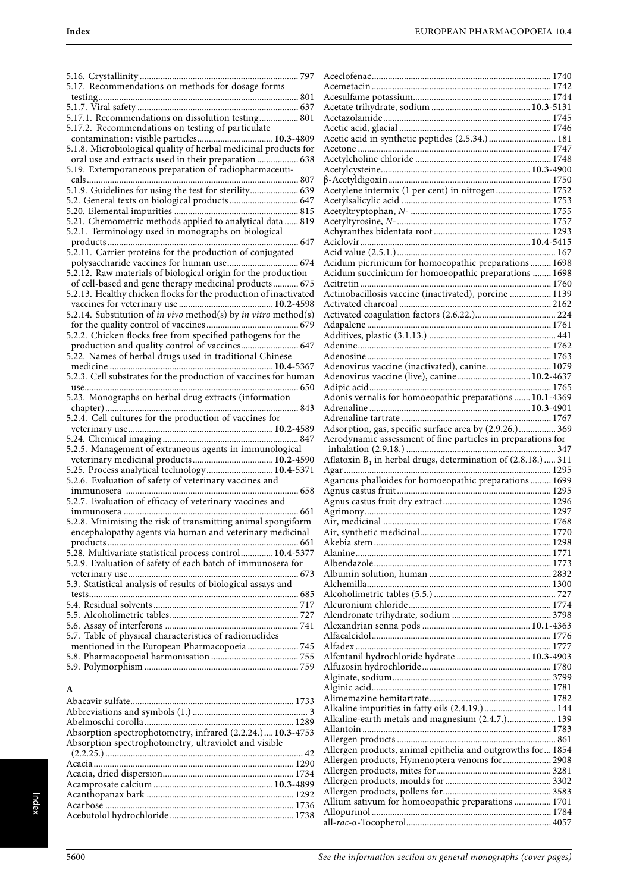5.16. Crystallinity .................................................................... 797
5.17. Recommendations on methods for dosage forms testing...................................................................... 801
5.1.7. Viral safety ...................................................................... 637
5.17.1. Recommendations on dissolution testing................. 801
5.17.2. Recommendations on testing of particulate contamination: visible particles................................. **10.3**-4809
5.1.8. Microbiological quality of herbal medicinal products for oral use and extracts used in their preparation .................. 638
5.19. Extemporaneous preparation of radiopharmaceuticals........................................................................................... 807
5.1.9. Guidelines for using the test for sterility..................... 639
5.2. General texts on biological products.............................. 647
5.20. Elemental impurities ...................................................... 815
5.21. Chemometric methods applied to analytical data ...... 819
5.2.1. Terminology used in monographs on biological products.................................................................................. 647
5.2.11. Carrier proteins for the production of conjugated polysaccharide vaccines for human use............................... 674
5.2.12. Raw materials of biological origin for the production of cell-based and gene therapy medicinal products........... 675
5.2.13. Healthy chicken flocks for the production of inactivated vaccines for veterinary use ......................................... **10.2**-4598
5.2.14. Substitution of *in vivo* method(s) by *in vitro* method(s) for the quality control of vaccines ....................................... 679
5.2.2. Chicken flocks free from specified pathogens for the production and quality control of vaccines......................... 647
5.22. Names of herbal drugs used in traditional Chinese medicine ...................................................................... **10.4**-5367
5.2.3. Cell substrates for the production of vaccines for human use........................................................................................... 650
5.23. Monographs on herbal drug extracts (information chapter).................................................................................. 843
5.2.4. Cell cultures for the production of vaccines for veterinary use............................................................. **10.2**-4589
5.24. Chemical imaging........................................................... 847
5.2.5. Management of extraneous agents in immunological veterinary medicinal products.................................. **10.2**-4590
5.25. Process analytical technology............................ **10.4**-5371
5.2.6. Evaluation of safety of veterinary vaccines and immunosera ......................................................................... 658
5.2.7. Evaluation of efficacy of veterinary vaccines and immunosera ........................................................................... 661
5.2.8. Minimising the risk of transmitting animal spongiform encephalopathy agents via human and veterinary medicinal products.................................................................................. 661
5.28. Multivariate statistical process control.............. **10.4**-5377
5.2.9. Evaluation of safety of each batch of immunosera for veterinary use......................................................................... 673
5.3. Statistical analysis of results of biological assays and tests.......................................................................................... 685
5.4. Residual solvents .............................................................. 717
5.5. Alcoholimetric tables....................................................... 727
5.6. Assay of interferons ......................................................... 741
5.7. Table of physical characteristics of radionuclides mentioned in the European Pharmacopoeia ..................... 745
5.8. Pharmacopoeial harmonisation ..................................... 755
5.9. Polymorphism .................................................................. 759

## A

Abacavir sulfate...................................................................... 1733
Abbreviations and symbols (1.) ................................................. 3
Abelmoschi corolla................................................................. 1289
Absorption spectrophotometry, infrared (2.2.24.)....**10.3**-4753
Absorption spectrophotometry, ultraviolet and visible (2.2.25.) ..................................................................................... 42
Acacia ....................................................................................... 1290
Acacia, dried dispersion........................................................ 1734
Acamprosate calcium ................................................... **10.3**-4899
Acanthopanax bark ............................................................... 1292
Acarbose ................................................................................. 1736
Acebutolol hydrochloride..................................................... 1738
Aceclofenac............................................................................. 1740
Acemetacin ............................................................................. 1742
Acesulfame potassium........................................................... 1744
Acetate trihydrate, sodium .......................................... **10.3**-5131
Acetazolamide........................................................................ 1745
Acetic acid, glacial ................................................................. 1746
Acetic acid in synthetic peptides (2.5.34.) ............................. 181
Acetone ................................................................................... 1747
Acetylcholine chloride .......................................................... 1748
Acetylcysteine................................................................ **10.3**-4900
β-Acetyldigoxin...................................................................... 1750
Acetylene intermix (1 per cent) in nitrogen........................ 1752
Acetylsalicylic acid ................................................................ 1753
Acetyltryptophan, *N*- ............................................................ 1755
Acetyltyrosine, *N*- .................................................................. 1757
Achyranthes bidentata root .................................................. 1293
Aciclovir........................................................................ **10.4**-5415
Acid value (2.5.1.) .................................................................... 167
Acidum picrinicum for homoeopathic preparations ......... 1698
Acidum succinicum for homoeopathic preparations ........ 1698
Acitretin .................................................................................. 1760
Actinobacillosis vaccine (inactivated), porcine .................. 1139
Activated charcoal ................................................................. 2162
Activated coagulation factors (2.6.22.).................................. 224
Adapalene ............................................................................... 1761
Additives, plastic (3.1.13.) ...................................................... 441
Adenine................................................................................... 1762
Adenosine ............................................................................... 1763
Adenovirus vaccine (inactivated), canine............................ 1079
Adenovirus vaccine (live), canine................................ **10.2**-4637
Adipic acid.............................................................................. 1765
Adonis vernalis for homoeopathic preparations ....... **10.1**-4369
Adrenaline .................................................................... **10.3**-4901
Adrenaline tartrate ................................................................ 1767
Adsorption, gas, specific surface area by (2.9.26.)................ 369
Aerodynamic assessment of fine particles in preparations for inhalation (2.9.18.) ................................................................ 347
Aflatoxin $B_1$ in herbal drugs, determination of (2.8.18.) ..... 311
Agar ......................................................................................... 1295
Agaricus phalloides for homoeopathic preparations ......... 1699
Agnus castus fruit.................................................................. 1295
Agnus castus fruit dry extract.............................................. 1296
Agrimony................................................................................ 1297
Air, medicinal ........................................................................ 1768
Air, synthetic medicinal........................................................ 1770
Akebia stem ............................................................................ 1298
Alanine.................................................................................... 1771
Albendazole............................................................................ 1773
Albumin solution, human .................................................... 2832
Alchemilla............................................................................... 1300
Alcoholimetric tables (5.5.) .................................................... 727
Alcuronium chloride.............................................................. 1774
Alendronate trihydrate, sodium .......................................... 3798
Alexandrian senna pods .............................................. **10.1**-4363
Alfacalcidol............................................................................. 1776
Alfadex .................................................................................... 1777
Alfentanil hydrochloride hydrate ............................... **10.3**-4903
Alfuzosin hydrochloride ....................................................... 1780
Alginate, sodium.................................................................... 3799
Alginic acid............................................................................. 1781
Alimemazine hemitartrate.................................................... 1782
Alkaline impurities in fatty oils (2.4.19.) ............................... 144
Alkaline-earth metals and magnesium (2.4.7.)..................... 139
Allantoin ................................................................................. 1783
Allergen products ..................................................................... 861
Allergen products, animal epithelia and outgrowths for... 1854
Allergen products, Hymenoptera venoms for.................... 2908
Allergen products, mites for................................................. 3281
Allergen products, moulds for ............................................. 3302
Allergen products, pollens for.............................................. 3583
Allium sativum for homoeopathic preparations ................ 1701
Allopurinol ............................................................................. 1784
all-*rac*-α-Tocopherol.............................................................. 4057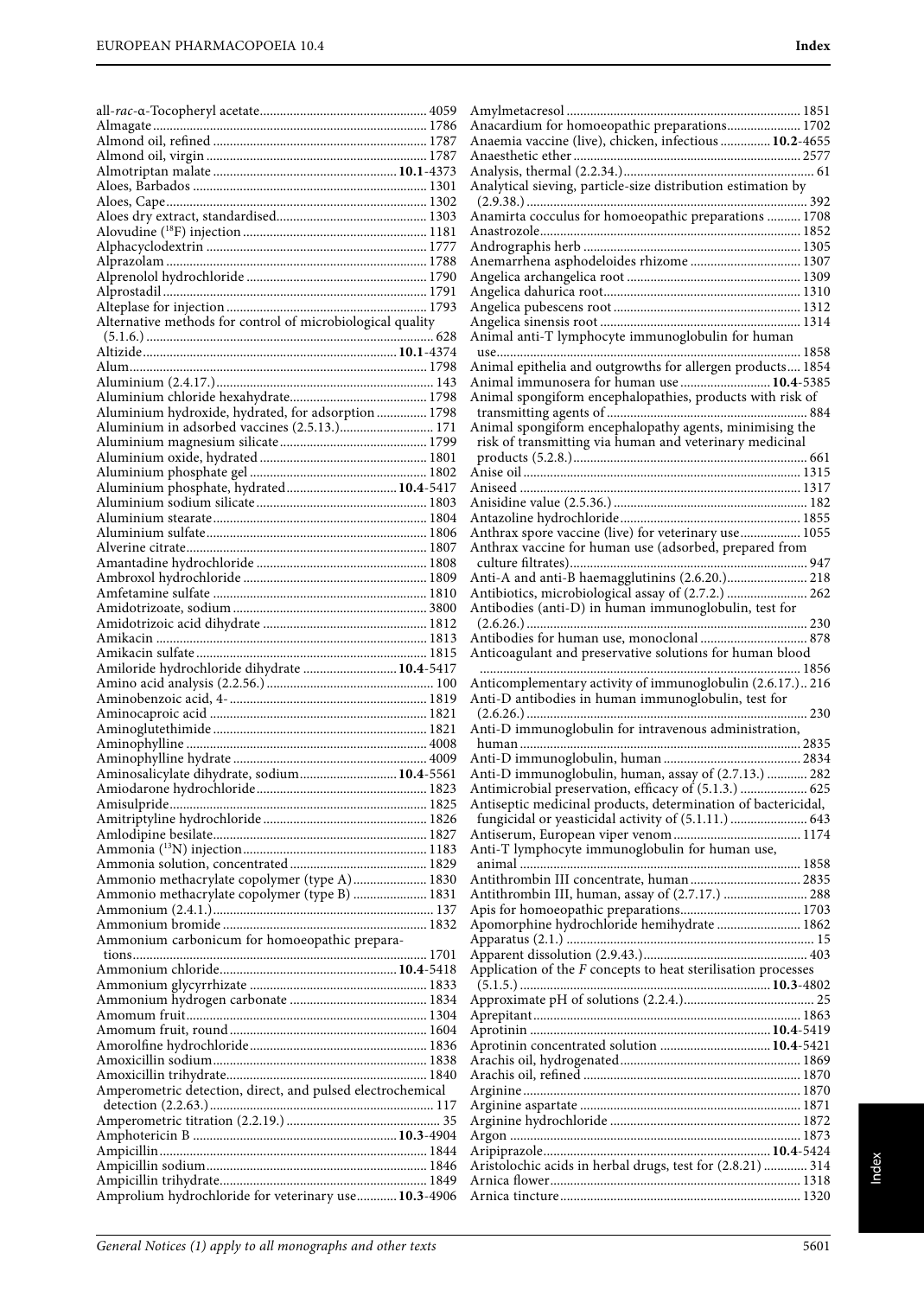all-*rac*-α-Tocopheryl acetate ... 4059
Almagate ... 1786
Almond oil, refined ... 1787
Almond oil, virgin ... 1787
Almotriptan malate ... **10.1**-4373
Aloes, Barbados ... 1301
Aloes, Cape ... 1302
Aloes dry extract, standardised ... 1303
Alovudine ($^{18}$F) injection ... 1181
Alphacyclodextrin ... 1777
Alprazolam ... 1788
Alprenolol hydrochloride ... 1790
Alprostadil ... 1791
Alteplase for injection ... 1793
Alternative methods for control of microbiological quality (5.1.6.) ... 628
Altizide ... **10.1**-4374
Alum ... 1798
Aluminium (2.4.17.) ... 143
Aluminium chloride hexahydrate ... 1798
Aluminium hydroxide, hydrated, for adsorption ... 1798
Aluminium in adsorbed vaccines (2.5.13.) ... 171
Aluminium magnesium silicate ... 1799
Aluminium oxide, hydrated ... 1801
Aluminium phosphate gel ... 1802
Aluminium phosphate, hydrated ... **10.4**-5417
Aluminium sodium silicate ... 1803
Aluminium stearate ... 1804
Aluminium sulfate ... 1806
Alverine citrate ... 1807
Amantadine hydrochloride ... 1808
Ambroxol hydrochloride ... 1809
Amfetamine sulfate ... 1810
Amidotrizoate, sodium ... 3800
Amidotrizoic acid dihydrate ... 1812
Amikacin ... 1813
Amikacin sulfate ... 1815
Amiloride hydrochloride dihydrate ... **10.4**-5417
Amino acid analysis (2.2.56.) ... 100
Aminobenzoic acid, 4- ... 1819
Aminocaproic acid ... 1821
Aminoglutethimide ... 1821
Aminophylline ... 4008
Aminophylline hydrate ... 4009
Aminosalicylate dihydrate, sodium ... **10.4**-5561
Amiodarone hydrochloride ... 1823
Amisulpride ... 1825
Amitriptyline hydrochloride ... 1826
Amlodipine besilate ... 1827
Ammonia ($^{13}$N) injection ... 1183
Ammonia solution, concentrated ... 1829
Ammonio methacrylate copolymer (type A) ... 1830
Ammonio methacrylate copolymer (type B) ... 1831
Ammonium (2.4.1.) ... 137
Ammonium bromide ... 1832
Ammonium carbonicum for homoeopathic preparations ... 1701
Ammonium chloride ... **10.4**-5418
Ammonium glycyrrhizate ... 1833
Ammonium hydrogen carbonate ... 1834
Amomum fruit ... 1304
Amomum fruit, round ... 1604
Amorolfine hydrochloride ... 1836
Amoxicillin sodium ... 1838
Amoxicillin trihydrate ... 1840
Amperometric detection, direct, and pulsed electrochemical detection (2.2.63.) ... 117
Amperometric titration (2.2.19.) ... 35
Amphotericin B ... **10.3**-4904
Ampicillin ... 1844
Ampicillin sodium ... 1846
Ampicillin trihydrate ... 1849
Amprolium hydrochloride for veterinary use ... **10.3**-4906
Amylmetacresol ... 1851
Anacardium for homoeopathic preparations ... 1702
Anaemia vaccine (live), chicken, infectious ... **10.2**-4655
Anaesthetic ether ... 2577
Analysis, thermal (2.2.34.) ... 61
Analytical sieving, particle-size distribution estimation by (2.9.38.) ... 392
Anamirta cocculus for homoeopathic preparations ... 1708
Anastrozole ... 1852
Andrographis herb ... 1305
Anemarrhena asphodeloides rhizome ... 1307
Angelica archangelica root ... 1309
Angelica dahurica root ... 1310
Angelica pubescens root ... 1312
Angelica sinensis root ... 1314
Animal anti-T lymphocyte immunoglobulin for human use ... 1858
Animal epithelia and outgrowths for allergen products ... 1854
Animal immunosera for human use ... **10.4**-5385
Animal spongiform encephalopathies, products with risk of transmitting agents of ... 884
Animal spongiform encephalopathy agents, minimising the risk of transmitting via human and veterinary medicinal products (5.2.8.) ... 661
Anise oil ... 1315
Aniseed ... 1317
Anisidine value (2.5.36.) ... 182
Antazoline hydrochloride ... 1855
Anthrax spore vaccine (live) for veterinary use ... 1055
Anthrax vaccine for human use (adsorbed, prepared from culture filtrates) ... 947
Anti-A and anti-B haemagglutinins (2.6.20.) ... 218
Antibiotics, microbiological assay of (2.7.2.) ... 262
Antibodies (anti-D) in human immunoglobulin, test for (2.6.26.) ... 230
Antibodies for human use, monoclonal ... 878
Anticoagulant and preservative solutions for human blood ... 1856
Anticomplementary activity of immunoglobulin (2.6.17.) ... 216
Anti-D antibodies in human immunoglobulin, test for (2.6.26.) ... 230
Anti-D immunoglobulin for intravenous administration, human ... 2835
Anti-D immunoglobulin, human ... 2834
Anti-D immunoglobulin, human, assay of (2.7.13.) ... 282
Antimicrobial preservation, efficacy of (5.1.3.) ... 625
Antiseptic medicinal products, determination of bactericidal, fungicidal or yeasticidal activity of (5.1.11.) ... 643
Antiserum, European viper venom ... 1174
Anti-T lymphocyte immunoglobulin for human use, animal ... 1858
Antithrombin III concentrate, human ... 2835
Antithrombin III, human, assay of (2.7.17.) ... 288
Apis for homoeopathic preparations ... 1703
Apomorphine hydrochloride hemihydrate ... 1862
Apparatus (2.1.) ... 15
Apparent dissolution (2.9.43.) ... 403
Application of the *F* concepts to heat sterilisation processes (5.1.5.) ... **10.3**-4802
Approximate pH of solutions (2.2.4.) ... 25
Aprepitant ... 1863
Aprotinin ... **10.4**-5419
Aprotinin concentrated solution ... **10.4**-5421
Arachis oil, hydrogenated ... 1869
Arachis oil, refined ... 1870
Arginine ... 1870
Arginine aspartate ... 1871
Arginine hydrochloride ... 1872
Argon ... 1873
Aripiprazole ... **10.4**-5424
Aristolochic acids in herbal drugs, test for (2.8.21) ... 314
Arnica flower ... 1318
Arnica tincture ... 1320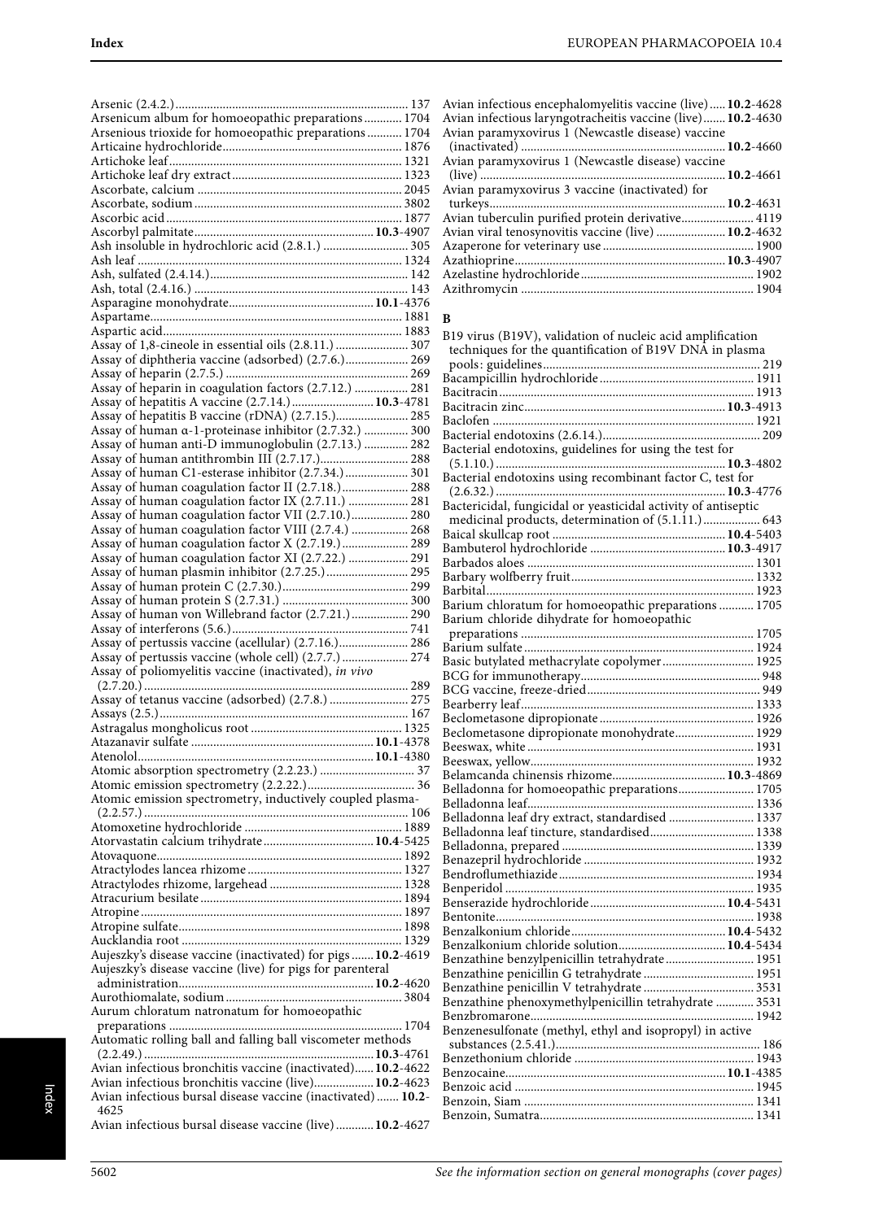Arsenic (2.4.2.) ........................................................ 137
Arsenicum album for homoeopathic preparations ............ 1704
Arsenious trioxide for homoeopathic preparations ........... 1704
Articaine hydrochloride ........................................ 1876
Artichoke leaf ............................................................ 1321
Artichoke leaf dry extract ..................................... 1323
Ascorbate, calcium ................................................ 2045
Ascorbate, sodium ................................................. 3802
Ascorbic acid .......................................................... 1877
Ascorbyl palmitate ........................................ **10.3**-4907
Ash insoluble in hydrochloric acid (2.8.1.) ........................... 305
Ash leaf ................................................................... 1324
Ash, sulfated (2.4.14.) .............................................. 142
Ash, total (2.4.16.) ................................................... 143
Asparagine monohydrate ............................... **10.1**-4376
Aspartame ............................................................... 1881
Aspartic acid ........................................................... 1883
Assay of 1,8-cineole in essential oils (2.8.11.) ........................ 307
Assay of diphtheria vaccine (adsorbed) (2.7.6.) .................... 269
Assay of heparin (2.7.5.) ......................................... 269
Assay of heparin in coagulation factors (2.7.12.) .................. 281
Assay of hepatitis A vaccine (2.7.14.) ........................ **10.3**-4781
Assay of hepatitis B vaccine (rDNA) (2.7.15.) ....................... 285
Assay of human α-1-proteinase inhibitor (2.7.32.) .............. 300
Assay of human anti-D immunoglobulin (2.7.13.) .............. 282
Assay of human antithrombin III (2.7.17.) ........................... 288
Assay of human C1-esterase inhibitor (2.7.34.) .................... 301
Assay of human coagulation factor II (2.7.18.) ..................... 288
Assay of human coagulation factor IX (2.7.11.) ................... 281
Assay of human coagulation factor VII (2.7.10.) .................. 280
Assay of human coagulation factor VIII (2.7.4.) .................. 268
Assay of human coagulation factor X (2.7.19.) ..................... 289
Assay of human coagulation factor XI (2.7.22.) ................... 291
Assay of human plasmin inhibitor (2.7.25.) .......................... 295
Assay of human protein C (2.7.30.) ....................................... 299
Assay of human protein S (2.7.31.) ....................................... 300
Assay of human von Willebrand factor (2.7.21.) .................. 290
Assay of interferons (5.6.) ....................................................... 741
Assay of pertussis vaccine (acellular) (2.7.16.) ...................... 286
Assay of pertussis vaccine (whole cell) (2.7.7.) ..................... 274
Assay of poliomyelitis vaccine (inactivated), *in vivo* (2.7.20.) ........................................................................ 289
Assay of tetanus vaccine (adsorbed) (2.7.8.) ......................... 275
Assays (2.5.) .............................................................................. 167
Astragalus mongholicus root ................................................ 1325
Atazanavir sulfate ....................................................... **10.1**-4378
Atenolol ....................................................................... **10.1**-4380
Atomic absorption spectrometry (2.2.23.) ............................. 37
Atomic emission spectrometry (2.2.22.) ................................. 36
Atomic emission spectrometry, inductively coupled plasma- (2.2.57.) ................................................................................... 106
Atomoxetine hydrochloride ................................................. 1889
Atorvastatin calcium trihydrate .................................. **10.4**-5425
Atovaquone ............................................................................. 1892
Atractylodes lancea rhizome ................................................ 1327
Atractylodes rhizome, largehead ......................................... 1328
Atracurium besilate ............................................................... 1894
Atropine .................................................................................. 1897
Atropine sulfate ...................................................................... 1898
Aucklandia root ..................................................................... 1329
Aujeszky's disease vaccine (inactivated) for pigs ....... **10.2**-4619
Aujeszky's disease vaccine (live) for pigs for parenteral administration ............................................................. **10.2**-4620
Aurothiomalate, sodium ....................................................... 3804
Aurum chloratum natronatum for homoeopathic preparations ......................................................................... 1704
Automatic rolling ball and falling ball viscometer methods (2.2.49.) ......................................................................... **10.3**-4761
Avian infectious bronchitis vaccine (inactivated) ...... **10.2**-4622
Avian infectious bronchitis vaccine (live) ................... **10.2**-4623
Avian infectious bursal disease vaccine (inactivated) ....... **10.2**-4625
Avian infectious bursal disease vaccine (live) ............ **10.2**-4627
Avian infectious encephalomyelitis vaccine (live) ..... **10.2**-4628
Avian infectious laryngotracheitis vaccine (live) ....... **10.2**-4630
Avian paramyxovirus 1 (Newcastle disease) vaccine (inactivated) ................................................................ **10.2**-4660
Avian paramyxovirus 1 (Newcastle disease) vaccine (live) ............................................................................. **10.2**-4661
Avian paramyxovirus 3 vaccine (inactivated) for turkeys .......................................................................... **10.2**-4631
Avian tuberculin purified protein derivative ....................... 4119
Avian viral tenosynovitis vaccine (live) ...................... **10.2**-4632
Azaperone for veterinary use ................................................ 1900
Azathioprine ................................................................. **10.3**-4907
Azelastine hydrochloride ...................................................... 1902
Azithromycin .......................................................................... 1904

**B**

B19 virus (B19V), validation of nucleic acid amplification techniques for the quantification of B19V DNA in plasma pools: guidelines ................................................................... 219
Bacampicillin hydrochloride ................................................ 1911
Bacitracin ................................................................................ 1913
Bacitracin zinc .............................................................. **10.3**-4913
Baclofen .................................................................................. 1921
Bacterial endotoxins (2.6.14.) ................................................. 209
Bacterial endotoxins, guidelines for using the test for (5.1.10.) ......................................................................... **10.3**-4802
Bacterial endotoxins using recombinant factor C, test for (2.6.32.) ......................................................................... **10.3**-4776
Bactericidal, fungicidal or yeasticidal activity of antiseptic medicinal products, determination of (5.1.11.) .................. 643
Baical skullcap root ...................................................... **10.4**-5403
Bambuterol hydrochloride .......................................... **10.3**-4917
Barbados aloes ....................................................................... 1301
Barbary wolfberry fruit ......................................................... 1332
Barbital ................................................................................... 1923
Barium chloratum for homoeopathic preparations ........... 1705
Barium chloride dihydrate for homoeopathic preparations ......................................................................... 1705
Barium sulfate ........................................................................ 1924
Basic butylated methacrylate copolymer ............................ 1925
BCG for immunotherapy ........................................................ 948
BCG vaccine, freeze-dried ...................................................... 949
Bearberry leaf ......................................................................... 1333
Beclometasone dipropionate ................................................ 1926
Beclometasone dipropionate monohydrate ......................... 1929
Beeswax, white ....................................................................... 1931
Beeswax, yellow ..................................................................... 1932
Belamcanda chinensis rhizome ................................... **10.3**-4869
Belladonna for homoeopathic preparations ........................ 1705
Belladonna leaf ...................................................................... 1336
Belladonna leaf dry extract, standardised ........................... 1337
Belladonna leaf tincture, standardised ................................ 1338
Belladonna, prepared ............................................................ 1339
Benazepril hydrochloride ..................................................... 1932
Bendroflumethiazide ............................................................. 1934
Benperidol .............................................................................. 1935
Benserazide hydrochloride .......................................... **10.4**-5431
Bentonite ................................................................................ 1938
Benzalkonium chloride ................................................ **10.4**-5432
Benzalkonium chloride solution ................................. **10.4**-5434
Benzathine benzylpenicillin tetrahydrate ............................ 1951
Benzathine penicillin G tetrahydrate ................................... 1951
Benzathine penicillin V tetrahydrate ................................... 3531
Benzathine phenoxymethylpenicillin tetrahydrate ............ 3531
Benzbromarone ..................................................................... 1942
Benzenesulfonate (methyl, ethyl and isopropyl) in active substances (2.5.41.) ................................................................ 186
Benzethonium chloride ........................................................ 1943
Benzocaine .................................................................... **10.1**-4385
Benzoic acid ........................................................................... 1945
Benzoin, Siam ........................................................................ 1341
Benzoin, Sumatra .................................................................. 1341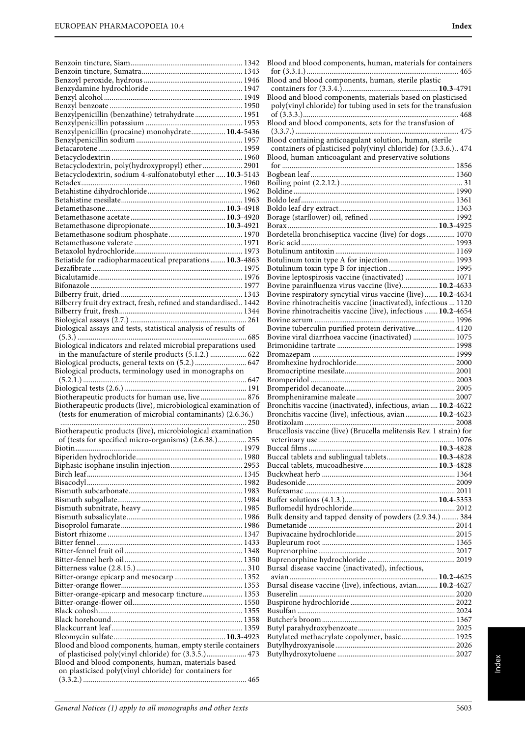Benzoin tincture, Siam.......................................................... 1342
Benzoin tincture, Sumatra..................................................... 1343
Benzoyl peroxide, hydrous .................................................... 1946
Benzydamine hydrochloride .................................................. 1947
Benzyl alcohol ......................................................................... 1949
Benzyl benzoate ...................................................................... 1950
Benzylpenicillin (benzathine) tetrahydrate......................... 1951
Benzylpenicillin potassium ................................................... 1953
Benzylpenicillin (procaine) monohydrate.................. **10.4**-5436
Benzylpenicillin sodium ........................................................ 1957
Betacarotene ............................................................................ 1959
Betacyclodextrin ..................................................................... 1960
Betacyclodextrin, poly(hydroxypropyl) ether ..................... 2901
Betacyclodextrin, sodium 4-sulfonatobutyl ether ..... **10.3**-5143
Betadex..................................................................................... 1960
Betahistine dihydrochloride .................................................. 1962
Betahistine mesilate................................................................ 1963
Betamethasone...............................................................**10.3**-4918
Betamethasone acetate ..................................................**10.3**-4920
Betamethasone dipropionate........................................**10.3**-4921
Betamethasone sodium phosphate....................................... 1970
Betamethasone valerate ......................................................... 1971
Betaxolol hydrochloride......................................................... 1973
Betiatide for radiopharmaceutical preparations........ **10.3**-4863
Bezafibrate .............................................................................. 1975
Bicalutamide............................................................................ 1976
Bifonazole ................................................................................ 1977
Bilberry fruit, dried ................................................................ 1343
Bilberry fruit dry extract, fresh, refined and standardised.. 1442
Bilberry fruit, fresh................................................................. 1344
Biological assays (2.7.) ............................................................. 261
Biological assays and tests, statistical analysis of results of (5.3.) ........................................................................................ 685
Biological indicators and related microbial preparations used in the manufacture of sterile products (5.1.2.) .................. 622
Biological products, general texts on (5.2.) ........................... 647
Biological products, terminology used in monographs on (5.2.1.) ..................................................................................... 647
Biological tests (2.6.) ................................................................ 191
Biotherapeutic products for human use, live ........................ 876
Biotherapeutic products (live), microbiological examination of (tests for enumeration of microbial contaminants) (2.6.36.) ................................................................................................ 250
Biotherapeutic products (live), microbiological examination of (tests for specified micro-organisms) (2.6.38.)............... 255
Biotin........................................................................................ 1979
Biperiden hydrochloride........................................................ 1980
Biphasic isophane insulin injection...................................... 2953
Birch leaf................................................................................. 1345
Bisacodyl................................................................................. 1982
Bismuth subcarbonate........................................................... 1983
Bismuth subgallate................................................................. 1984
Bismuth subnitrate, heavy .................................................... 1985
Bismuth subsalicylate............................................................ 1986
Bisoprolol fumarate ............................................................... 1986
Bistort rhizome ...................................................................... 1347
Bitter fennel............................................................................ 1433
Bitter-fennel fruit oil ............................................................. 1348
Bitter-fennel herb oil ............................................................. 1350
Bitterness value (2.8.15.).......................................................... 310
Bitter-orange epicarp and mesocarp.................................... 1352
Bitter-orange flower............................................................... 1353
Bitter-orange-epicarp and mesocarp tincture..................... 1353
Bitter-orange-flower oil......................................................... 1550
Black cohosh........................................................................... 1355
Black horehound.................................................................... 1358
Blackcurrant leaf.................................................................... 1359
Bleomycin sulfate.........................................................**10.3**-4923
Blood and blood components, human, empty sterile containers of plasticised poly(vinyl chloride) for (3.3.5.)..................... 473
Blood and blood components, human, materials based on plasticised poly(vinyl chloride) for containers for (3.3.2.) ..................................................................................... 465
Blood and blood components, human, materials for containers for (3.3.1.) ............................................................................... 465
Blood and blood components, human, sterile plastic containers for (3.3.4.) .................................................**10.3**-4791
Blood and blood components, materials based on plasticised poly(vinyl chloride) for tubing used in sets for the transfusion of (3.3.3.)................................................................................. 468
Blood and blood components, sets for the transfusion of (3.3.7.) .................................................................................... 475
Blood containing anticoagulant solution, human, sterile containers of plasticised poly(vinyl chloride) for (3.3.6.).. 474
Blood, human anticoagulant and preservative solutions for ......................................................................................... 1856
Bogbean leaf........................................................................... 1360
Boiling point (2.2.12.) ............................................................... 31
Boldine.................................................................................... 1990
Boldo leaf................................................................................ 1361
Boldo leaf dry extract............................................................. 1363
Borage (starflower) oil, refined ............................................ 1992
Borax ..............................................................................**10.3**-4925
Bordetella bronchiseptica vaccine (live) for dogs............... 1070
Boric acid................................................................................ 1993
Botulinum antitoxin .............................................................. 1169
Botulinum toxin type A for injection................................... 1993
Botulinum toxin type B for injection .................................. 1995
Bovine leptospirosis vaccine (inactivated) .......................... 1071
Bovine parainfluenza virus vaccine (live)................... **10.2**-4633
Bovine respiratory syncytial virus vaccine (live)....... **10.2**-4634
Bovine rhinotracheitis vaccine (inactivated), infectious ... 1120
Bovine rhinotracheitis vaccine (live), infectious ....... **10.2**-4654
Bovine serum ......................................................................... 1996
Bovine tuberculin purified protein derivative..................... 4120
Bovine viral diarrhoea vaccine (inactivated) ...................... 1075
Brimonidine tartrate ............................................................. 1998
Bromazepam .......................................................................... 1999
Bromhexine hydrochloride.................................................... 2000
Bromocriptine mesilate......................................................... 2001
Bromperidol ........................................................................... 2003
Bromperidol decanoate.......................................................... 2005
Brompheniramine maleate.................................................... 2007
Bronchitis vaccine (inactivated), infectious, avian .... **10.2**-4622
Bronchitis vaccine (live), infectious, avian ................. **10.2**-4623
Brotizolam .............................................................................. 2008
Brucellosis vaccine (live) (Brucella melitensis Rev. 1 strain) for veterinary use...................................................................... 1076
Buccal films ..................................................................**10.3**-4828
Buccal tablets and sublingual tablets...........................**10.3**-4828
Buccal tablets, mucoadhesive.......................................**10.3**-4828
Buckwheat herb ..................................................................... 1364
Budesonide ............................................................................. 2009
Bufexamac .............................................................................. 2011
Buffer solutions (4.1.3.)................................................**10.4**-5353
Buflomedil hydrochloride..................................................... 2012
Bulk density and tapped density of powders (2.9.34.) ......... 384
Bumetanide ............................................................................ 2014
Bupivacaine hydrochloride.................................................... 2015
Bupleurum root ..................................................................... 1365
Buprenorphine....................................................................... 2017
Buprenorphine hydrochloride ............................................. 2019
Bursal disease vaccine (inactivated), infectious, avian ............................................................................**10.2**-4625
Bursal disease vaccine (live), infectious, avian........... **10.2**-4627
Buserelin ................................................................................. 2020
Buspirone hydrochloride ...................................................... 2022
Busulfan .................................................................................. 2024
Butcher's broom..................................................................... 1367
Butyl parahydroxybenzoate................................................... 2025
Butylated methacrylate copolymer, basic............................ 1925
Butylhydroxyanisole.............................................................. 2026
Butylhydroxytoluene ............................................................. 2027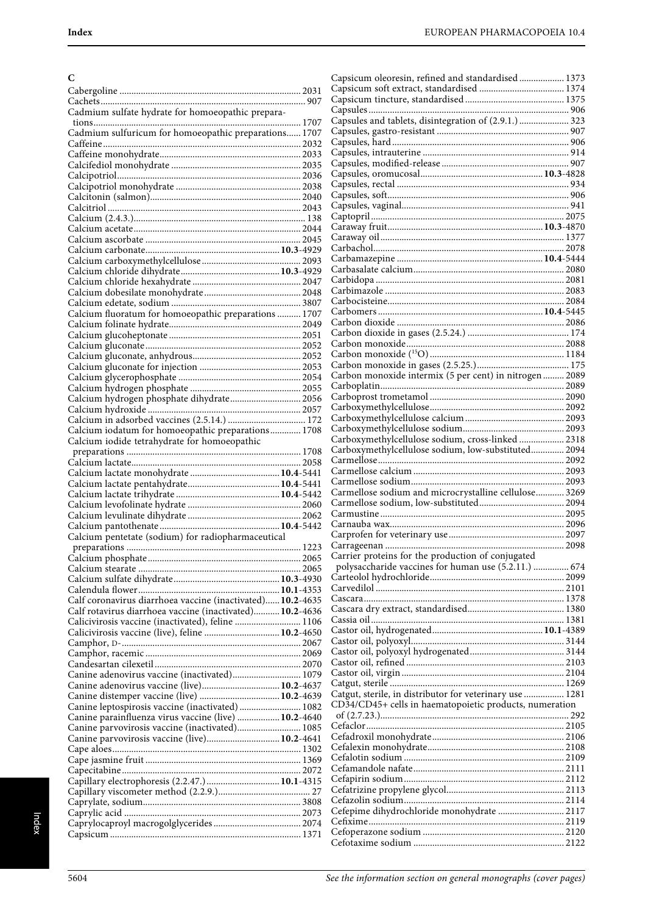## C

Cabergoline 2031
Cachets 907
Cadmium sulfate hydrate for homoeopathic preparations 1707
Cadmium sulfuricum for homoeopathic preparations 1707
Caffeine 2032
Caffeine monohydrate 2033
Calcifediol monohydrate 2035
Calcipotriol 2036
Calcipotriol monohydrate 2038
Calcitonin (salmon) 2040
Calcitriol 2043
Calcium (2.4.3.) 138
Calcium acetate 2044
Calcium ascorbate 2045
Calcium carbonate **10.3**-4929
Calcium carboxymethylcellulose 2093
Calcium chloride dihydrate **10.3**-4929
Calcium chloride hexahydrate 2047
Calcium dobesilate monohydrate 2048
Calcium edetate, sodium 3807
Calcium fluoratum for homoeopathic preparations 1707
Calcium folinate hydrate 2049
Calcium glucoheptonate 2051
Calcium gluconate 2052
Calcium gluconate, anhydrous 2052
Calcium gluconate for injection 2053
Calcium glycerophosphate 2054
Calcium hydrogen phosphate 2055
Calcium hydrogen phosphate dihydrate 2056
Calcium hydroxide 2057
Calcium in adsorbed vaccines (2.5.14.) 172
Calcium iodatum for homoeopathic preparations 1708
Calcium iodide tetrahydrate for homoeopathic preparations 1708
Calcium lactate 2058
Calcium lactate monohydrate **10.4**-5441
Calcium lactate pentahydrate **10.4**-5441
Calcium lactate trihydrate **10.4**-5442
Calcium levofolinate hydrate 2060
Calcium levulinate dihydrate 2062
Calcium pantothenate **10.4**-5442
Calcium pentetate (sodium) for radiopharmaceutical preparations 1223
Calcium phosphate 2065
Calcium stearate 2065
Calcium sulfate dihydrate **10.3**-4930
Calendula flower **10.1**-4353
Calf coronavirus diarrhoea vaccine (inactivated) **10.2**-4635
Calf rotavirus diarrhoea vaccine (inactivated) **10.2**-4636
Calicivirosis vaccine (inactivated), feline 1106
Calicivirosis vaccine (live), feline **10.2**-4650
Camphor, D- 2067
Camphor, racemic 2069
Candesartan cilexetil 2070
Canine adenovirus vaccine (inactivated) 1079
Canine adenovirus vaccine (live) **10.2**-4637
Canine distemper vaccine (live) **10.2**-4639
Canine leptospirosis vaccine (inactivated) 1082
Canine parainfluenza virus vaccine (live) **10.2**-4640
Canine parvovirosis vaccine (inactivated) 1085
Canine parvovirosis vaccine (live) **10.2**-4641
Cape aloes 1302
Cape jasmine fruit 1369
Capecitabine 2072
Capillary electrophoresis (2.2.47.) **10.1**-4315
Capillary viscometer method (2.2.9.) 27
Caprylate, sodium 3808
Caprylic acid 2073
Caprylocaproyl macrogolglycerides 2074
Capsicum 1371
Capsicum oleoresin, refined and standardised 1373
Capsicum soft extract, standardised 1374
Capsicum tincture, standardised 1375
Capsules 906
Capsules and tablets, disintegration of (2.9.1.) 323
Capsules, gastro-resistant 907
Capsules, hard 906
Capsules, intrauterine 914
Capsules, modified-release 907
Capsules, oromucosal **10.3**-4828
Capsules, rectal 934
Capsules, soft 906
Capsules, vaginal 941
Captopril 2075
Caraway fruit **10.3**-4870
Caraway oil 1377
Carbachol 2078
Carbamazepine **10.4**-5444
Carbasalate calcium 2080
Carbidopa 2081
Carbimazole 2083
Carbocisteine 2084
Carbomers **10.4**-5445
Carbon dioxide 2086
Carbon dioxide in gases (2.5.24.) 174
Carbon monoxide 2088
Carbon monoxide ($^{15}O$) 1184
Carbon monoxide in gases (2.5.25.) 175
Carbon monoxide intermix (5 per cent) in nitrogen 2089
Carboplatin 2089
Carboprost trometamol 2090
Carboxymethylcellulose 2092
Carboxymethylcellulose calcium 2093
Carboxymethylcellulose sodium 2093
Carboxymethylcellulose sodium, cross-linked 2318
Carboxymethylcellulose sodium, low-substituted 2094
Carmellose 2092
Carmellose calcium 2093
Carmellose sodium 2093
Carmellose sodium and microcrystalline cellulose 3269
Carmellose sodium, low-substituted 2094
Carmustine 2095
Carnauba wax 2096
Carprofen for veterinary use 2097
Carrageenan 2098
Carrier proteins for the production of conjugated polysaccharide vaccines for human use (5.2.11.) 674
Carteolol hydrochloride 2099
Carvedilol 2101
Cascara 1378
Cascara dry extract, standardised 1380
Cassia oil 1381
Castor oil, hydrogenated **10.1**-4389
Castor oil, polyoxyl 3144
Castor oil, polyoxyl hydrogenated 3144
Castor oil, refined 2103
Castor oil, virgin 2104
Catgut, sterile 1269
Catgut, sterile, in distributor for veterinary use 1281
CD34/CD45+ cells in haematopoietic products, numeration of (2.7.23.) 292
Cefaclor 2105
Cefadroxil monohydrate 2106
Cefalexin monohydrate 2108
Cefalotin sodium 2109
Cefamandole nafate 2111
Cefapirin sodium 2112
Cefatrizine propylene glycol 2113
Cefazolin sodium 2114
Cefepime dihydrochloride monohydrate 2117
Cefixime 2119
Cefoperazone sodium 2120
Cefotaxime sodium 2122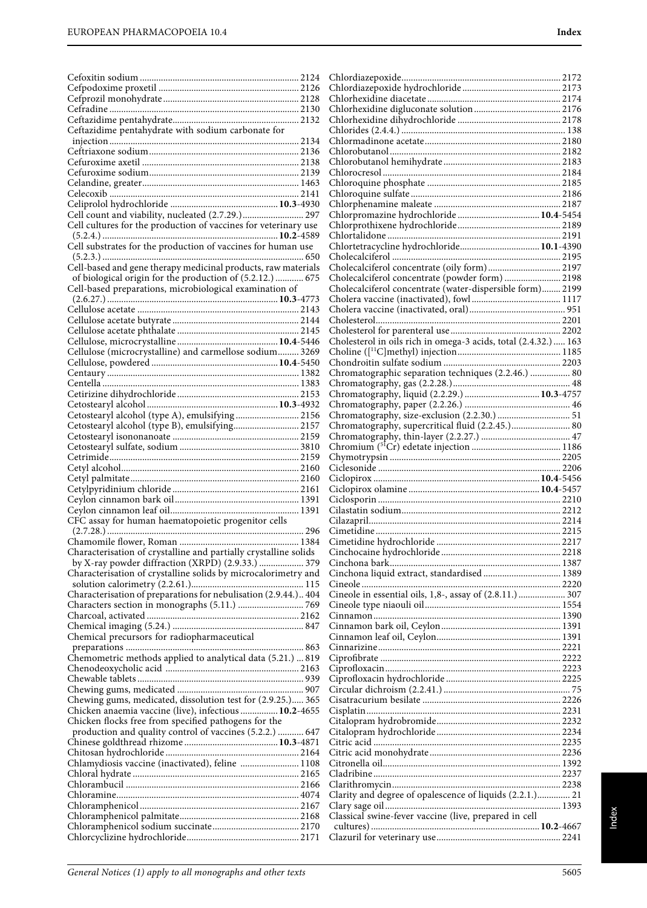Cefoxitin sodium ... 2124
Cefpodoxime proxetil ... 2126
Cefprozil monohydrate ... 2128
Cefradine ... 2130
Ceftazidime pentahydrate ... 2132
Ceftazidime pentahydrate with sodium carbonate for injection ... 2134
Ceftriaxone sodium ... 2136
Cefuroxime axetil ... 2138
Cefuroxime sodium ... 2139
Celandine, greater ... 1463
Celecoxib ... 2141
Celiprolol hydrochloride ... **10.3**-4930
Cell count and viability, nucleated (2.7.29.) ... 297
Cell cultures for the production of vaccines for veterinary use (5.2.4.) ... **10.2**-4589
Cell substrates for the production of vaccines for human use (5.2.3.) ... 650
Cell-based and gene therapy medicinal products, raw materials of biological origin for the production of (5.2.12.) ... 675
Cell-based preparations, microbiological examination of (2.6.27.) ... **10.3**-4773
Cellulose acetate ... 2143
Cellulose acetate butyrate ... 2144
Cellulose acetate phthalate ... 2145
Cellulose, microcrystalline ... **10.4**-5446
Cellulose (microcrystalline) and carmellose sodium ... 3269
Cellulose, powdered ... **10.4**-5450
Centaury ... 1382
Centella ... 1383
Cetirizine dihydrochloride ... 2153
Cetostearyl alcohol ... **10.3**-4932
Cetostearyl alcohol (type A), emulsifying ... 2156
Cetostearyl alcohol (type B), emulsifying ... 2157
Cetostearyl isononanoate ... 2159
Cetostearyl sulfate, sodium ... 3810
Cetrimide ... 2159
Cetyl alcohol ... 2160
Cetyl palmitate ... 2160
Cetylpyridinium chloride ... 2161
Ceylon cinnamon bark oil ... 1391
Ceylon cinnamon leaf oil ... 1391
CFC assay for human haematopoietic progenitor cells (2.7.28.) ... 296
Chamomile flower, Roman ... 1384
Characterisation of crystalline and partially crystalline solids by X-ray powder diffraction (XRPD) (2.9.33.) ... 379
Characterisation of crystalline solids by microcalorimetry and solution calorimetry (2.2.61.) ... 115
Characterisation of preparations for nebulisation (2.9.44.) ... 404
Characters section in monographs (5.11.) ... 769
Charcoal, activated ... 2162
Chemical imaging (5.24.) ... 847
Chemical precursors for radiopharmaceutical preparations ... 863
Chemometric methods applied to analytical data (5.21.) ... 819
Chenodeoxycholic acid ... 2163
Chewable tablets ... 939
Chewing gums, medicated ... 907
Chewing gums, medicated, dissolution test for (2.9.25.) ... 365
Chicken anaemia vaccine (live), infectious ... **10.2**-4655
Chicken flocks free from specified pathogens for the production and quality control of vaccines (5.2.2.) ... 647
Chinese goldthread rhizome ... **10.3**-4871
Chitosan hydrochloride ... 2164
Chlamydiosis vaccine (inactivated), feline ... 1108
Chloral hydrate ... 2165
Chlorambucil ... 2166
Chloramine ... 4074
Chloramphenicol ... 2167
Chloramphenicol palmitate ... 2168
Chloramphenicol sodium succinate ... 2170
Chlorcyclizine hydrochloride ... 2171
Chlordiazepoxide ... 2172
Chlordiazepoxide hydrochloride ... 2173
Chlorhexidine diacetate ... 2174
Chlorhexidine digluconate solution ... 2176
Chlorhexidine dihydrochloride ... 2178
Chlorides (2.4.4.) ... 138
Chlormadinone acetate ... 2180
Chlorobutanol ... 2182
Chlorobutanol hemihydrate ... 2183
Chlorocresol ... 2184
Chloroquine phosphate ... 2185
Chloroquine sulfate ... 2186
Chlorphenamine maleate ... 2187
Chlorpromazine hydrochloride ... **10.4**-5454
Chlorprothixene hydrochloride ... 2189
Chlortalidone ... 2191
Chlortetracycline hydrochloride ... **10.1**-4390
Cholecalciferol ... 2195
Cholecalciferol concentrate (oily form) ... 2197
Cholecalciferol concentrate (powder form) ... 2198
Cholecalciferol concentrate (water-dispersible form) ... 2199
Cholera vaccine (inactivated), fowl ... 1117
Cholera vaccine (inactivated, oral) ... 951
Cholesterol ... 2201
Cholesterol for parenteral use ... 2202
Cholesterol in oils rich in omega-3 acids, total (2.4.32.) ... 163
Choline ([$^{11}$C]methyl) injection ... 1185
Chondroitin sulfate sodium ... 2203
Chromatographic separation techniques (2.2.46.) ... 80
Chromatography, gas (2.2.28.) ... 48
Chromatography, liquid (2.2.29.) ... **10.3**-4757
Chromatography, paper (2.2.26.) ... 46
Chromatography, size-exclusion (2.2.30.) ... 51
Chromatography, supercritical fluid (2.2.45.) ... 80
Chromatography, thin-layer (2.2.27.) ... 47
Chromium ($^{51}$Cr) edetate injection ... 1186
Chymotrypsin ... 2205
Ciclesonide ... 2206
Ciclopirox ... **10.4**-5456
Ciclopirox olamine ... **10.4**-5457
Ciclosporin ... 2210
Cilastatin sodium ... 2212
Cilazapril ... 2214
Cimetidine ... 2215
Cimetidine hydrochloride ... 2217
Cinchocaine hydrochloride ... 2218
Cinchona bark ... 1387
Cinchona liquid extract, standardised ... 1389
Cineole ... 2220
Cineole in essential oils, assay of (2.8.11.) 1,8- ... 307
Cineole type niaouli oil ... 1554
Cinnamon ... 1390
Cinnamon bark oil, Ceylon ... 1391
Cinnamon leaf oil, Ceylon ... 1391
Cinnarizine ... 2221
Ciprofibrate ... 2222
Ciprofloxacin ... 2223
Ciprofloxacin hydrochloride ... 2225
Circular dichroism (2.2.41.) ... 75
Cisatracurium besilate ... 2226
Cisplatin ... 2231
Citalopram hydrobromide ... 2232
Citalopram hydrochloride ... 2234
Citric acid ... 2235
Citric acid monohydrate ... 2236
Citronella oil ... 1392
Cladribine ... 2237
Clarithromycin ... 2238
Clarity and degree of opalescence of liquids (2.2.1.) ... 21
Clary sage oil ... 1393
Classical swine-fever vaccine (live, prepared in cell cultures) ... **10.2**-4667
Clazuril for veterinary use ... 2241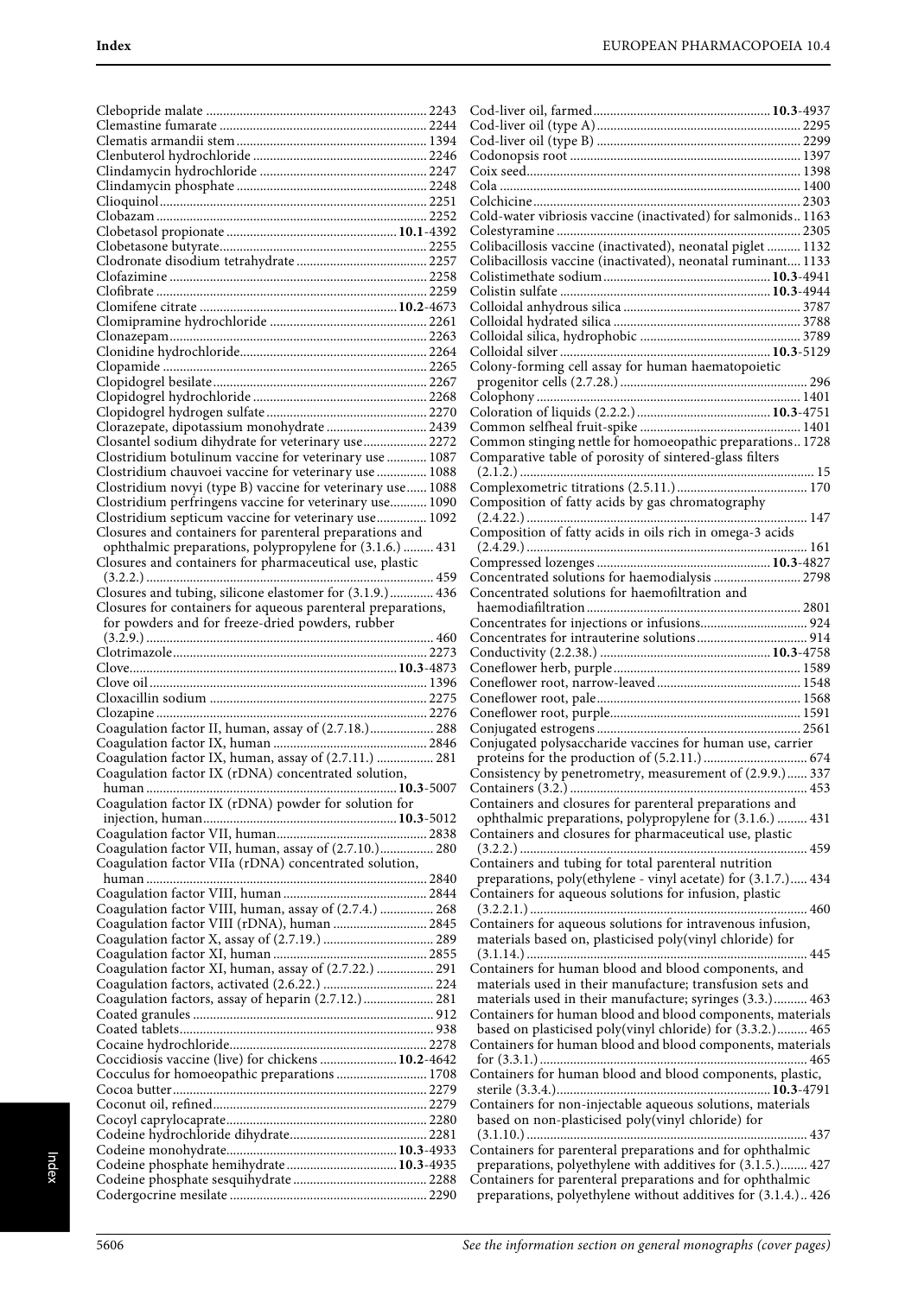Clebopride malate 2243
Clemastine fumarate 2244
Clematis armandii stem 1394
Clenbuterol hydrochloride 2246
Clindamycin hydrochloride 2247
Clindamycin phosphate 2248
Clioquinol 2251
Clobazam 2252
Clobetasol propionate **10.1**-4392
Clobetasone butyrate 2255
Clodronate disodium tetrahydrate 2257
Clofazimine 2258
Clofibrate 2259
Clomifene citrate **10.2**-4673
Clomipramine hydrochloride 2261
Clonazepam 2263
Clonidine hydrochloride 2264
Clopamide 2265
Clopidogrel besilate 2267
Clopidogrel hydrochloride 2268
Clopidogrel hydrogen sulfate 2270
Clorazepate, dipotassium monohydrate 2439
Closantel sodium dihydrate for veterinary use 2272
Clostridium botulinum vaccine for veterinary use 1087
Clostridium chauvoei vaccine for veterinary use 1088
Clostridium novyi (type B) vaccine for veterinary use 1088
Clostridium perfringens vaccine for veterinary use 1090
Clostridium septicum vaccine for veterinary use 1092
Closures and containers for parenteral preparations and ophthalmic preparations, polypropylene for (3.1.6.) 431
Closures and containers for pharmaceutical use, plastic (3.2.2.) 459
Closures and tubing, silicone elastomer for (3.1.9.) 436
Closures for containers for aqueous parenteral preparations, for powders and for freeze-dried powders, rubber (3.2.9.) 460
Clotrimazole 2273
Clove **10.3**-4873
Clove oil 1396
Cloxacillin sodium 2275
Clozapine 2276
Coagulation factor II, human, assay of (2.7.18.) 288
Coagulation factor IX, human 2846
Coagulation factor IX, human, assay of (2.7.11.) 281
Coagulation factor IX (rDNA) concentrated solution, human **10.3**-5007
Coagulation factor IX (rDNA) powder for solution for injection, human **10.3**-5012
Coagulation factor VII, human 2838
Coagulation factor VII, human, assay of (2.7.10.) 280
Coagulation factor VIIa (rDNA) concentrated solution, human 2840
Coagulation factor VIII, human 2844
Coagulation factor VIII, human, assay of (2.7.4.) 268
Coagulation factor VIII (rDNA), human 2845
Coagulation factor X, assay of (2.7.19.) 289
Coagulation factor XI, human 2855
Coagulation factor XI, human, assay of (2.7.22.) 291
Coagulation factors, activated (2.6.22.) 224
Coagulation factors, assay of heparin (2.7.12.) 281
Coated granules 912
Coated tablets 938
Cocaine hydrochloride 2278
Coccidiosis vaccine (live) for chickens **10.2**-4642
Cocculus for homoeopathic preparations 1708
Cocoa butter 2279
Coconut oil, refined 2279
Cocoyl caprylocaprate 2280
Codeine hydrochloride dihydrate 2281
Codeine monohydrate **10.3**-4933
Codeine phosphate hemihydrate **10.3**-4935
Codeine phosphate sesquihydrate 2288
Codergocrine mesilate 2290
Cod-liver oil, farmed **10.3**-4937
Cod-liver oil (type A) 2295
Cod-liver oil (type B) 2299
Codonopsis root 1397
Coix seed 1398
Cola 1400
Colchicine 2303
Cold-water vibriosis vaccine (inactivated) for salmonids 1163
Colestyramine 2305
Colibacillosis vaccine (inactivated), neonatal piglet 1132
Colibacillosis vaccine (inactivated), neonatal ruminant 1133
Colistimethate sodium **10.3**-4941
Colistin sulfate **10.3**-4944
Colloidal anhydrous silica 3787
Colloidal hydrated silica 3788
Colloidal silica, hydrophobic 3789
Colloidal silver **10.3**-5129
Colony-forming cell assay for human haematopoietic progenitor cells (2.7.28.) 296
Colophony 1401
Coloration of liquids (2.2.2.) **10.3**-4751
Common selfheal fruit-spike 1401
Common stinging nettle for homoeopathic preparations 1728
Comparative table of porosity of sintered-glass filters (2.1.2.) 15
Complexometric titrations (2.5.11.) 170
Composition of fatty acids by gas chromatography (2.4.22.) 147
Composition of fatty acids in oils rich in omega-3 acids (2.4.29.) 161
Compressed lozenges **10.3**-4827
Concentrated solutions for haemodialysis 2798
Concentrated solutions for haemofiltration and haemodiafiltration 2801
Concentrates for injections or infusions 924
Concentrates for intrauterine solutions 914
Conductivity (2.2.38.) **10.3**-4758
Coneflower herb, purple 1589
Coneflower root, narrow-leaved 1548
Coneflower root, pale 1568
Coneflower root, purple 1591
Conjugated estrogens 2561
Conjugated polysaccharide vaccines for human use, carrier proteins for the production of (5.2.11.) 674
Consistency by penetrometry, measurement of (2.9.9.) 337
Containers (3.2.) 453
Containers and closures for parenteral preparations and ophthalmic preparations, polypropylene for (3.1.6.) 431
Containers and closures for pharmaceutical use, plastic (3.2.2.) 459
Containers and tubing for total parenteral nutrition preparations, poly(ethylene - vinyl acetate) for (3.1.7.) 434
Containers for aqueous solutions for infusion, plastic (3.2.2.1.) 460
Containers for aqueous solutions for intravenous infusion, materials based on, plasticised poly(vinyl chloride) for (3.1.14.) 445
Containers for human blood and blood components, and materials used in their manufacture; transfusion sets and materials used in their manufacture; syringes (3.3.) 463
Containers for human blood and blood components, materials based on plasticised poly(vinyl chloride) for (3.3.2.) 465
Containers for human blood and blood components, materials for (3.3.1.) 465
Containers for human blood and blood components, plastic, sterile (3.3.4.) **10.3**-4791
Containers for non-injectable aqueous solutions, materials based on non-plasticised poly(vinyl chloride) for (3.1.10.) 437
Containers for parenteral preparations and for ophthalmic preparations, polyethylene with additives for (3.1.5.) 427
Containers for parenteral preparations and for ophthalmic preparations, polyethylene without additives for (3.1.4.) 426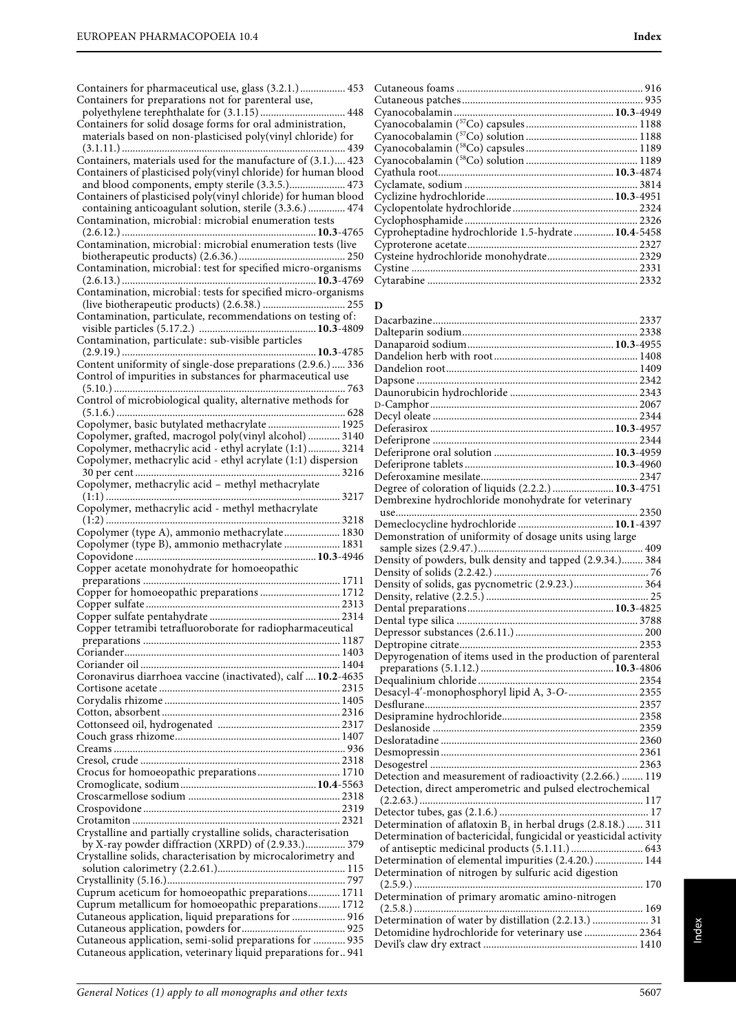Containers for pharmaceutical use, glass (3.2.1.) ................. 453
Containers for preparations not for parenteral use, polyethylene terephthalate for (3.1.15) ................................ 448
Containers for solid dosage forms for oral administration, materials based on non-plasticised poly(vinyl chloride) for (3.1.11.) ................................................................................. 439
Containers, materials used for the manufacture of (3.1.).... 423
Containers of plasticised poly(vinyl chloride) for human blood and blood components, empty sterile (3.3.5.)..................... 473
Containers of plasticised poly(vinyl chloride) for human blood containing anticoagulant solution, sterile (3.3.6.) .............. 474
Contamination, microbial: microbial enumeration tests (2.6.12.) ........................................................................**10.3**-4765
Contamination, microbial: microbial enumeration tests (live biotherapeutic products) (2.6.36.)........................................ 250
Contamination, microbial: test for specified micro-organisms (2.6.13.) ........................................................................**10.3**-4769
Contamination, microbial: tests for specified micro-organisms (live biotherapeutic products) (2.6.38.) ............................... 255
Contamination, particulate, recommendations on testing of: visible particles (5.17.2.) ...........................................**10.3**-4809
Contamination, particulate: sub-visible particles (2.9.19.) ........................................................................**10.3**-4785
Content uniformity of single-dose preparations (2.9.6.) ..... 336
Control of impurities in substances for pharmaceutical use (5.10.) ...................................................................................... 763
Control of microbiological quality, alternative methods for (5.1.6.) ..................................................................................... 628
Copolymer, basic butylated methacrylate ........................... 1925
Copolymer, grafted, macrogol poly(vinyl alcohol) ............ 3140
Copolymer, methacrylic acid - ethyl acrylate (1:1) ............ 3214
Copolymer, methacrylic acid - ethyl acrylate (1:1) dispersion 30 per cent ............................................................................ 3216
Copolymer, methacrylic acid – methyl methacrylate (1:1) ....................................................................................... 3217
Copolymer, methacrylic acid - methyl methacrylate (1:2) ....................................................................................... 3218
Copolymer (type A), ammonio methacrylate..................... 1830
Copolymer (type B), ammonio methacrylate ..................... 1831
Copovidone ..................................................................**10.3**-4946
Copper acetate monohydrate for homoeopathic preparations ......................................................................... 1711
Copper for homoeopathic preparations .............................. 1712
Copper sulfate ......................................................................... 2313
Copper sulfate pentahydrate ................................................ 2314
Copper tetramibi tetrafluoroborate for radiopharmaceutical preparations ......................................................................... 1187
Coriander................................................................................ 1403
Coriander oil .......................................................................... 1404
Coronavirus diarrhoea vaccine (inactivated), calf ....**10.2**-4635
Cortisone acetate ................................................................... 2315
Corydalis rhizome ................................................................. 1405
Cotton, absorbent .................................................................. 2316
Cottonseed oil, hydrogenated ............................................. 2317
Couch grass rhizome.............................................................. 1407
Creams ...................................................................................... 936
Cresol, crude .......................................................................... 2318
Crocus for homoeopathic preparations ............................... 1710
Cromoglicate, sodium ..................................................**10.4**-5563
Croscarmellose sodium ........................................................ 2318
Crospovidone ......................................................................... 2319
Crotamiton ............................................................................. 2321
Crystalline and partially crystalline solids, characterisation by X-ray powder diffraction (XRPD) of (2.9.33.)............... 379
Crystalline solids, characterisation by microcalorimetry and solution calorimetry (2.2.61.)............................................... 115
Crystallinity (5.16.).................................................................. 797
Cuprum aceticum for homoeopathic preparations............ 1711
Cuprum metallicum for homoeopathic preparations........ 1712
Cutaneous application, liquid preparations for .................... 916
Cutaneous application, powders for....................................... 925
Cutaneous application, semi-solid preparations for ............ 935
Cutaneous application, veterinary liquid preparations for.. 941
Cutaneous foams ..................................................................... 916
Cutaneous patches................................................................... 935
Cyanocobalamin ...........................................................**10.3**-4949
Cyanocobalamin ($^{57}$Co) capsules ......................................... 1188
Cyanocobalamin ($^{57}$Co) solution .......................................... 1188
Cyanocobalamin ($^{58}$Co) capsules ......................................... 1189
Cyanocobalamin ($^{58}$Co) solution .......................................... 1189
Cyathula root.................................................................**10.3**-4874
Cyclamate, sodium ................................................................ 3814
Cyclizine hydrochloride ...............................................**10.3**-4951
Cyclopentolate hydrochloride .............................................. 2324
Cyclophosphamide ................................................................ 2326
Cyproheptadine hydrochloride 1.5-hydrate ..............**10.4**-5458
Cyproterone acetate............................................................... 2327
Cysteine hydrochloride monohydrate.................................. 2329
Cystine .................................................................................... 2331
Cytarabine ............................................................................. 2332

## D

Dacarbazine............................................................................ 2337
Dalteparin sodium................................................................. 2338
Danaparoid sodium......................................................**10.3**-4955
Dandelion herb with root..................................................... 1408
Dandelion root....................................................................... 1409
Dapsone .................................................................................. 2342
Daunorubicin hydrochloride ................................................ 2343
D-Camphor............................................................................. 2067
Decyl oleate ............................................................................ 2344
Deferasirox ...................................................................**10.3**-4957
Deferiprone ............................................................................ 2344
Deferiprone oral solution ............................................**10.3**-4959
Deferiprone tablets .......................................................**10.3**-4960
Deferoxamine mesilate........................................................... 2347
Degree of coloration of liquids (2.2.2.) .......................**10.3**-4751
Dembrexine hydrochloride monohydrate for veterinary use........................................................................................... 2350
Demeclocycline hydrochloride ...................................**10.1**-4397
Demonstration of uniformity of dosage units using large sample sizes (2.9.47.)............................................................. 409
Density of powders, bulk density and tapped (2.9.34.)........ 384
Density of solids (2.2.42.) ......................................................... 76
Density of solids, gas pycnometric (2.9.23.).......................... 364
Density, relative (2.2.5.) ........................................................... 25
Dental preparations......................................................**10.3**-4825
Dental type silica .................................................................... 3788
Depressor substances (2.6.11.) ............................................... 200
Deptropine citrate.................................................................. 2353
Depyrogenation of items used in the production of parenteral preparations (5.1.12.) .................................................**10.3**-4806
Dequalinium chloride ........................................................... 2354
Desacyl-4′-monophosphoryl lipid A, 3-*O*-.......................... 2355
Desflurane............................................................................... 2357
Desipramine hydrochloride.................................................. 2358
Deslanoside ............................................................................ 2359
Desloratadine ......................................................................... 2360
Desmopressin......................................................................... 2361
Desogestrel ............................................................................. 2363
Detection and measurement of radioactivity (2.2.66.) ........ 119
Detection, direct amperometric and pulsed electrochemical (2.2.63.) .................................................................................. 117
Detector tubes, gas (2.1.6.) ....................................................... 17
Determination of aflatoxin $B_1$ in herbal drugs (2.8.18.) ...... 311
Determination of bactericidal, fungicidal or yeasticidal activity of antiseptic medicinal products (5.1.11.) ........................... 643
Determination of elemental impurities (2.4.20.) .................. 144
Determination of nitrogen by sulfuric acid digestion (2.5.9.) ..................................................................................... 170
Determination of primary aromatic amino-nitrogen (2.5.8.) ..................................................................................... 169
Determination of water by distillation (2.2.13.) ..................... 31
Detomidine hydrochloride for veterinary use .................... 2364
Devil's claw dry extract ......................................................... 1410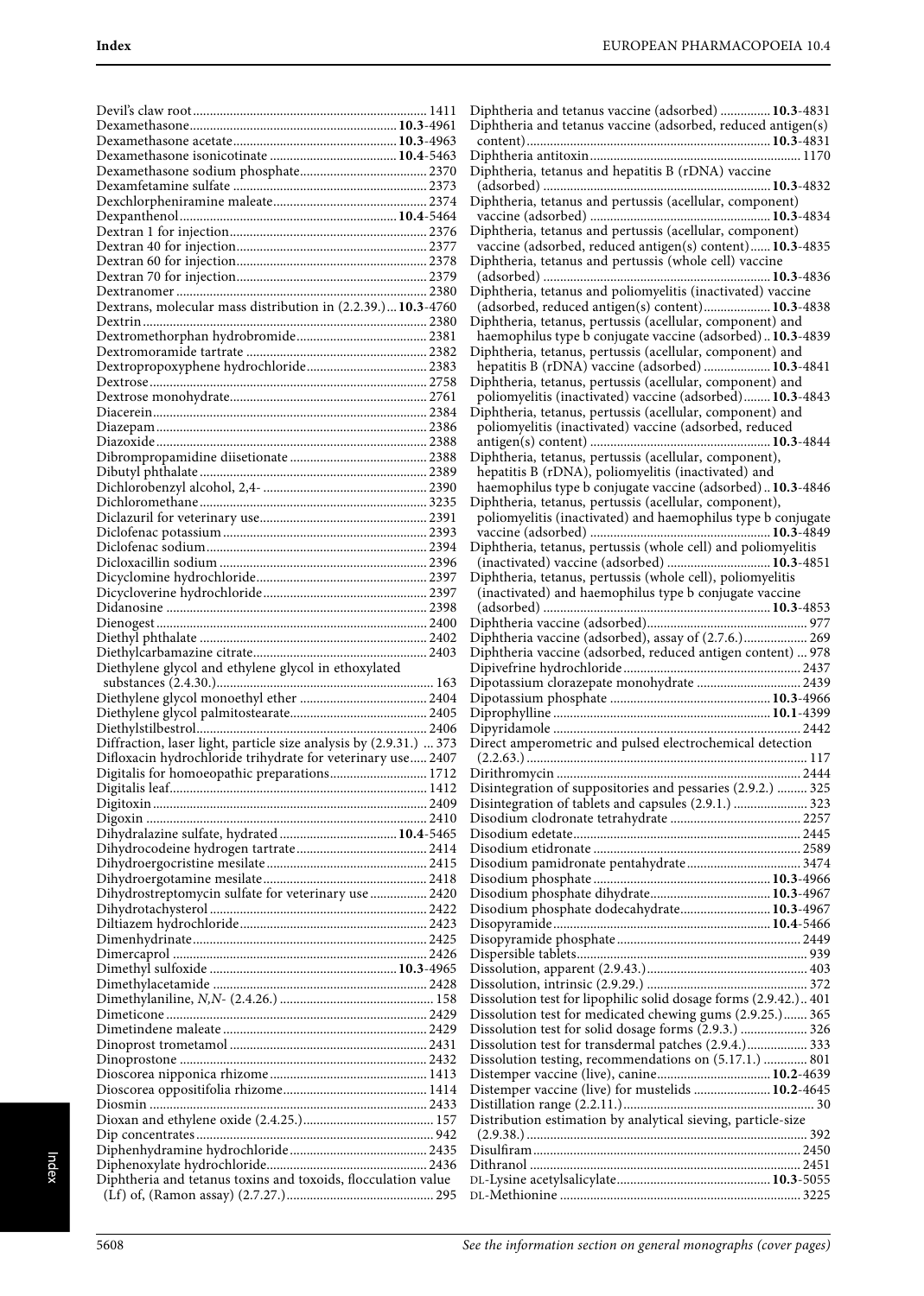Devil's claw root ... 1411
Dexamethasone ... **10.3**-4961
Dexamethasone acetate ... **10.3**-4963
Dexamethasone isonicotinate ... **10.4**-5463
Dexamethasone sodium phosphate ... 2370
Dexamfetamine sulfate ... 2373
Dexchlorpheniramine maleate ... 2374
Dexpanthenol ... **10.4**-5464
Dextran 1 for injection ... 2376
Dextran 40 for injection ... 2377
Dextran 60 for injection ... 2378
Dextran 70 for injection ... 2379
Dextranomer ... 2380
Dextrans, molecular mass distribution in (2.2.39.) ... **10.3**-4760
Dextrin ... 2380
Dextromethorphan hydrobromide ... 2381
Dextromoramide tartrate ... 2382
Dextropropoxyphene hydrochloride ... 2383
Dextrose ... 2758
Dextrose monohydrate ... 2761
Diacerein ... 2384
Diazepam ... 2386
Diazoxide ... 2388
Dibrompropamidine diisetionate ... 2388
Dibutyl phthalate ... 2389
Dichlorobenzyl alcohol, 2,4- ... 2390
Dichloromethane ... 3235
Diclazuril for veterinary use ... 2391
Diclofenac potassium ... 2393
Diclofenac sodium ... 2394
Dicloxacillin sodium ... 2396
Dicyclomine hydrochloride ... 2397
Dicycloverine hydrochloride ... 2397
Didanosine ... 2398
Dienogest ... 2400
Diethyl phthalate ... 2402
Diethylcarbamazine citrate ... 2403
Diethylene glycol and ethylene glycol in ethoxylated substances (2.4.30.) ... 163
Diethylene glycol monoethyl ether ... 2404
Diethylene glycol palmitostearate ... 2405
Diethylstilbestrol ... 2406
Diffraction, laser light, particle size analysis by (2.9.31.) ... 373
Difloxacin hydrochloride trihydrate for veterinary use ... 2407
Digitalis for homoeopathic preparations ... 1712
Digitalis leaf ... 1412
Digitoxin ... 2409
Digoxin ... 2410
Dihydralazine sulfate, hydrated ... **10.4**-5465
Dihydrocodeine hydrogen tartrate ... 2414
Dihydroergocristine mesilate ... 2415
Dihydroergotamine mesilate ... 2418
Dihydrostreptomycin sulfate for veterinary use ... 2420
Dihydrotachysterol ... 2422
Diltiazem hydrochloride ... 2423
Dimenhydrinate ... 2425
Dimercaprol ... 2426
Dimethyl sulfoxide ... **10.3**-4965
Dimethylacetamide ... 2428
Dimethylaniline, *N,N*- (2.4.26.) ... 158
Dimeticone ... 2429
Dimetindene maleate ... 2429
Dinoprost trometamol ... 2431
Dinoprostone ... 2432
Dioscorea nipponica rhizome ... 1413
Dioscorea oppositifolia rhizome ... 1414
Diosmin ... 2433
Dioxan and ethylene oxide (2.4.25.) ... 157
Dip concentrates ... 942
Diphenhydramine hydrochloride ... 2435
Diphenoxylate hydrochloride ... 2436
Diphtheria and tetanus toxins and toxoids, flocculation value (Lf) of, (Ramon assay) (2.7.27.) ... 295
Diphtheria and tetanus vaccine (adsorbed) ... **10.3**-4831
Diphtheria and tetanus vaccine (adsorbed, reduced antigen(s) content) ... **10.3**-4831
Diphtheria antitoxin ... 1170
Diphtheria, tetanus and hepatitis B (rDNA) vaccine (adsorbed) ... **10.3**-4832
Diphtheria, tetanus and pertussis (acellular, component) vaccine (adsorbed) ... **10.3**-4834
Diphtheria, tetanus and pertussis (acellular, component) vaccine (adsorbed, reduced antigen(s) content) ... **10.3**-4835
Diphtheria, tetanus and pertussis (whole cell) vaccine (adsorbed) ... **10.3**-4836
Diphtheria, tetanus and poliomyelitis (inactivated) vaccine (adsorbed, reduced antigen(s) content) ... **10.3**-4838
Diphtheria, tetanus, pertussis (acellular, component) and haemophilus type b conjugate vaccine (adsorbed) ... **10.3**-4839
Diphtheria, tetanus, pertussis (acellular, component) and hepatitis B (rDNA) vaccine (adsorbed) ... **10.3**-4841
Diphtheria, tetanus, pertussis (acellular, component) and poliomyelitis (inactivated) vaccine (adsorbed) ... **10.3**-4843
Diphtheria, tetanus, pertussis (acellular, component) and poliomyelitis (inactivated) vaccine (adsorbed, reduced antigen(s) content) ... **10.3**-4844
Diphtheria, tetanus, pertussis (acellular, component), hepatitis B (rDNA), poliomyelitis (inactivated) and haemophilus type b conjugate vaccine (adsorbed) ... **10.3**-4846
Diphtheria, tetanus, pertussis (acellular, component), poliomyelitis (inactivated) and haemophilus type b conjugate vaccine (adsorbed) ... **10.3**-4849
Diphtheria, tetanus, pertussis (whole cell) and poliomyelitis (inactivated) vaccine (adsorbed) ... **10.3**-4851
Diphtheria, tetanus, pertussis (whole cell), poliomyelitis (inactivated) and haemophilus type b conjugate vaccine (adsorbed) ... **10.3**-4853
Diphtheria vaccine (adsorbed) ... 977
Diphtheria vaccine (adsorbed), assay of (2.7.6.) ... 269
Diphtheria vaccine (adsorbed, reduced antigen content) ... 978
Dipivefrine hydrochloride ... 2437
Dipotassium clorazepate monohydrate ... 2439
Dipotassium phosphate ... **10.3**-4966
Diprophylline ... **10.1**-4399
Dipyridamole ... 2442
Direct amperometric and pulsed electrochemical detection (2.2.63.) ... 117
Dirithromycin ... 2444
Disintegration of suppositories and pessaries (2.9.2.) ... 325
Disintegration of tablets and capsules (2.9.1.) ... 323
Disodium clodronate tetrahydrate ... 2257
Disodium edetate ... 2445
Disodium etidronate ... 2589
Disodium pamidronate pentahydrate ... 3474
Disodium phosphate ... **10.3**-4966
Disodium phosphate dihydrate ... **10.3**-4967
Disodium phosphate dodecahydrate ... **10.3**-4967
Disopyramide ... **10.4**-5466
Disopyramide phosphate ... 2449
Dispersible tablets ... 939
Dissolution, apparent (2.9.43.) ... 403
Dissolution, intrinsic (2.9.29.) ... 372
Dissolution test for lipophilic solid dosage forms (2.9.42.) ... 401
Dissolution test for medicated chewing gums (2.9.25.) ... 365
Dissolution test for solid dosage forms (2.9.3.) ... 326
Dissolution test for transdermal patches (2.9.4.) ... 333
Dissolution testing, recommendations on (5.17.1.) ... 801
Distemper vaccine (live), canine ... **10.2**-4639
Distemper vaccine (live) for mustelids ... **10.2**-4645
Distillation range (2.2.11.) ... 30
Distribution estimation by analytical sieving, particle-size (2.9.38.) ... 392
Disulfiram ... 2450
Dithranol ... 2451
DL-Lysine acetylsalicylate ... **10.3**-5055
DL-Methionine ... 3225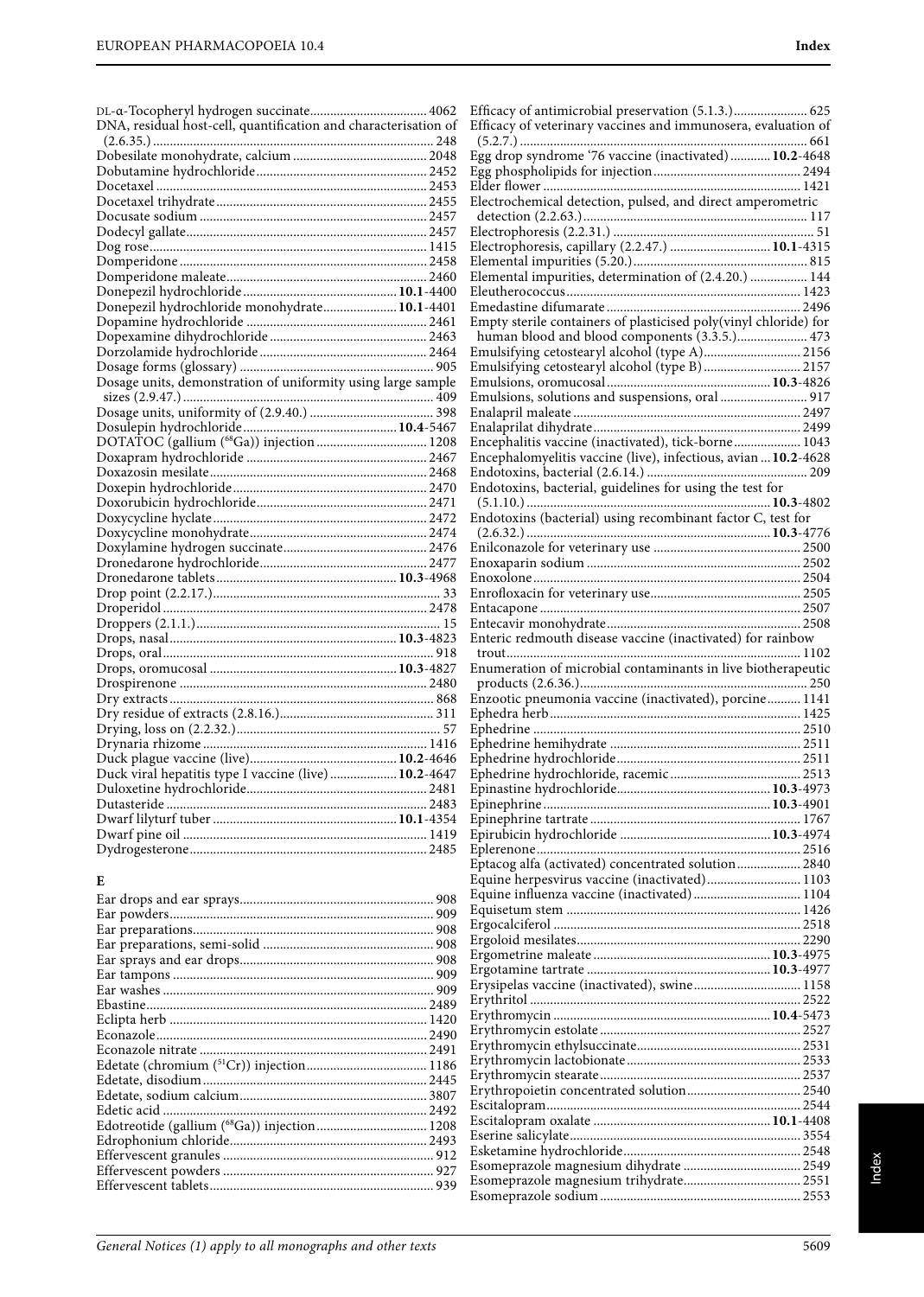DL-α-Tocopheryl hydrogen succinate .................................. 4062
DNA, residual host-cell, quantification and characterisation of (2.6.35.) .................................. 248
Dobesilate monohydrate, calcium .................................. 2048
Dobutamine hydrochloride .................................. 2452
Docetaxel .................................. 2453
Docetaxel trihydrate .................................. 2455
Docusate sodium .................................. 2457
Dodecyl gallate .................................. 2457
Dog rose .................................. 1415
Domperidone .................................. 2458
Domperidone maleate .................................. 2460
Donepezil hydrochloride .................................. **10.1**-4400
Donepezil hydrochloride monohydrate .................................. **10.1**-4401
Dopamine hydrochloride .................................. 2461
Dopexamine dihydrochloride .................................. 2463
Dorzolamide hydrochloride .................................. 2464
Dosage forms (glossary) .................................. 905
Dosage units, demonstration of uniformity using large sample sizes (2.9.47.) .................................. 409
Dosage units, uniformity of (2.9.40.) .................................. 398
Dosulepin hydrochloride .................................. **10.4**-5467
DOTATOC (gallium ($^{68}$Ga)) injection .................................. 1208
Doxapram hydrochloride .................................. 2467
Doxazosin mesilate .................................. 2468
Doxepin hydrochloride .................................. 2470
Doxorubicin hydrochloride .................................. 2471
Doxycycline hyclate .................................. 2472
Doxycycline monohydrate .................................. 2474
Doxylamine hydrogen succinate .................................. 2476
Dronedarone hydrochloride .................................. 2477
Dronedarone tablets .................................. **10.3**-4968
Drop point (2.2.17.) .................................. 33
Droperidol .................................. 2478
Droppers (2.1.1.) .................................. 15
Drops, nasal .................................. **10.3**-4823
Drops, oral .................................. 918
Drops, oromucosal .................................. **10.3**-4827
Drospirenone .................................. 2480
Dry extracts .................................. 868
Dry residue of extracts (2.8.16.) .................................. 311
Drying, loss on (2.2.32.) .................................. 57
Drynaria rhizome .................................. 1416
Duck plague vaccine (live) .................................. **10.2**-4646
Duck viral hepatitis type I vaccine (live) .................................. **10.2**-4647
Duloxetine hydrochloride .................................. 2481
Dutasteride .................................. 2483
Dwarf lilyturf tuber .................................. **10.1**-4354
Dwarf pine oil .................................. 1419
Dydrogesterone .................................. 2485

## E

Ear drops and ear sprays .................................. 908
Ear powders .................................. 909
Ear preparations .................................. 908
Ear preparations, semi-solid .................................. 908
Ear sprays and ear drops .................................. 908
Ear tampons .................................. 909
Ear washes .................................. 909
Ebastine .................................. 2489
Eclipta herb .................................. 1420
Econazole .................................. 2490
Econazole nitrate .................................. 2491
Edetate (chromium ($^{51}$Cr)) injection .................................. 1186
Edetate, disodium .................................. 2445
Edetate, sodium calcium .................................. 3807
Edetic acid .................................. 2492
Edotreotide (gallium ($^{68}$Ga)) injection .................................. 1208
Edrophonium chloride .................................. 2493
Effervescent granules .................................. 912
Effervescent powders .................................. 927
Effervescent tablets .................................. 939

Efficacy of antimicrobial preservation (5.1.3.) .................................. 625
Efficacy of veterinary vaccines and immunosera, evaluation of (5.2.7.) .................................. 661
Egg drop syndrome '76 vaccine (inactivated) .................................. **10.2**-4648
Egg phospholipids for injection .................................. 2494
Elder flower .................................. 1421
Electrochemical detection, pulsed, and direct amperometric detection (2.2.63.) .................................. 117
Electrophoresis (2.2.31.) .................................. 51
Electrophoresis, capillary (2.2.47.) .................................. **10.1**-4315
Elemental impurities (5.20.) .................................. 815
Elemental impurities, determination of (2.4.20.) .................................. 144
Eleutherococcus .................................. 1423
Emedastine difumarate .................................. 2496
Empty sterile containers of plasticised poly(vinyl chloride) for human blood and blood components (3.3.5.) .................................. 473
Emulsifying cetostearyl alcohol (type A) .................................. 2156
Emulsifying cetostearyl alcohol (type B) .................................. 2157
Emulsions, oromucosal .................................. **10.3**-4826
Emulsions, solutions and suspensions, oral .................................. 917
Enalapril maleate .................................. 2497
Enalaprilat dihydrate .................................. 2499
Encephalitis vaccine (inactivated), tick-borne .................................. 1043
Encephalomyelitis vaccine (live), infectious, avian .................................. **10.2**-4628
Endotoxins, bacterial (2.6.14.) .................................. 209
Endotoxins, bacterial, guidelines for using the test for (5.1.10.) .................................. **10.3**-4802
Endotoxins (bacterial) using recombinant factor C, test for (2.6.32.) .................................. **10.3**-4776
Enilconazole for veterinary use .................................. 2500
Enoxaparin sodium .................................. 2502
Enoxolone .................................. 2504
Enrofloxacin for veterinary use .................................. 2505
Entacapone .................................. 2507
Entecavir monohydrate .................................. 2508
Enteric redmouth disease vaccine (inactivated) for rainbow trout .................................. 1102
Enumeration of microbial contaminants in live biotherapeutic products (2.6.36.) .................................. 250
Enzootic pneumonia vaccine (inactivated), porcine .................................. 1141
Ephedra herb .................................. 1425
Ephedrine .................................. 2510
Ephedrine hemihydrate .................................. 2511
Ephedrine hydrochloride .................................. 2511
Ephedrine hydrochloride, racemic .................................. 2513
Epinastine hydrochloride .................................. **10.3**-4973
Epinephrine .................................. **10.3**-4901
Epinephrine tartrate .................................. 1767
Epirubicin hydrochloride .................................. **10.3**-4974
Eplerenone .................................. 2516
Eptacog alfa (activated) concentrated solution .................................. 2840
Equine herpesvirus vaccine (inactivated) .................................. 1103
Equine influenza vaccine (inactivated) .................................. 1104
Equisetum stem .................................. 1426
Ergocalciferol .................................. 2518
Ergoloid mesilates .................................. 2290
Ergometrine maleate .................................. **10.3**-4975
Ergotamine tartrate .................................. **10.3**-4977
Erysipelas vaccine (inactivated), swine .................................. 1158
Erythritol .................................. 2522
Erythromycin .................................. **10.4**-5473
Erythromycin estolate .................................. 2527
Erythromycin ethylsuccinate .................................. 2531
Erythromycin lactobionate .................................. 2533
Erythromycin stearate .................................. 2537
Erythropoietin concentrated solution .................................. 2540
Escitalopram .................................. 2544
Escitalopram oxalate .................................. **10.1**-4408
Eserine salicylate .................................. 3554
Esketamine hydrochloride .................................. 2548
Esomeprazole magnesium dihydrate .................................. 2549
Esomeprazole magnesium trihydrate .................................. 2551
Esomeprazole sodium .................................. 2553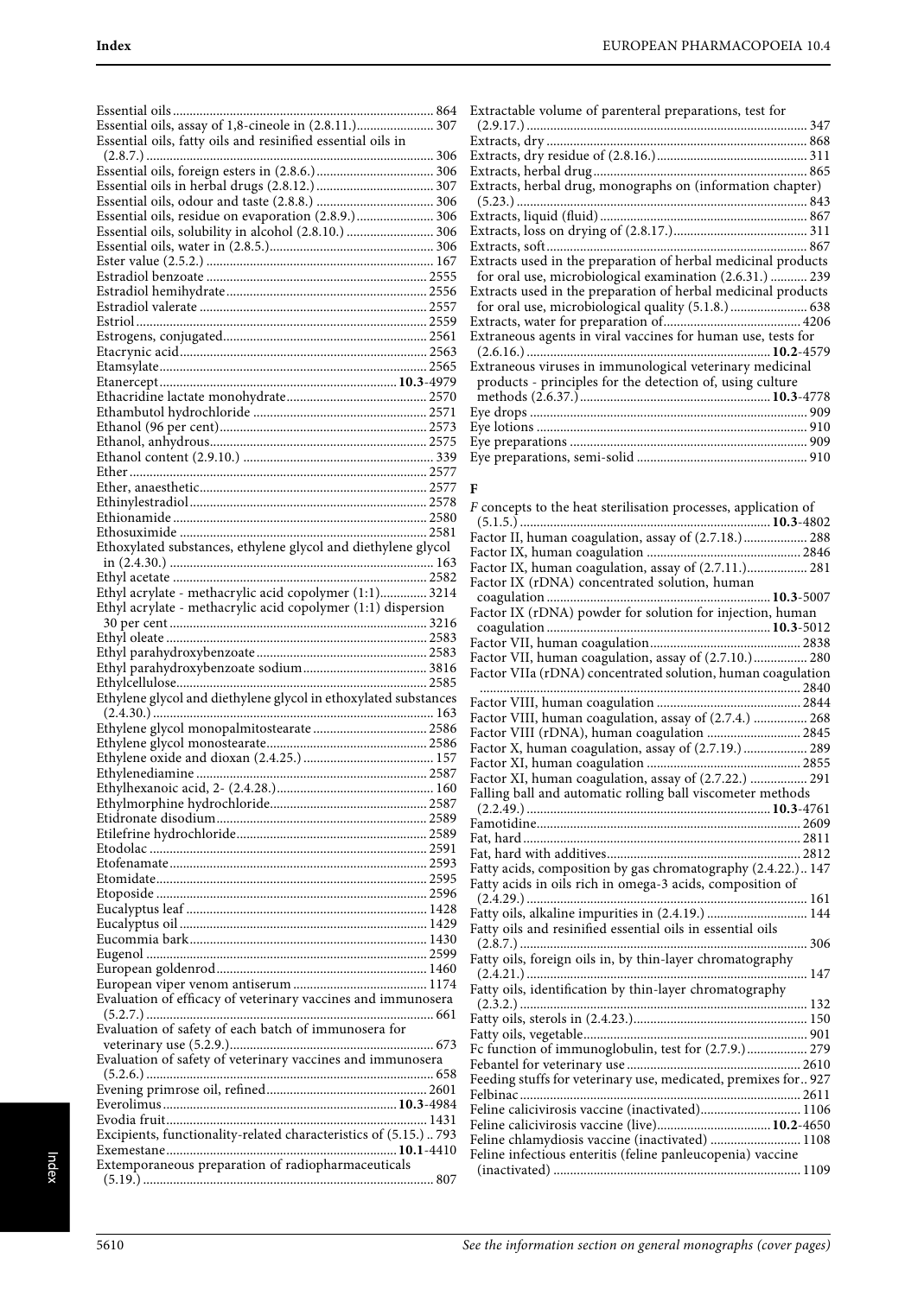Essential oils ............................................................................ 864
Essential oils, assay of 1,8-cineole in (2.8.11.)....................... 307
Essential oils, fatty oils and resinified essential oils in (2.8.7.) ..................................................................................... 306
Essential oils, foreign esters in (2.8.6.).................................. 306
Essential oils in herbal drugs (2.8.12.).................................. 307
Essential oils, odour and taste (2.8.8.) .................................. 306
Essential oils, residue on evaporation (2.8.9.)....................... 306
Essential oils, solubility in alcohol (2.8.10.) .......................... 306
Essential oils, water in (2.8.5.)................................................ 306
Ester value (2.5.2.) .................................................................. 167
Estradiol benzoate ................................................................. 2555
Estradiol hemihydrate........................................................... 2556
Estradiol valerate ................................................................... 2557
Estriol...................................................................................... 2559
Estrogens, conjugated............................................................ 2561
Etacrynic acid......................................................................... 2563
Etamsylate............................................................................... 2565
Etanercept.....................................................................**10.3**-4979
Ethacridine lactate monohydrate.......................................... 2570
Ethambutol hydrochloride ................................................... 2571
Ethanol (96 per cent)............................................................. 2573
Ethanol, anhydrous................................................................. 2575
Ethanol content (2.9.10.) ........................................................ 339
Ether........................................................................................ 2577
Ether, anaesthetic................................................................... 2577
Ethinylestradiol...................................................................... 2578
Ethionamide ........................................................................... 2580
Ethosuximide ......................................................................... 2581
Ethoxylated substances, ethylene glycol and diethylene glycol in (2.4.30.) .............................................................................. 163
Ethyl acetate ........................................................................... 2582
Ethyl acrylate - methacrylic acid copolymer (1:1).............. 3214
Ethyl acrylate - methacrylic acid copolymer (1:1) dispersion 30 per cent ............................................................................ 3216
Ethyl oleate ............................................................................. 2583
Ethyl parahydroxybenzoate.................................................. 2583
Ethyl parahydroxybenzoate sodium..................................... 3816
Ethylcellulose.......................................................................... 2585
Ethylene glycol and diethylene glycol in ethoxylated substances (2.4.30.) ................................................................................. 163
Ethylene glycol monopalmitostearate .................................. 2586
Ethylene glycol monostearate................................................ 2586
Ethylene oxide and dioxan (2.4.25.) ....................................... 157
Ethylenediamine .................................................................... 2587
Ethylhexanoic acid, 2- (2.4.28.).............................................. 160
Ethylmorphine hydrochloride............................................... 2587
Etidronate disodium.............................................................. 2589
Etilefrine hydrochloride........................................................ 2589
Etodolac .................................................................................. 2591
Etofenamate............................................................................ 2593
Etomidate................................................................................ 2595
Etoposide ................................................................................ 2596
Eucalyptus leaf ....................................................................... 1428
Eucalyptus oil ......................................................................... 1429
Eucommia bark...................................................................... 1430
Eugenol ................................................................................... 2599
European goldenrod.............................................................. 1460
European viper venom antiserum ........................................ 1174
Evaluation of efficacy of veterinary vaccines and immunosera (5.2.7.) ..................................................................................... 661
Evaluation of safety of each batch of immunosera for veterinary use (5.2.9.)............................................................ 673
Evaluation of safety of veterinary vaccines and immunosera (5.2.6.) ..................................................................................... 658
Evening primrose oil, refined............................................... 2601
Everolimus.....................................................................**10.3**-4984
Evodia fruit............................................................................. 1431
Excipients, functionality-related characteristics of (5.15.) .. 793
Exemestane....................................................................**10.1**-4410
Extemporaneous preparation of radiopharmaceuticals (5.19.) ..................................................................................... 807
Extractable volume of parenteral preparations, test for (2.9.17.) ................................................................................... 347
Extracts, dry ............................................................................ 868
Extracts, dry residue of (2.8.16.)............................................ 311
Extracts, herbal drug............................................................... 865
Extracts, herbal drug, monographs on (information chapter) (5.23.) ..................................................................................... 843
Extracts, liquid (fluid)............................................................. 867
Extracts, loss on drying of (2.8.17.)....................................... 311
Extracts, soft............................................................................. 867
Extracts used in the preparation of herbal medicinal products for oral use, microbiological examination (2.6.31.) ........... 239
Extracts used in the preparation of herbal medicinal products for oral use, microbiological quality (5.1.8.)....................... 638
Extracts, water for preparation of......................................... 4206
Extraneous agents in viral vaccines for human use, tests for (2.6.16.) .......................................................................**10.2**-4579
Extraneous viruses in immunological veterinary medicinal products - principles for the detection of, using culture methods (2.6.37.).........................................................**10.3**-4778
Eye drops ................................................................................. 909
Eye lotions ............................................................................... 910
Eye preparations ..................................................................... 909
Eye preparations, semi-solid .................................................. 910

## F

*F* concepts to the heat sterilisation processes, application of (5.1.5.) ..........................................................................**10.3**-4802
Factor II, human coagulation, assay of (2.7.18.) ................... 288
Factor IX, human coagulation ............................................. 2846
Factor IX, human coagulation, assay of (2.7.11.).................. 281
Factor IX (rDNA) concentrated solution, human coagulation .................................................................**10.3**-5007
Factor IX (rDNA) powder for solution for injection, human coagulation .................................................................**10.3**-5012
Factor VII, human coagulation............................................. 2838
Factor VII, human coagulation, assay of (2.7.10.)................ 280
Factor VIIa (rDNA) concentrated solution, human coagulation .................................................................................................. 2840
Factor VIII, human coagulation ........................................... 2844
Factor VIII, human coagulation, assay of (2.7.4.) ................ 268
Factor VIII (rDNA), human coagulation ............................ 2845
Factor X, human coagulation, assay of (2.7.19.) ................... 289
Factor XI, human coagulation ............................................. 2855
Factor XI, human coagulation, assay of (2.7.22.) ................. 291
Falling ball and automatic rolling ball viscometer methods (2.2.49.) .......................................................................**10.3**-4761
Famotidine.............................................................................. 2609
Fat, hard.................................................................................. 2811
Fat, hard with additives......................................................... 2812
Fatty acids, composition by gas chromatography (2.4.22.).. 147
Fatty acids in oils rich in omega-3 acids, composition of (2.4.29.) .................................................................................. 161
Fatty oils, alkaline impurities in (2.4.19.) ............................. 144
Fatty oils and resinified essential oils in essential oils (2.8.7.) ..................................................................................... 306
Fatty oils, foreign oils in, by thin-layer chromatography (2.4.21.) .................................................................................. 147
Fatty oils, identification by thin-layer chromatography (2.3.2.) .................................................................................... 132
Fatty oils, sterols in (2.4.23.).................................................. 150
Fatty oils, vegetable................................................................. 901
Fc function of immunoglobulin, test for (2.7.9.).................. 279
Febantel for veterinary use ................................................... 2610
Feeding stuffs for veterinary use, medicated, premixes for.. 927
Felbinac................................................................................... 2611
Feline calicivirosis vaccine (inactivated).............................. 1106
Feline calicivirosis vaccine (live)..................................**10.2**-4650
Feline chlamydiosis vaccine (inactivated) ........................... 1108
Feline infectious enteritis (feline panleucopenia) vaccine (inactivated) ......................................................................... 1109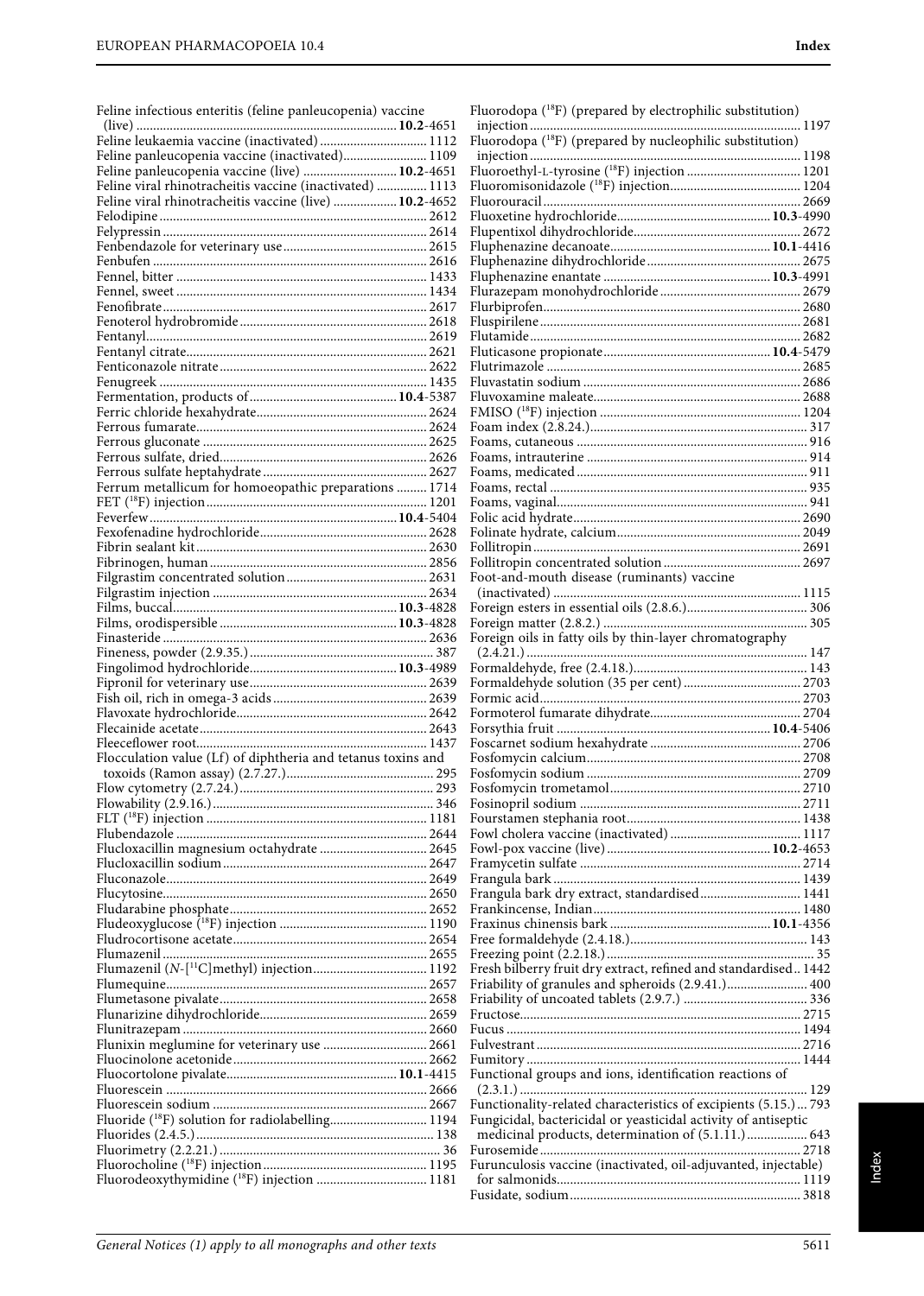Feline infectious enteritis (feline panleucopenia) vaccine (live) ............ **10.2**-4651
Feline leukaemia vaccine (inactivated) ............ 1112
Feline panleucopenia vaccine (inactivated) ............ 1109
Feline panleucopenia vaccine (live) ............ **10.2**-4651
Feline viral rhinotracheitis vaccine (inactivated) ............ 1113
Feline viral rhinotracheitis vaccine (live) ............ **10.2**-4652
Felodipine ............ 2612
Felypressin ............ 2614
Fenbendazole for veterinary use ............ 2615
Fenbufen ............ 2616
Fennel, bitter ............ 1433
Fennel, sweet ............ 1434
Fenofibrate ............ 2617
Fenoterol hydrobromide ............ 2618
Fentanyl ............ 2619
Fentanyl citrate ............ 2621
Fenticonazole nitrate ............ 2622
Fenugreek ............ 1435
Fermentation, products of ............ **10.4**-5387
Ferric chloride hexahydrate ............ 2624
Ferrous fumarate ............ 2624
Ferrous gluconate ............ 2625
Ferrous sulfate, dried ............ 2626
Ferrous sulfate heptahydrate ............ 2627
Ferrum metallicum for homoeopathic preparations ............ 1714
FET ($^{18}$F) injection ............ 1201
Feverfew ............ **10.4**-5404
Fexofenadine hydrochloride ............ 2628
Fibrin sealant kit ............ 2630
Fibrinogen, human ............ 2856
Filgrastim concentrated solution ............ 2631
Filgrastim injection ............ 2634
Films, buccal ............ **10.3**-4828
Films, orodispersible ............ **10.3**-4828
Finasteride ............ 2636
Fineness, powder (2.9.35.) ............ 387
Fingolimod hydrochloride ............ **10.3**-4989
Fipronil for veterinary use ............ 2639
Fish oil, rich in omega-3 acids ............ 2639
Flavoxate hydrochloride ............ 2642
Flecainide acetate ............ 2643
Fleeceflower root ............ 1437
Flocculation value (Lf) of diphtheria and tetanus toxins and toxoids (Ramon assay) (2.7.27.) ............ 295
Flow cytometry (2.7.24.) ............ 293
Flowability (2.9.16.) ............ 346
FLT ($^{18}$F) injection ............ 1181
Flubendazole ............ 2644
Flucloxacillin magnesium octahydrate ............ 2645
Flucloxacillin sodium ............ 2647
Fluconazole ............ 2649
Flucytosine ............ 2650
Fludarabine phosphate ............ 2652
Fludeoxyglucose ($^{18}$F) injection ............ 1190
Fludrocortisone acetate ............ 2654
Flumazenil ............ 2655
Flumazenil (*N*-[$^{11}$C]methyl) injection ............ 1192
Flumequine ............ 2657
Flumetasone pivalate ............ 2658
Flunarizine dihydrochloride ............ 2659
Flunitrazepam ............ 2660
Flunixin meglumine for veterinary use ............ 2661
Fluocinolone acetonide ............ 2662
Fluocortolone pivalate ............ **10.1**-4415
Fluorescein ............ 2666
Fluorescein sodium ............ 2667
Fluoride ($^{18}$F) solution for radiolabelling ............ 1194
Fluorides (2.4.5.) ............ 138
Fluorimetry (2.2.21.) ............ 36
Fluorocholine ($^{18}$F) injection ............ 1195
Fluorodeoxythymidine ($^{18}$F) injection ............ 1181
Fluorodopa ($^{18}$F) (prepared by electrophilic substitution) injection ............ 1197
Fluorodopa ($^{18}$F) (prepared by nucleophilic substitution) injection ............ 1198
Fluoroethyl-L-tyrosine ($^{18}$F) injection ............ 1201
Fluoromisonidazole ($^{18}$F) injection ............ 1204
Fluorouracil ............ 2669
Fluoxetine hydrochloride ............ **10.3**-4990
Flupentixol dihydrochloride ............ 2672
Fluphenazine decanoate ............ **10.1**-4416
Fluphenazine dihydrochloride ............ 2675
Fluphenazine enantate ............ **10.3**-4991
Flurazepam monohydrochloride ............ 2679
Flurbiprofen ............ 2680
Fluspirilene ............ 2681
Flutamide ............ 2682
Fluticasone propionate ............ **10.4**-5479
Flutrimazole ............ 2685
Fluvastatin sodium ............ 2686
Fluvoxamine maleate ............ 2688
FMISO ($^{18}$F) injection ............ 1204
Foam index (2.8.24.) ............ 317
Foams, cutaneous ............ 916
Foams, intrauterine ............ 914
Foams, medicated ............ 911
Foams, rectal ............ 935
Foams, vaginal ............ 941
Folic acid hydrate ............ 2690
Folinate hydrate, calcium ............ 2049
Follitropin ............ 2691
Follitropin concentrated solution ............ 2697
Foot-and-mouth disease (ruminants) vaccine (inactivated) ............ 1115
Foreign esters in essential oils (2.8.6.) ............ 306
Foreign matter (2.8.2.) ............ 305
Foreign oils in fatty oils by thin-layer chromatography (2.4.21.) ............ 147
Formaldehyde, free (2.4.18.) ............ 143
Formaldehyde solution (35 per cent) ............ 2703
Formic acid ............ 2703
Formoterol fumarate dihydrate ............ 2704
Forsythia fruit ............ **10.4**-5406
Foscarnet sodium hexahydrate ............ 2706
Fosfomycin calcium ............ 2708
Fosfomycin sodium ............ 2709
Fosfomycin trometamol ............ 2710
Fosinopril sodium ............ 2711
Fourstamen stephania root ............ 1438
Fowl cholera vaccine (inactivated) ............ 1117
Fowl-pox vaccine (live) ............ **10.2**-4653
Framycetin sulfate ............ 2714
Frangula bark ............ 1439
Frangula bark dry extract, standardised ............ 1441
Frankincense, Indian ............ 1480
Fraxinus chinensis bark ............ **10.1**-4356
Free formaldehyde (2.4.18.) ............ 143
Freezing point (2.2.18.) ............ 35
Fresh bilberry fruit dry extract, refined and standardised ............ 1442
Friability of granules and spheroids (2.9.41.) ............ 400
Friability of uncoated tablets (2.9.7.) ............ 336
Fructose ............ 2715
Fucus ............ 1494
Fulvestrant ............ 2716
Fumitory ............ 1444
Functional groups and ions, identification reactions of (2.3.1.) ............ 129
Functionality-related characteristics of excipients (5.15.) ............ 793
Fungicidal, bactericidal or yeasticidal activity of antiseptic medicinal products, determination of (5.1.11.) ............ 643
Furosemide ............ 2718
Furunculosis vaccine (inactivated, oil-adjuvanted, injectable) for salmonids ............ 1119
Fusidate, sodium ............ 3818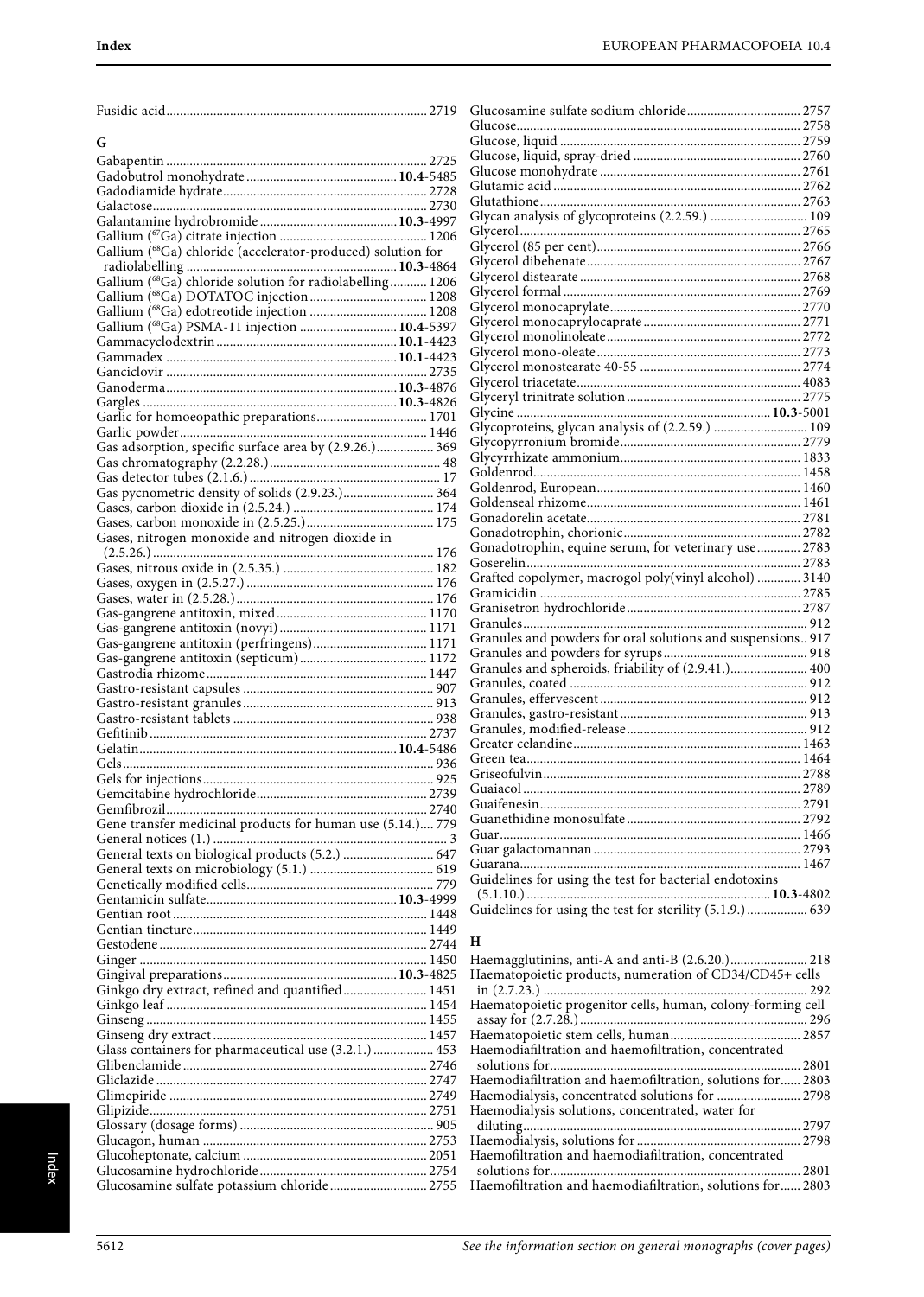Fusidic acid ... 2719

## G

Gabapentin ... 2725
Gadobutrol monohydrate ... **10.4**-5485
Gadodiamide hydrate ... 2728
Galactose ... 2730
Galantamine hydrobromide ... **10.3**-4997
Gallium ($^{67}$Ga) citrate injection ... 1206
Gallium ($^{68}$Ga) chloride (accelerator-produced) solution for radiolabelling ... **10.3**-4864
Gallium ($^{68}$Ga) chloride solution for radiolabelling ... 1206
Gallium ($^{68}$Ga) DOTATOC injection ... 1208
Gallium ($^{68}$Ga) edotreotide injection ... 1208
Gallium ($^{68}$Ga) PSMA-11 injection ... **10.4**-5397
Gammacyclodextrin ... **10.1**-4423
Gammadex ... **10.1**-4423
Ganciclovir ... 2735
Ganoderma ... **10.3**-4876
Gargles ... **10.3**-4826
Garlic for homoeopathic preparations ... 1701
Garlic powder ... 1446
Gas adsorption, specific surface area by (2.9.26.) ... 369
Gas chromatography (2.2.28.) ... 48
Gas detector tubes (2.1.6.) ... 17
Gas pycnometric density of solids (2.9.23.) ... 364
Gases, carbon dioxide in (2.5.24.) ... 174
Gases, carbon monoxide in (2.5.25.) ... 175
Gases, nitrogen monoxide and nitrogen dioxide in (2.5.26.) ... 176
Gases, nitrous oxide in (2.5.35.) ... 182
Gases, oxygen in (2.5.27.) ... 176
Gases, water in (2.5.28.) ... 176
Gas-gangrene antitoxin, mixed ... 1170
Gas-gangrene antitoxin (novyi) ... 1171
Gas-gangrene antitoxin (perfringens) ... 1171
Gas-gangrene antitoxin (septicum) ... 1172
Gastrodia rhizome ... 1447
Gastro-resistant capsules ... 907
Gastro-resistant granules ... 913
Gastro-resistant tablets ... 938
Gefitinib ... 2737
Gelatin ... **10.4**-5486
Gels ... 936
Gels for injections ... 925
Gemcitabine hydrochloride ... 2739
Gemfibrozil ... 2740
Gene transfer medicinal products for human use (5.14.) ... 779
General notices (1.) ... 3
General texts on biological products (5.2.) ... 647
General texts on microbiology (5.1.) ... 619
Genetically modified cells ... 779
Gentamicin sulfate ... **10.3**-4999
Gentian root ... 1448
Gentian tincture ... 1449
Gestodene ... 2744
Ginger ... 1450
Gingival preparations ... **10.3**-4825
Ginkgo dry extract, refined and quantified ... 1451
Ginkgo leaf ... 1454
Ginseng ... 1455
Ginseng dry extract ... 1457
Glass containers for pharmaceutical use (3.2.1.) ... 453
Glibenclamide ... 2746
Gliclazide ... 2747
Glimepiride ... 2749
Glipizide ... 2751
Glossary (dosage forms) ... 905
Glucagon, human ... 2753
Glucoheptonate, calcium ... 2051
Glucosamine hydrochloride ... 2754
Glucosamine sulfate potassium chloride ... 2755
Glucosamine sulfate sodium chloride ... 2757
Glucose ... 2758
Glucose, liquid ... 2759
Glucose, liquid, spray-dried ... 2760
Glucose monohydrate ... 2761
Glutamic acid ... 2762
Glutathione ... 2763
Glycan analysis of glycoproteins (2.2.59.) ... 109
Glycerol ... 2765
Glycerol (85 per cent) ... 2766
Glycerol dibehenate ... 2767
Glycerol distearate ... 2768
Glycerol formal ... 2769
Glycerol monocaprylate ... 2770
Glycerol monocaprylocaprate ... 2771
Glycerol monolinoleate ... 2772
Glycerol mono-oleate ... 2773
Glycerol monostearate 40-55 ... 2774
Glycerol triacetate ... 4083
Glyceryl trinitrate solution ... 2775
Glycine ... **10.3**-5001
Glycoproteins, glycan analysis of (2.2.59.) ... 109
Glycopyrronium bromide ... 2779
Glycyrrhizate ammonium ... 1833
Goldenrod ... 1458
Goldenrod, European ... 1460
Goldenseal rhizome ... 1461
Gonadorelin acetate ... 2781
Gonadotrophin, chorionic ... 2782
Gonadotrophin, equine serum, for veterinary use ... 2783
Goserelin ... 2783
Grafted copolymer, macrogol poly(vinyl alcohol) ... 3140
Gramicidin ... 2785
Granisetron hydrochloride ... 2787
Granules ... 912
Granules and powders for oral solutions and suspensions .. 917
Granules and powders for syrups ... 918
Granules and spheroids, friability of (2.9.41.) ... 400
Granules, coated ... 912
Granules, effervescent ... 912
Granules, gastro-resistant ... 913
Granules, modified-release ... 912
Greater celandine ... 1463
Green tea ... 1464
Griseofulvin ... 2788
Guaiacol ... 2789
Guaifenesin ... 2791
Guanethidine monosulfate ... 2792
Guar ... 1466
Guar galactomannan ... 2793
Guarana ... 1467
Guidelines for using the test for bacterial endotoxins (5.1.10.) ... **10.3**-4802
Guidelines for using the test for sterility (5.1.9.) ... 639

## H

Haemagglutinins, anti-A and anti-B (2.6.20.) ... 218
Haematopoietic products, numeration of CD34/CD45+ cells in (2.7.23.) ... 292
Haematopoietic progenitor cells, human, colony-forming cell assay for (2.7.28.) ... 296
Haematopoietic stem cells, human ... 2857
Haemodiafiltration and haemofiltration, concentrated solutions for ... 2801
Haemodiafiltration and haemofiltration, solutions for ... 2803
Haemodialysis, concentrated solutions for ... 2798
Haemodialysis solutions, concentrated, water for diluting ... 2797
Haemodialysis, solutions for ... 2798
Haemofiltration and haemodiafiltration, concentrated solutions for ... 2801
Haemofiltration and haemodiafiltration, solutions for ... 2803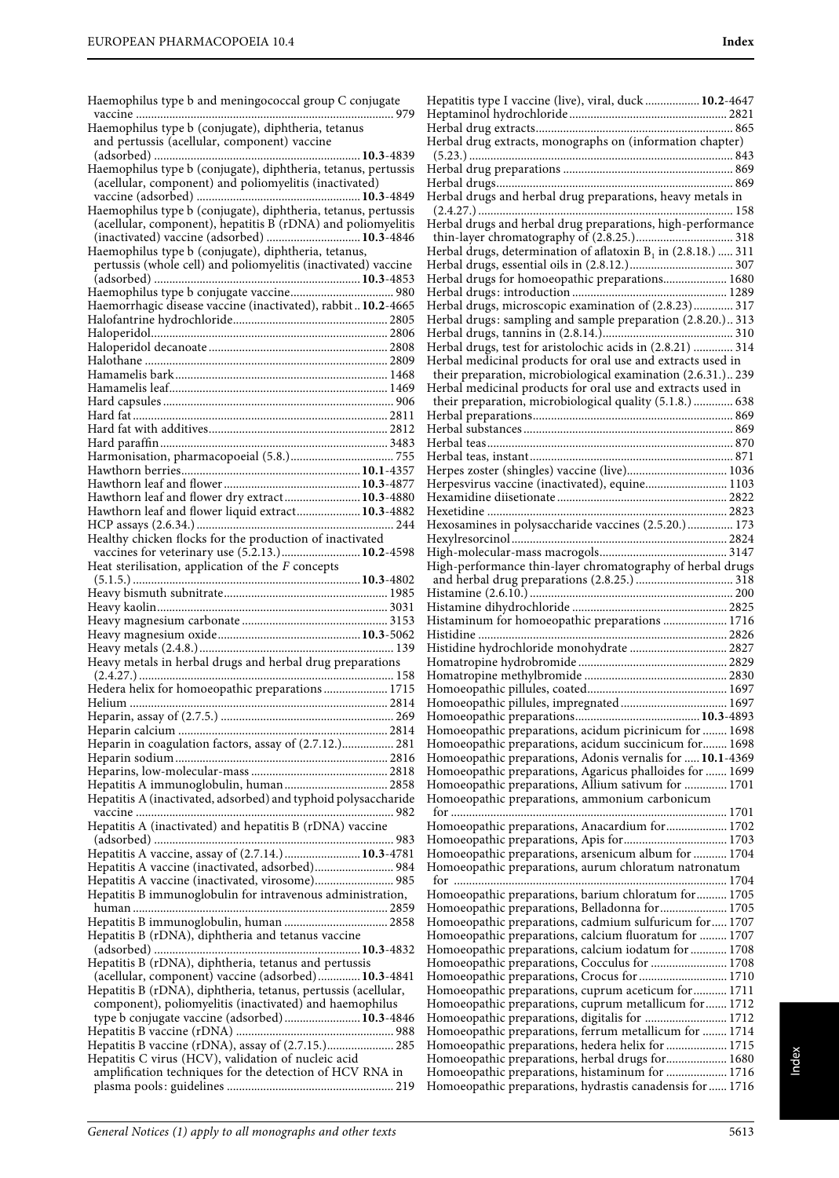Haemophilus type b and meningococcal group C conjugate vaccine ... 979
Haemophilus type b (conjugate), diphtheria, tetanus and pertussis (acellular, component) vaccine (adsorbed) ... **10.3**-4839
Haemophilus type b (conjugate), diphtheria, tetanus, pertussis (acellular, component) and poliomyelitis (inactivated) vaccine (adsorbed) ... **10.3**-4849
Haemophilus type b (conjugate), diphtheria, tetanus, pertussis (acellular, component), hepatitis B (rDNA) and poliomyelitis (inactivated) vaccine (adsorbed) ... **10.3**-4846
Haemophilus type b (conjugate), diphtheria, tetanus, pertussis (whole cell) and poliomyelitis (inactivated) vaccine (adsorbed) ... **10.3**-4853
Haemophilus type b conjugate vaccine ... 980
Haemorrhagic disease vaccine (inactivated), rabbit .. **10.2**-4665
Halofantrine hydrochloride ... 2805
Haloperidol ... 2806
Haloperidol decanoate ... 2808
Halothane ... 2809
Hamamelis bark ... 1468
Hamamelis leaf ... 1469
Hard capsules ... 906
Hard fat ... 2811
Hard fat with additives ... 2812
Hard paraffin ... 3483
Harmonisation, pharmacopoeial (5.8.) ... 755
Hawthorn berries ... **10.1**-4357
Hawthorn leaf and flower ... **10.3**-4877
Hawthorn leaf and flower dry extract ... **10.3**-4880
Hawthorn leaf and flower liquid extract ... **10.3**-4882
HCP assays (2.6.34.) ... 244
Healthy chicken flocks for the production of inactivated vaccines for veterinary use (5.2.13.) ... **10.2**-4598
Heat sterilisation, application of the *F* concepts (5.1.5.) ... **10.3**-4802
Heavy bismuth subnitrate ... 1985
Heavy kaolin ... 3031
Heavy magnesium carbonate ... 3153
Heavy magnesium oxide ... **10.3**-5062
Heavy metals (2.4.8.) ... 139
Heavy metals in herbal drugs and herbal drug preparations (2.4.27.) ... 158
Hedera helix for homoeopathic preparations ... 1715
Helium ... 2814
Heparin, assay of (2.7.5.) ... 269
Heparin calcium ... 2814
Heparin in coagulation factors, assay of (2.7.12.) ... 281
Heparin sodium ... 2816
Heparins, low-molecular-mass ... 2818
Hepatitis A immunoglobulin, human ... 2858
Hepatitis A (inactivated, adsorbed) and typhoid polysaccharide vaccine ... 982
Hepatitis A (inactivated) and hepatitis B (rDNA) vaccine (adsorbed) ... 983
Hepatitis A vaccine, assay of (2.7.14.) ... **10.3**-4781
Hepatitis A vaccine (inactivated, adsorbed) ... 984
Hepatitis A vaccine (inactivated, virosome) ... 985
Hepatitis B immunoglobulin for intravenous administration, human ... 2859
Hepatitis B immunoglobulin, human ... 2858
Hepatitis B (rDNA), diphtheria and tetanus vaccine (adsorbed) ... **10.3**-4832
Hepatitis B (rDNA), diphtheria, tetanus and pertussis (acellular, component) vaccine (adsorbed) ... **10.3**-4841
Hepatitis B (rDNA), diphtheria, tetanus, pertussis (acellular, component), poliomyelitis (inactivated) and haemophilus type b conjugate vaccine (adsorbed) ... **10.3**-4846
Hepatitis B vaccine (rDNA) ... 988
Hepatitis B vaccine (rDNA), assay of (2.7.15.) ... 285
Hepatitis C virus (HCV), validation of nucleic acid amplification techniques for the detection of HCV RNA in plasma pools: guidelines ... 219
Hepatitis type I vaccine (live), viral, duck ... **10.2**-4647
Heptaminol hydrochloride ... 2821
Herbal drug extracts ... 865
Herbal drug extracts, monographs on (information chapter) (5.23.) ... 843
Herbal drug preparations ... 869
Herbal drugs ... 869
Herbal drugs and herbal drug preparations, heavy metals in (2.4.27.) ... 158
Herbal drugs and herbal drug preparations, high-performance thin-layer chromatography of (2.8.25.) ... 318
Herbal drugs, determination of aflatoxin $B_1$ in (2.8.18.) ... 311
Herbal drugs, essential oils in (2.8.12.) ... 307
Herbal drugs for homoeopathic preparations ... 1680
Herbal drugs: introduction ... 1289
Herbal drugs, microscopic examination of (2.8.23) ... 317
Herbal drugs: sampling and sample preparation (2.8.20.) .. 313
Herbal drugs, tannins in (2.8.14.) ... 310
Herbal drugs, test for aristolochic acids in (2.8.21) ... 314
Herbal medicinal products for oral use and extracts used in their preparation, microbiological examination (2.6.31.) .. 239
Herbal medicinal products for oral use and extracts used in their preparation, microbiological quality (5.1.8.) ... 638
Herbal preparations ... 869
Herbal substances ... 869
Herbal teas ... 870
Herbal teas, instant ... 871
Herpes zoster (shingles) vaccine (live) ... 1036
Herpesvirus vaccine (inactivated), equine ... 1103
Hexamidine diisetionate ... 2822
Hexetidine ... 2823
Hexosamines in polysaccharide vaccines (2.5.20.) ... 173
Hexylresorcinol ... 2824
High-molecular-mass macrogols ... 3147
High-performance thin-layer chromatography of herbal drugs and herbal drug preparations (2.8.25.) ... 318
Histamine (2.6.10.) ... 200
Histamine dihydrochloride ... 2825
Histaminum for homoeopathic preparations ... 1716
Histidine ... 2826
Histidine hydrochloride monohydrate ... 2827
Homatropine hydrobromide ... 2829
Homatropine methylbromide ... 2830
Homoeopathic pillules, coated ... 1697
Homoeopathic pillules, impregnated ... 1697
Homoeopathic preparations ... **10.3**-4893
Homoeopathic preparations, acidum picrinicum for ... 1698
Homoeopathic preparations, acidum succinicum for ... 1698
Homoeopathic preparations, Adonis vernalis for ... **10.1**-4369
Homoeopathic preparations, Agaricus phalloides for ... 1699
Homoeopathic preparations, Allium sativum for ... 1701
Homoeopathic preparations, ammonium carbonicum for ... 1701
Homoeopathic preparations, Anacardium for ... 1702
Homoeopathic preparations, Apis for ... 1703
Homoeopathic preparations, arsenicum album for ... 1704
Homoeopathic preparations, aurum chloratum natronatum for ... 1704
Homoeopathic preparations, barium chloratum for ... 1705
Homoeopathic preparations, Belladonna for ... 1705
Homoeopathic preparations, cadmium sulfuricum for ... 1707
Homoeopathic preparations, calcium fluoratum for ... 1707
Homoeopathic preparations, calcium iodatum for ... 1708
Homoeopathic preparations, Cocculus for ... 1708
Homoeopathic preparations, Crocus for ... 1710
Homoeopathic preparations, cuprum aceticum for ... 1711
Homoeopathic preparations, cuprum metallicum for ... 1712
Homoeopathic preparations, digitalis for ... 1712
Homoeopathic preparations, ferrum metallicum for ... 1714
Homoeopathic preparations, hedera helix for ... 1715
Homoeopathic preparations, herbal drugs for ... 1680
Homoeopathic preparations, histaminum for ... 1716
Homoeopathic preparations, hydrastis canadensis for ... 1716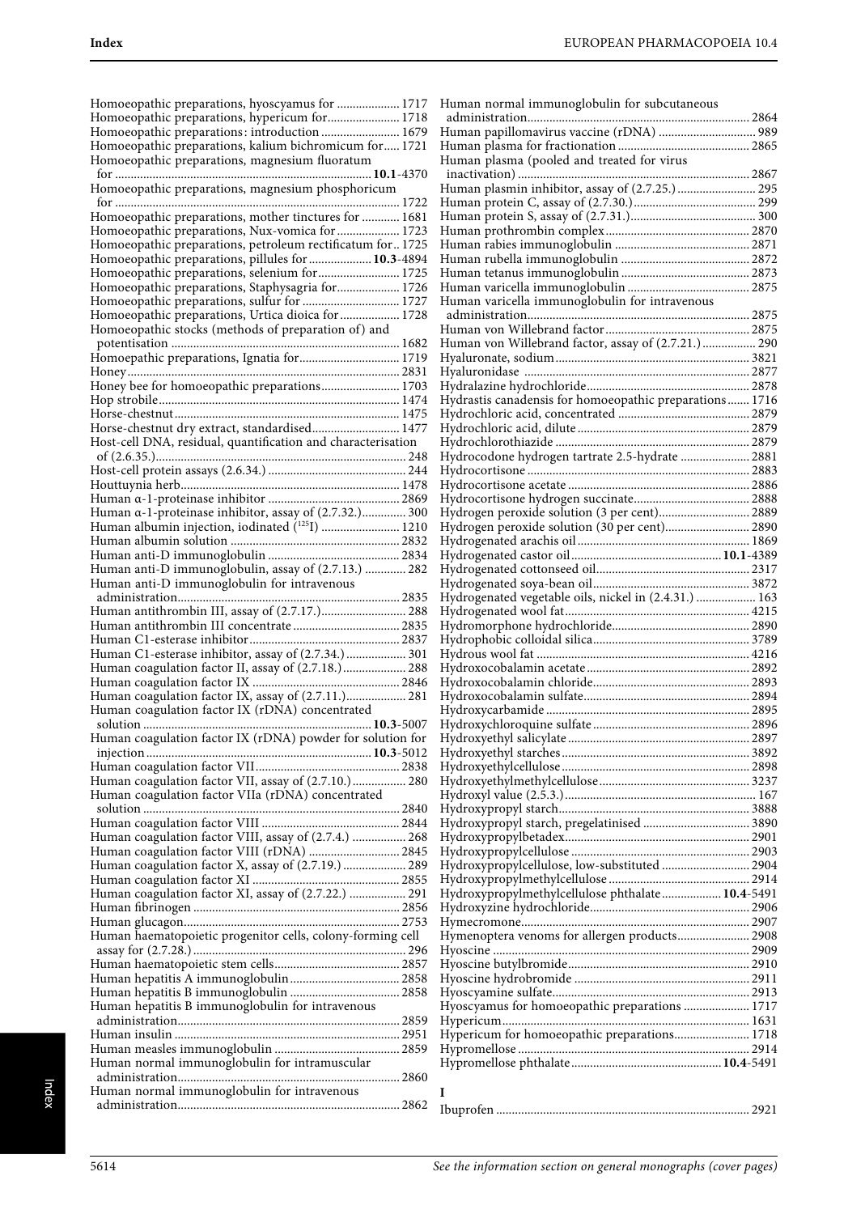Homoeopathic preparations, hyoscyamus for .................... 1717
Homoeopathic preparations, hypericum for....................... 1718
Homoeopathic preparations: introduction ......................... 1679
Homoeopathic preparations, kalium bichromicum for..... 1721
Homoeopathic preparations, magnesium fluoratum for ....................................................................... **10.1**-4370
Homoeopathic preparations, magnesium phosphoricum for ....................................................................... 1722
Homoeopathic preparations, mother tinctures for ............ 1681
Homoeopathic preparations, Nux-vomica for .................... 1723
Homoeopathic preparations, petroleum rectificatum for.. 1725
Homoeopathic preparations, pillules for .................... **10.3**-4894
Homoeopathic preparations, selenium for.......................... 1725
Homoeopathic preparations, Staphysagria for.................... 1726
Homoeopathic preparations, sulfur for ............................... 1727
Homoeopathic preparations, Urtica dioica for ................... 1728
Homoeopathic stocks (methods of preparation of) and potentisation ........................................................................ 1682
Homoepathic preparations, Ignatia for................................ 1719
Honey...................................................................................... 2831
Honey bee for homoeopathic preparations......................... 1703
Hop strobile............................................................................ 1474
Horse-chestnut....................................................................... 1475
Horse-chestnut dry extract, standardised............................ 1477
Host-cell DNA, residual, quantification and characterisation of (2.6.35.)............................................................................ 248
Host-cell protein assays (2.6.34.) ........................................... 244
Houttuynia herb..................................................................... 1478
Human α-1-proteinase inhibitor .......................................... 2869
Human α-1-proteinase inhibitor, assay of (2.7.32.).............. 300
Human albumin injection, iodinated ([125]I) ......................... 1210
Human albumin solution ...................................................... 2832
Human anti-D immunoglobulin .......................................... 2834
Human anti-D immunoglobulin, assay of (2.7.13.) ............. 282
Human anti-D immunoglobulin for intravenous administration....................................................................... 2835
Human antithrombin III, assay of (2.7.17.)........................... 288
Human antithrombin III concentrate .................................. 2835
Human C1-esterase inhibitor................................................ 2837
Human C1-esterase inhibitor, assay of (2.7.34.) ................... 301
Human coagulation factor II, assay of (2.7.18.).................... 288
Human coagulation factor IX ............................................... 2846
Human coagulation factor IX, assay of (2.7.11.)................... 281
Human coagulation factor IX (rDNA) concentrated solution ........................................................................ **10.3**-5007
Human coagulation factor IX (rDNA) powder for solution for injection ....................................................................... **10.3**-5012
Human coagulation factor VII.............................................. 2838
Human coagulation factor VII, assay of (2.7.10.)................. 280
Human coagulation factor VIIa (rDNA) concentrated solution ................................................................................. 2840
Human coagulation factor VIII ............................................ 2844
Human coagulation factor VIII, assay of (2.7.4.) ................. 268
Human coagulation factor VIII (rDNA) ............................. 2845
Human coagulation factor X, assay of (2.7.19.) .................... 289
Human coagulation factor XI ............................................... 2855
Human coagulation factor XI, assay of (2.7.22.) .................. 291
Human fibrinogen ................................................................. 2856
Human glucagon.................................................................... 2753
Human haematopoietic progenitor cells, colony-forming cell assay for (2.7.28.) ................................................................... 296
Human haematopoietic stem cells........................................ 2857
Human hepatitis A immunoglobulin ................................... 2858
Human hepatitis B immunoglobulin ................................... 2858
Human hepatitis B immunoglobulin for intravenous administration...................................................................... 2859
Human insulin ....................................................................... 2951
Human measles immunoglobulin ........................................ 2859
Human normal immunoglobulin for intramuscular administration...................................................................... 2860
Human normal immunoglobulin for intravenous administration...................................................................... 2862
Human normal immunoglobulin for subcutaneous administration...................................................................... 2864
Human papillomavirus vaccine (rDNA) .............................. 989
Human plasma for fractionation .......................................... 2865
Human plasma (pooled and treated for virus inactivation) ......................................................................... 2867
Human plasmin inhibitor, assay of (2.7.25.) ......................... 295
Human protein C, assay of (2.7.30.)....................................... 299
Human protein S, assay of (2.7.31.)....................................... 300
Human prothrombin complex............................................. 2870
Human rabies immunoglobulin ........................................... 2871
Human rubella immunoglobulin ......................................... 2872
Human tetanus immunoglobulin ......................................... 2873
Human varicella immunoglobulin ....................................... 2875
Human varicella immunoglobulin for intravenous administration...................................................................... 2875
Human von Willebrand factor............................................. 2875
Human von Willebrand factor, assay of (2.7.21.) ................. 290
Hyaluronate, sodium............................................................. 3821
Hyaluronidase ....................................................................... 2877
Hydralazine hydrochloride................................................... 2878
Hydrastis canadensis for homoeopathic preparations....... 1716
Hydrochloric acid, concentrated .......................................... 2879
Hydrochloric acid, dilute ...................................................... 2879
Hydrochlorothiazide ............................................................. 2879
Hydrocodone hydrogen tartrate 2.5-hydrate ...................... 2881
Hydrocortisone ...................................................................... 2883
Hydrocortisone acetate ......................................................... 2886
Hydrocortisone hydrogen succinate.................................... 2888
Hydrogen peroxide solution (3 per cent)............................ 2889
Hydrogen peroxide solution (30 per cent)........................... 2890
Hydrogenated arachis oil ...................................................... 1869
Hydrogenated castor oil............................................... **10.1**-4389
Hydrogenated cottonseed oil................................................ 2317
Hydrogenated soya-bean oil................................................. 3872
Hydrogenated vegetable oils, nickel in (2.4.31.) ................... 163
Hydrogenated wool fat.......................................................... 4215
Hydromorphone hydrochloride........................................... 2890
Hydrophobic colloidal silica................................................. 3789
Hydrous wool fat ................................................................... 4216
Hydroxocobalamin acetate................................................... 2892
Hydroxocobalamin chloride................................................. 2893
Hydroxocobalamin sulfate.................................................... 2894
Hydroxycarbamide ................................................................ 2895
Hydroxychloroquine sulfate ................................................. 2896
Hydroxyethyl salicylate ......................................................... 2897
Hydroxyethyl starches ........................................................... 3892
Hydroxyethylcellulose ........................................................... 2898
Hydroxyethylmethylcellulose............................................... 3237
Hydroxyl value (2.5.3.)............................................................ 167
Hydroxypropyl starch............................................................ 3888
Hydroxypropyl starch, pregelatinised ................................. 3890
Hydroxypropylbetadex.......................................................... 2901
Hydroxypropylcellulose ........................................................ 2903
Hydroxypropylcellulose, low-substituted ........................... 2904
Hydroxypropylmethylcellulose ............................................ 2914
Hydroxypropylmethylcellulose phthalate.................. **10.4**-5491
Hydroxyzine hydrochloride.................................................. 2906
Hymecromone........................................................................ 2907
Hymenoptera venoms for allergen products....................... 2908
Hyoscine ................................................................................ 2909
Hyoscine butylbromide......................................................... 2910
Hyoscine hydrobromide ....................................................... 2911
Hyoscyamine sulfate.............................................................. 2913
Hyoscyamus for homoeopathic preparations ..................... 1717
Hypericum............................................................................. 1631
Hypericum for homoeopathic preparations........................ 1718
Hypromellose ........................................................................ 2914
Hypromellose phthalate............................................... **10.4**-5491

## I

Ibuprofen ............................................................................... 2921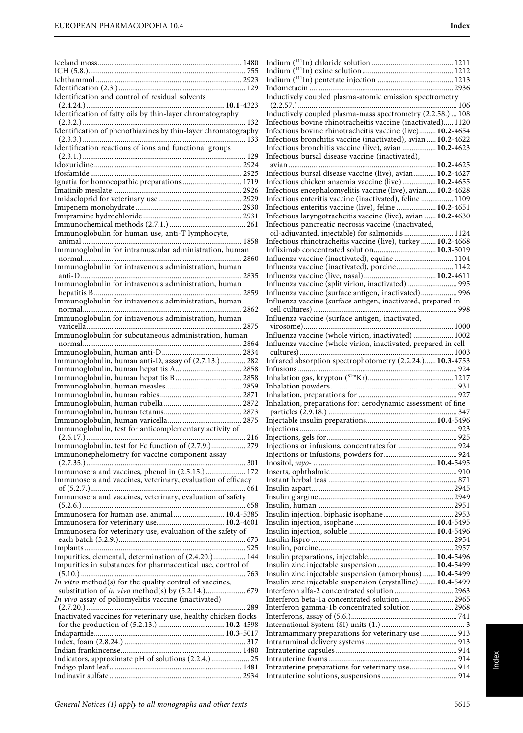Iceland moss 1480
ICH (5.8.) 755
Ichthammol 2923
Identification (2.3.) 129
Identification and control of residual solvents (2.4.24.) **10.1**-4323
Identification of fatty oils by thin-layer chromatography (2.3.2.) 132
Identification of phenothiazines by thin-layer chromatography (2.3.3.) 133
Identification reactions of ions and functional groups (2.3.1.) 129
Idoxuridine 2924
Ifosfamide 2925
Ignatia for homoeopathic preparations 1719
Imatinib mesilate 2926
Imidacloprid for veterinary use 2929
Imipenem monohydrate 2930
Imipramine hydrochloride 2931
Immunochemical methods (2.7.1.) 261
Immunoglobulin for human use, anti-T lymphocyte, animal 1858
Immunoglobulin for intramuscular administration, human normal 2860
Immunoglobulin for intravenous administration, human anti-D 2835
Immunoglobulin for intravenous administration, human hepatitis B 2859
Immunoglobulin for intravenous administration, human normal 2862
Immunoglobulin for intravenous administration, human varicella 2875
Immunoglobulin for subcutaneous administration, human normal 2864
Immunoglobulin, human anti-D 2834
Immunoglobulin, human anti-D, assay of (2.7.13.) 282
Immunoglobulin, human hepatitis A 2858
Immunoglobulin, human hepatitis B 2858
Immunoglobulin, human measles 2859
Immunoglobulin, human rabies 2871
Immunoglobulin, human rubella 2872
Immunoglobulin, human tetanus 2873
Immunoglobulin, human varicella 2875
Immunoglobulin, test for anticomplementary activity of (2.6.17.) 216
Immunoglobulin, test for Fc function of (2.7.9.) 279
Immunonephelometry for vaccine component assay (2.7.35.) 301
Immunosera and vaccines, phenol in (2.5.15.) 172
Immunosera and vaccines, veterinary, evaluation of efficacy of (5.2.7.) 661
Immunosera and vaccines, veterinary, evaluation of safety (5.2.6.) 658
Immunosera for human use, animal **10.4**-5385
Immunosera for veterinary use **10.2**-4601
Immunosera for veterinary use, evaluation of the safety of each batch (5.2.9.) 673
Implants 925
Impurities, elemental, determination of (2.4.20.) 144
Impurities in substances for pharmaceutical use, control of (5.10.) 763
*In vitro* method(s) for the quality control of vaccines, substitution of *in vivo* method(s) by (5.2.14.) 679
*In vivo* assay of poliomyelitis vaccine (inactivated) (2.7.20.) 289
Inactivated vaccines for veterinary use, healthy chicken flocks for the production of (5.2.13.) **10.2**-4598
Indapamide **10.3**-5017
Index, foam (2.8.24.) 317
Indian frankincense 1480
Indicators, approximate pH of solutions (2.2.4.) 25
Indigo plant leaf 1481
Indinavir sulfate 2934
Indium ($^{111}$In) chloride solution 1211
Indium ($^{111}$In) oxine solution 1212
Indium ($^{111}$In) pentetate injection 1213
Indometacin 2936
Inductively coupled plasma-atomic emission spectrometry (2.2.57.) 106
Inductively coupled plasma-mass spectrometry (2.2.58.) 108
Infectious bovine rhinotracheitis vaccine (inactivated) 1120
Infectious bovine rhinotracheitis vaccine (live) **10.2**-4654
Infectious bronchitis vaccine (inactivated), avian **10.2**-4622
Infectious bronchitis vaccine (live), avian **10.2**-4623
Infectious bursal disease vaccine (inactivated), avian **10.2**-4625
Infectious bursal disease vaccine (live), avian **10.2**-4627
Infectious chicken anaemia vaccine (live) **10.2**-4655
Infectious encephalomyelitis vaccine (live), avian **10.2**-4628
Infectious enteritis vaccine (inactivated), feline 1109
Infectious enteritis vaccine (live), feline **10.2**-4651
Infectious laryngotracheitis vaccine (live), avian **10.2**-4630
Infectious pancreatic necrosis vaccine (inactivated, oil-adjuvanted, injectable) for salmonids 1124
Infectious rhinotracheitis vaccine (live), turkey **10.2**-4668
Infliximab concentrated solution **10.3**-5019
Influenza vaccine (inactivated), equine 1104
Influenza vaccine (inactivated), porcine 1142
Influenza vaccine (live, nasal) **10.2**-4611
Influenza vaccine (split virion, inactivated) 995
Influenza vaccine (surface antigen, inactivated) 996
Influenza vaccine (surface antigen, inactivated, prepared in cell cultures) 998
Influenza vaccine (surface antigen, inactivated, virosome) 1000
Influenza vaccine (whole virion, inactivated) 1002
Influenza vaccine (whole virion, inactivated, prepared in cell cultures) 1003
Infrared absorption spectrophotometry (2.2.24.) **10.3**-4753
Infusions 924
Inhalation gas, krypton ($^{81m}$Kr) 1217
Inhalation powders 931
Inhalation, preparations for 927
Inhalation, preparations for: aerodynamic assessment of fine particles (2.9.18.) 347
Injectable insulin preparations **10.4**-5496
Injections 923
Injections, gels for 925
Injections or infusions, concentrates for 924
Injections or infusions, powders for 924
Inositol, *myo*- **10.4**-5495
Inserts, ophthalmic 910
Instant herbal teas 871
Insulin aspart 2945
Insulin glargine 2949
Insulin, human 2951
Insulin injection, biphasic isophane 2953
Insulin injection, isophane **10.4**-5495
Insulin injection, soluble **10.4**-5496
Insulin lispro 2954
Insulin, porcine 2957
Insulin preparations, injectable **10.4**-5496
Insulin zinc injectable suspension **10.4**-5499
Insulin zinc injectable suspension (amorphous) **10.4**-5499
Insulin zinc injectable suspension (crystalline) **10.4**-5499
Interferon alfa-2 concentrated solution 2963
Interferon beta-1a concentrated solution 2965
Interferon gamma-1b concentrated solution 2968
Interferons, assay of (5.6.) 741
International System (SI) units (1.) 3
Intramammary preparations for veterinary use 913
Intraruminal delivery systems 913
Intrauterine capsules 914
Intrauterine foams 914
Intrauterine preparations for veterinary use 914
Intrauterine solutions, suspensions 914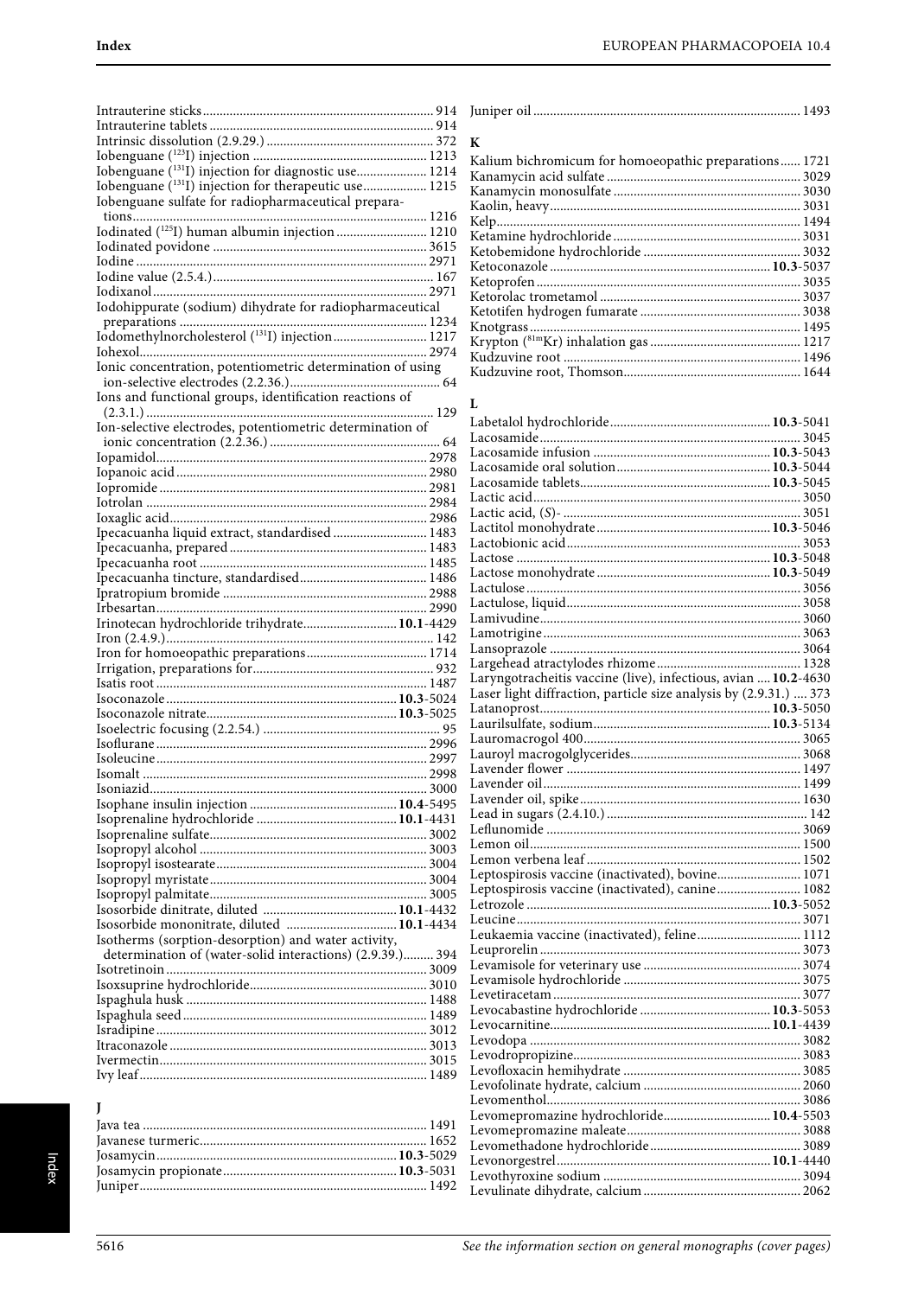Intrauterine sticks ........ 914
Intrauterine tablets ........ 914
Intrinsic dissolution (2.9.29.) ........ 372
Iobenguane ($^{123}$I) injection ........ 1213
Iobenguane ($^{131}$I) injection for diagnostic use ........ 1214
Iobenguane ($^{131}$I) injection for therapeutic use ........ 1215
Iobenguane sulfate for radiopharmaceutical preparations ........ 1216
Iodinated ($^{125}$I) human albumin injection ........ 1210
Iodinated povidone ........ 3615
Iodine ........ 2971
Iodine value (2.5.4.) ........ 167
Iodixanol ........ 2971
Iodohippurate (sodium) dihydrate for radiopharmaceutical preparations ........ 1234
Iodomethylnorcholesterol ($^{131}$I) injection ........ 1217
Iohexol ........ 2974
Ionic concentration, potentiometric determination of using ion-selective electrodes (2.2.36.) ........ 64
Ions and functional groups, identification reactions of (2.3.1.) ........ 129
Ion-selective electrodes, potentiometric determination of ionic concentration (2.2.36.) ........ 64
Iopamidol ........ 2978
Iopanoic acid ........ 2980
Iopromide ........ 2981
Iotrolan ........ 2984
Ioxaglic acid ........ 2986
Ipecacuanha liquid extract, standardised ........ 1483
Ipecacuanha, prepared ........ 1483
Ipecacuanha root ........ 1485
Ipecacuanha tincture, standardised ........ 1486
Ipratropium bromide ........ 2988
Irbesartan ........ 2990
Irinotecan hydrochloride trihydrate ........ **10.1**-4429
Iron (2.4.9.) ........ 142
Iron for homoeopathic preparations ........ 1714
Irrigation, preparations for ........ 932
Isatis root ........ 1487
Isoconazole ........ **10.3**-5024
Isoconazole nitrate ........ **10.3**-5025
Isoelectric focusing (2.2.54.) ........ 95
Isoflurane ........ 2996
Isoleucine ........ 2997
Isomalt ........ 2998
Isoniazid ........ 3000
Isophane insulin injection ........ **10.4**-5495
Isoprenaline hydrochloride ........ **10.1**-4431
Isoprenaline sulfate ........ 3002
Isopropyl alcohol ........ 3003
Isopropyl isostearate ........ 3004
Isopropyl myristate ........ 3004
Isopropyl palmitate ........ 3005
Isosorbide dinitrate, diluted ........ **10.1**-4432
Isosorbide mononitrate, diluted ........ **10.1**-4434
Isotherms (sorption-desorption) and water activity, determination of (water-solid interactions) (2.9.39.) ........ 394
Isotretinoin ........ 3009
Isoxsuprine hydrochloride ........ 3010
Ispaghula husk ........ 1488
Ispaghula seed ........ 1489
Isradipine ........ 3012
Itraconazole ........ 3013
Ivermectin ........ 3015
Ivy leaf ........ 1489

## J

Java tea ........ 1491
Javanese turmeric ........ 1652
Josamycin ........ **10.3**-5029
Josamycin propionate ........ **10.3**-5031
Juniper ........ 1492
Juniper oil ........ 1493

## K

Kalium bichromicum for homoeopathic preparations ........ 1721
Kanamycin acid sulfate ........ 3029
Kanamycin monosulfate ........ 3030
Kaolin, heavy ........ 3031
Kelp ........ 1494
Ketamine hydrochloride ........ 3031
Ketobemidone hydrochloride ........ 3032
Ketoconazole ........ **10.3**-5037
Ketoprofen ........ 3035
Ketorolac trometamol ........ 3037
Ketotifen hydrogen fumarate ........ 3038
Knotgrass ........ 1495
Krypton ($^{81m}$Kr) inhalation gas ........ 1217
Kudzuvine root ........ 1496
Kudzuvine root, Thomson ........ 1644

## L

Labetalol hydrochloride ........ **10.3**-5041
Lacosamide ........ 3045
Lacosamide infusion ........ **10.3**-5043
Lacosamide oral solution ........ **10.3**-5044
Lacosamide tablets ........ **10.3**-5045
Lactic acid ........ 3050
Lactic acid, (*S*)- ........ 3051
Lactitol monohydrate ........ **10.3**-5046
Lactobionic acid ........ 3053
Lactose ........ **10.3**-5048
Lactose monohydrate ........ **10.3**-5049
Lactulose ........ 3056
Lactulose, liquid ........ 3058
Lamivudine ........ 3060
Lamotrigine ........ 3063
Lansoprazole ........ 3064
Largehead atractylodes rhizome ........ 1328
Laryngotracheitis vaccine (live), infectious, avian ........ **10.2**-4630
Laser light diffraction, particle size analysis by (2.9.31.) ........ 373
Latanoprost ........ **10.3**-5050
Laurilsulfate, sodium ........ **10.3**-5134
Lauromacrogol 400 ........ 3065
Lauroyl macrogolglycerides ........ 3068
Lavender flower ........ 1497
Lavender oil ........ 1499
Lavender oil, spike ........ 1630
Lead in sugars (2.4.10.) ........ 142
Leflunomide ........ 3069
Lemon oil ........ 1500
Lemon verbena leaf ........ 1502
Leptospirosis vaccine (inactivated), bovine ........ 1071
Leptospirosis vaccine (inactivated), canine ........ 1082
Letrozole ........ **10.3**-5052
Leucine ........ 3071
Leukaemia vaccine (inactivated), feline ........ 1112
Leuprorelin ........ 3073
Levamisole for veterinary use ........ 3074
Levamisole hydrochloride ........ 3075
Levetiracetam ........ 3077
Levocabastine hydrochloride ........ **10.3**-5053
Levocarnitine ........ **10.1**-4439
Levodopa ........ 3082
Levodropropizine ........ 3083
Levofloxacin hemihydrate ........ 3085
Levofolinate hydrate, calcium ........ 2060
Levomenthol ........ 3086
Levomepromazine hydrochloride ........ **10.4**-5503
Levomepromazine maleate ........ 3088
Levomethadone hydrochloride ........ 3089
Levonorgestrel ........ **10.1**-4440
Levothyroxine sodium ........ 3094
Levulinate dihydrate, calcium ........ 2062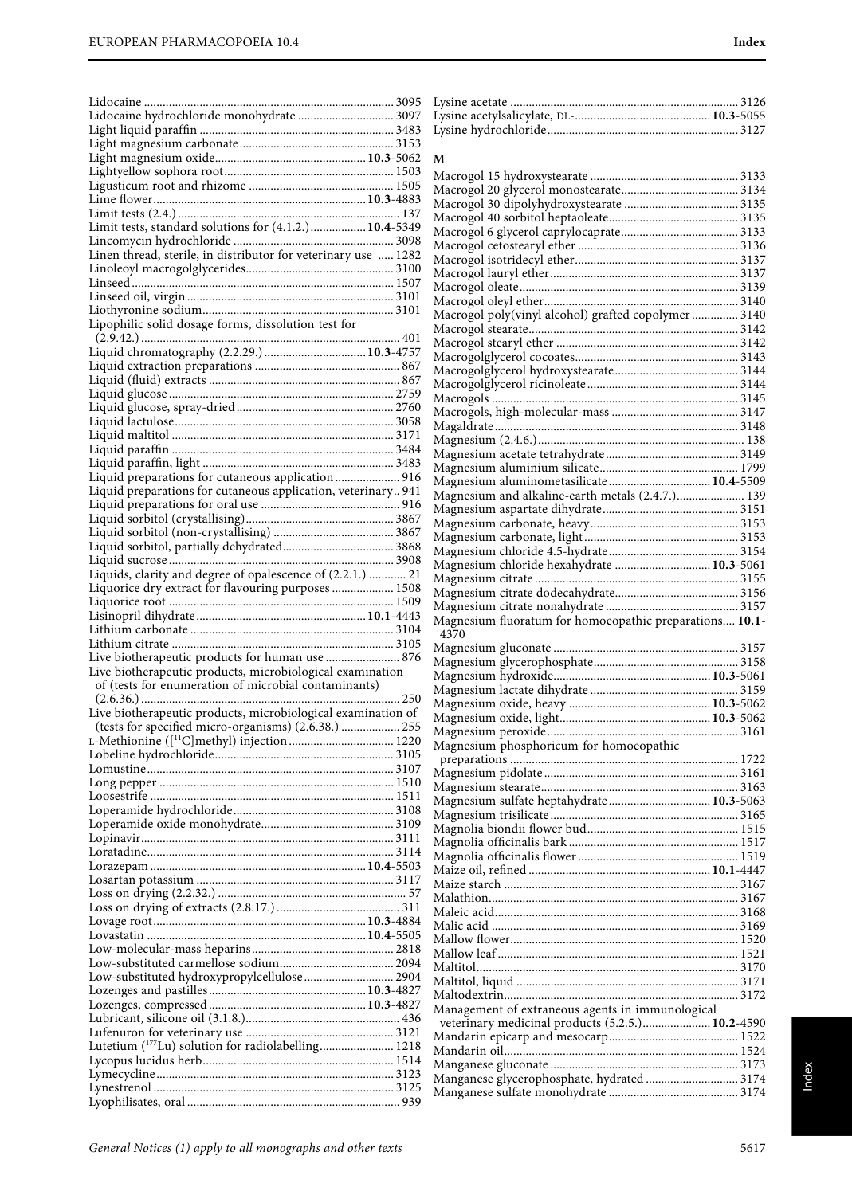Lidocaine ........................................................................ 3095
Lidocaine hydrochloride monohydrate ............................... 3097
Light liquid paraffin ............................................................. 3483
Light magnesium carbonate ................................................. 3153
Light magnesium oxide ................................................ **10.3**-5062
Lightyellow sophora root ...................................................... 1503
Ligusticum root and rhizome .............................................. 1505
Lime flower .................................................................. **10.3**-4883
Limit tests (2.4.) ....................................................................... 137
Limit tests, standard solutions for (4.1.2.) ................. **10.4**-5349
Lincomycin hydrochloride ................................................... 3098
Linen thread, sterile, in distributor for veterinary use ..... 1282
Linoleoyl macrogolglycerides ............................................... 3100
Linseed ..................................................................................... 1507
Linseed oil, virgin ................................................................... 3101
Liothyronine sodium ............................................................. 3101
Lipophilic solid dosage forms, dissolution test for (2.9.42.) ..................................................................................... 401
Liquid chromatography (2.2.29.) ............................... **10.3**-4757
Liquid extraction preparations ............................................... 867
Liquid (fluid) extracts ............................................................... 867
Liquid glucose ......................................................................... 2759
Liquid glucose, spray-dried ................................................... 2760
Liquid lactulose ....................................................................... 3058
Liquid maltitol ........................................................................ 3171
Liquid paraffin ........................................................................ 3484
Liquid paraffin, light .............................................................. 3483
Liquid preparations for cutaneous application ..................... 916
Liquid preparations for cutaneous application, veterinary .. 941
Liquid preparations for oral use .............................................. 916
Liquid sorbitol (crystallising) ................................................ 3867
Liquid sorbitol (non-crystallising) ....................................... 3867
Liquid sorbitol, partially dehydrated .................................... 3868
Liquid sucrose ......................................................................... 3908
Liquids, clarity and degree of opalescence of (2.2.1.) ............ 21
Liquorice dry extract for flavouring purposes .................... 1508
Liquorice root ......................................................................... 1509
Lisinopril dihydrate ..................................................... **10.1**-4443
Lithium carbonate .................................................................. 3104
Lithium citrate ........................................................................ 3105
Live biotherapeutic products for human use ......................... 876
Live biotherapeutic products, microbiological examination of (tests for enumeration of microbial contaminants) (2.6.36.) ..................................................................................... 250
Live biotherapeutic products, microbiological examination of (tests for specified micro-organisms) (2.6.38.) ................... 255
L-Methionine ([$^{11}$C]methyl) injection .................................. 1220
Lobeline hydrochloride .......................................................... 3105
Lomustine ................................................................................ 3107
Long pepper ............................................................................ 1510
Loosestrife ............................................................................... 1511
Loperamide hydrochloride .................................................... 3108
Loperamide oxide monohydrate ........................................... 3109
Lopinavir ................................................................................. 3111
Loratadine ................................................................................ 3114
Lorazepam ..................................................................... **10.4**-5503
Losartan potassium ................................................................ 3117
Loss on drying (2.2.32.) ............................................................. 57
Loss on drying of extracts (2.8.17.) ......................................... 311
Lovage root .................................................................... **10.3**-4884
Lovastatin ...................................................................... **10.4**-5505
Low-molecular-mass heparins .............................................. 2818
Low-substituted carmellose sodium ..................................... 2094
Low-substituted hydroxypropylcellulose ............................. 2904
Lozenges and pastilles ................................................. **10.3**-4827
Lozenges, compressed .................................................. **10.3**-4827
Lubricant, silicone oil (3.1.8.) .................................................. 436
Lufenuron for veterinary use ................................................ 3121
Lutetium ($^{177}$Lu) solution for radiolabelling ........................ 1218
Lycopus lucidus herb ............................................................. 1514
Lymecycline ............................................................................ 3123
Lynestrenol ............................................................................. 3125
Lyophilisates, oral .................................................................... 939
Lysine acetate ......................................................................... 3126
Lysine acetylsalicylate, DL- ........................................... **10.3**-5055
Lysine hydrochloride ............................................................. 3127

## M

Macrogol 15 hydroxystearate ............................................... 3133
Macrogol 20 glycerol monostearate ..................................... 3134
Macrogol 30 dipolyhydroxystearate .................................... 3135
Macrogol 40 sorbitol heptaoleate ......................................... 3135
Macrogol 6 glycerol caprylocaprate ..................................... 3133
Macrogol cetostearyl ether .................................................... 3136
Macrogol isotridecyl ether .................................................... 3137
Macrogol lauryl ether ............................................................ 3137
Macrogol oleate ...................................................................... 3139
Macrogol oleyl ether .............................................................. 3140
Macrogol poly(vinyl alcohol) grafted copolymer ............... 3140
Macrogol stearate ................................................................... 3142
Macrogol stearyl ether ........................................................... 3142
Macrogolglycerol cocoates .................................................... 3143
Macrogolglycerol hydroxystearate ....................................... 3144
Macrogolglycerol ricinoleate ................................................. 3144
Macrogols ............................................................................... 3145
Macrogols, high-molecular-mass ......................................... 3147
Magaldrate .............................................................................. 3148
Magnesium (2.4.6.) ................................................................... 138
Magnesium acetate tetrahydrate ........................................... 3149
Magnesium aluminium silicate ............................................. 1799
Magnesium aluminometasilicate ................................ **10.4**-5509
Magnesium and alkaline-earth metals (2.4.7.) ....................... 139
Magnesium aspartate dihydrate ............................................ 3151
Magnesium carbonate, heavy ................................................ 3153
Magnesium carbonate, light .................................................. 3153
Magnesium chloride 4.5-hydrate .......................................... 3154
Magnesium chloride hexahydrate ............................... **10.3**-5061
Magnesium citrate .................................................................. 3155
Magnesium citrate dodecahydrate ........................................ 3156
Magnesium citrate nonahydrate ........................................... 3157
Magnesium fluoratum for homoeopathic preparations .... **10.1**-4370
Magnesium gluconate ............................................................ 3157
Magnesium glycerophosphate ............................................... 3158
Magnesium hydroxide .................................................. **10.3**-5061
Magnesium lactate dihydrate ................................................ 3159
Magnesium oxide, heavy .............................................. **10.3**-5062
Magnesium oxide, light ................................................. **10.3**-5062
Magnesium peroxide .............................................................. 3161
Magnesium phosphoricum for homoeopathic preparations .................................................................................. 1722
Magnesium pidolate ............................................................... 3161
Magnesium stearate ................................................................ 3163
Magnesium sulfate heptahydrate ................................. **10.3**-5063
Magnesium trisilicate ............................................................. 3165
Magnolia biondii flower bud ................................................. 1515
Magnolia officinalis bark ....................................................... 1517
Magnolia officinalis flower .................................................... 1519
Maize oil, refined ........................................................... **10.1**-4447
Maize starch ............................................................................ 3167
Malathion ................................................................................. 3167
Maleic acid ............................................................................... 3168
Malic acid ................................................................................ 3169
Mallow flower ......................................................................... 1520
Mallow leaf .............................................................................. 1521
Maltitol .................................................................................... 3170
Maltitol, liquid ........................................................................ 3171
Maltodextrin ............................................................................ 3172
Management of extraneous agents in immunological veterinary medicinal products (5.2.5.) ...................... **10.2**-4590
Mandarin epicarp and mesocarp .......................................... 1522
Mandarin oil ............................................................................ 1524
Manganese gluconate ............................................................. 3173
Manganese glycerophosphate, hydrated .............................. 3174
Manganese sulfate monohydrate .......................................... 3174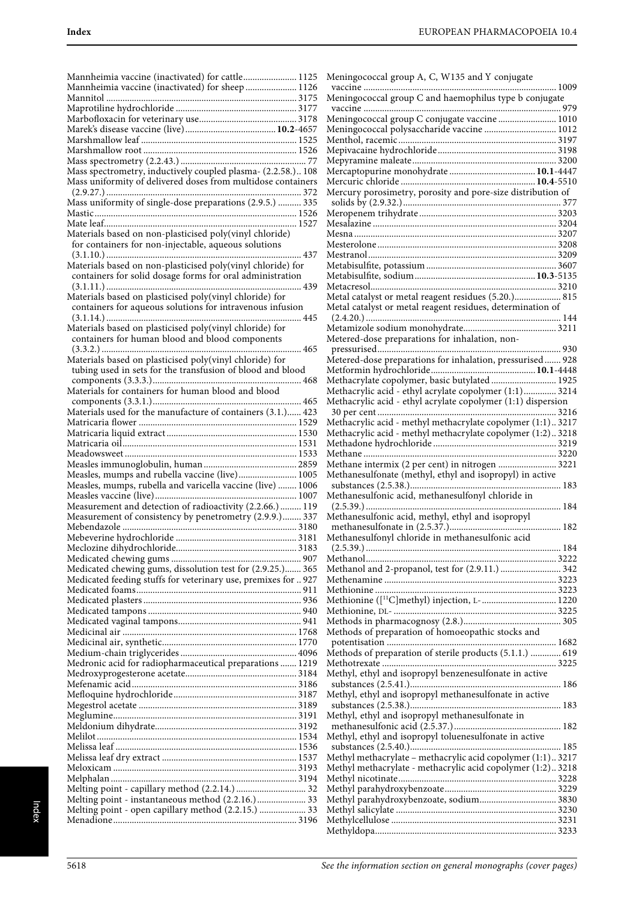Mannheimia vaccine (inactivated) for cattle....................... 1125
Mannheimia vaccine (inactivated) for sheep ...................... 1126
Mannitol ........................................................................ 3175
Maprotiline hydrochloride ................................................... 3177
Marbofloxacin for veterinary use......................................... 3178
Marek's disease vaccine (live)....................................... **10.2**-4657
Marshmallow leaf ............................................................... 1525
Marshmallow root ............................................................... 1526
Mass spectrometry (2.2.43.) ..................................................... 77
Mass spectrometry, inductively coupled plasma- (2.2.58.).. 108
Mass uniformity of delivered doses from multidose containers (2.9.27.) ................................................................................ 372
Mass uniformity of single-dose preparations (2.9.5.) .......... 335
Mastic................................................................................... 1526
Mate leaf............................................................................... 1527
Materials based on non-plasticised poly(vinyl chloride) for containers for non-injectable, aqueous solutions (3.1.10.) ............................................................................... 437
Materials based on non-plasticised poly(vinyl chloride) for containers for solid dosage forms for oral administration (3.1.11.) ............................................................................... 439
Materials based on plasticised poly(vinyl chloride) for containers for aqueous solutions for intravenous infusion (3.1.14.) ............................................................................... 445
Materials based on plasticised poly(vinyl chloride) for containers for human blood and blood components (3.3.2.) ................................................................................. 465
Materials based on plasticised poly(vinyl chloride) for tubing used in sets for the transfusion of blood and blood components (3.3.3.)............................................................... 468
Materials for containers for human blood and blood components (3.3.1.)............................................................... 465
Materials used for the manufacture of containers (3.1.)...... 423
Matricaria flower ................................................................. 1529
Matricaria liquid extract...................................................... 1530
Matricaria oil........................................................................ 1531
Meadowsweet ...................................................................... 1533
Measles immunoglobulin, human....................................... 2859
Measles, mumps and rubella vaccine (live)......................... 1005
Measles, mumps, rubella and varicella vaccine (live) ........ 1006
Measles vaccine (live)........................................................... 1007
Measurement and detection of radioactivity (2.2.66.) ......... 119
Measurement of consistency by penetrometry (2.9.9.)........ 337
Mebendazole ........................................................................ 3180
Mebeverine hydrochloride .................................................. 3181
Meclozine dihydrochloride.................................................. 3183
Medicated chewing gums ...................................................... 907
Medicated chewing gums, dissolution test for (2.9.25.)....... 365
Medicated feeding stuffs for veterinary use, premixes for .. 927
Medicated foams..................................................................... 911
Medicated plasters ................................................................. 936
Medicated tampons ................................................................ 940
Medicated vaginal tampons................................................... 941
Medicinal air ........................................................................ 1768
Medicinal air, synthetic........................................................ 1770
Medium-chain triglycerides ................................................ 4096
Medronic acid for radiopharmaceutical preparations ....... 1219
Medroxyprogesterone acetate.............................................. 3184
Mefenamic acid..................................................................... 3186
Mefloquine hydrochloride................................................... 3187
Megestrol acetate ................................................................. 3189
Meglumine............................................................................ 3191
Meldonium dihydrate........................................................... 3192
Melilot .................................................................................. 1534
Melissa leaf ........................................................................... 1536
Melissa leaf dry extract ........................................................ 1537
Meloxicam ............................................................................ 3193
Melphalan ............................................................................. 3194
Melting point - capillary method (2.2.14.) ............................. 32
Melting point - instantaneous method (2.2.16.) .................... 33
Melting point - open capillary method (2.2.15.) .................... 33
Menadione............................................................................ 3196
Meningococcal group A, C, W135 and Y conjugate vaccine ................................................................................. 1009
Meningococcal group C and haemophilus type b conjugate vaccine ................................................................................... 979
Meningococcal group C conjugate vaccine ......................... 1010
Meningococcal polysaccharide vaccine .............................. 1012
Menthol, racemic.................................................................. 3197
Mepivacaine hydrochloride................................................. 3198
Mepyramine maleate............................................................ 3200
Mercaptopurine monohydrate .................................. **10.1**-4447
Mercuric chloride ....................................................... **10.4**-5510
Mercury porosimetry, porosity and pore-size distribution of solids by (2.9.32.).................................................................. 377
Meropenem trihydrate......................................................... 3203
Mesalazine ............................................................................ 3204
Mesna ................................................................................... 3207
Mesterolone .......................................................................... 3208
Mestranol.............................................................................. 3209
Metabisulfite, potassium ...................................................... 3607
Metabisulfite, sodium.................................................. **10.3**-5135
Metacresol............................................................................. 3210
Metal catalyst or metal reagent residues (5.20.).................... 815
Metal catalyst or metal reagent residues, determination of (2.4.20.) ................................................................................. 144
Metamizole sodium monohydrate....................................... 3211
Metered-dose preparations for inhalation, non-pressurised.............................................................................. 930
Metered-dose preparations for inhalation, pressurised....... 928
Metformin hydrochloride........................................... **10.1**-4448
Methacrylate copolymer, basic butylated........................... 1925
Methacrylic acid - ethyl acrylate copolymer (1:1).............. 3214
Methacrylic acid - ethyl acrylate copolymer (1:1) dispersion 30 per cent ........................................................................... 3216
Methacrylic acid - methyl methacrylate copolymer (1:1).. 3217
Methacrylic acid - methyl methacrylate copolymer (1:2).. 3218
Methadone hydrochloride ................................................... 3219
Methane ................................................................................ 3220
Methane intermix (2 per cent) in nitrogen ......................... 3221
Methanesulfonate (methyl, ethyl and isopropyl) in active substances (2.5.38.)................................................................ 183
Methanesulfonic acid, methanesulfonyl chloride in (2.5.39.) ................................................................................. 184
Methanesulfonic acid, methyl, ethyl and isopropyl methanesulfonate in (2.5.37.)............................................... 182
Methanesulfonyl chloride in methanesulfonic acid (2.5.39.) ................................................................................. 184
Methanol................................................................................ 3222
Methanol and 2-propanol, test for (2.9.11.) .......................... 342
Methenamine ........................................................................ 3223
Methionine ........................................................................... 3223
Methionine ([$^{11}$C]methyl) injection, L-................................ 1220
Methionine, DL- ..................................................................... 3225
Methods in pharmacognosy (2.8.)......................................... 305
Methods of preparation of homoeopathic stocks and potentisation ........................................................................ 1682
Methods of preparation of sterile products (5.1.1.) ............. 619
Methotrexate ......................................................................... 3225
Methyl, ethyl and isopropyl benzenesulfonate in active substances (2.5.41.)................................................................ 186
Methyl, ethyl and isopropyl methanesulfonate in active substances (2.5.38.)................................................................ 183
Methyl, ethyl and isopropyl methanesulfonate in methanesulfonic acid (2.5.37.).............................................. 182
Methyl, ethyl and isopropyl toluenesulfonate in active substances (2.5.40.)................................................................ 185
Methyl methacrylate – methacrylic acid copolymer (1:1).. 3217
Methyl methacrylate - methacrylic acid copolymer (1:2).. 3218
Methyl nicotinate................................................................. 3228
Methyl parahydroxybenzoate.............................................. 3229
Methyl parahydroxybenzoate, sodium................................ 3830
Methyl salicylate .................................................................. 3230
Methylcellulose .................................................................... 3231
Methyldopa........................................................................... 3233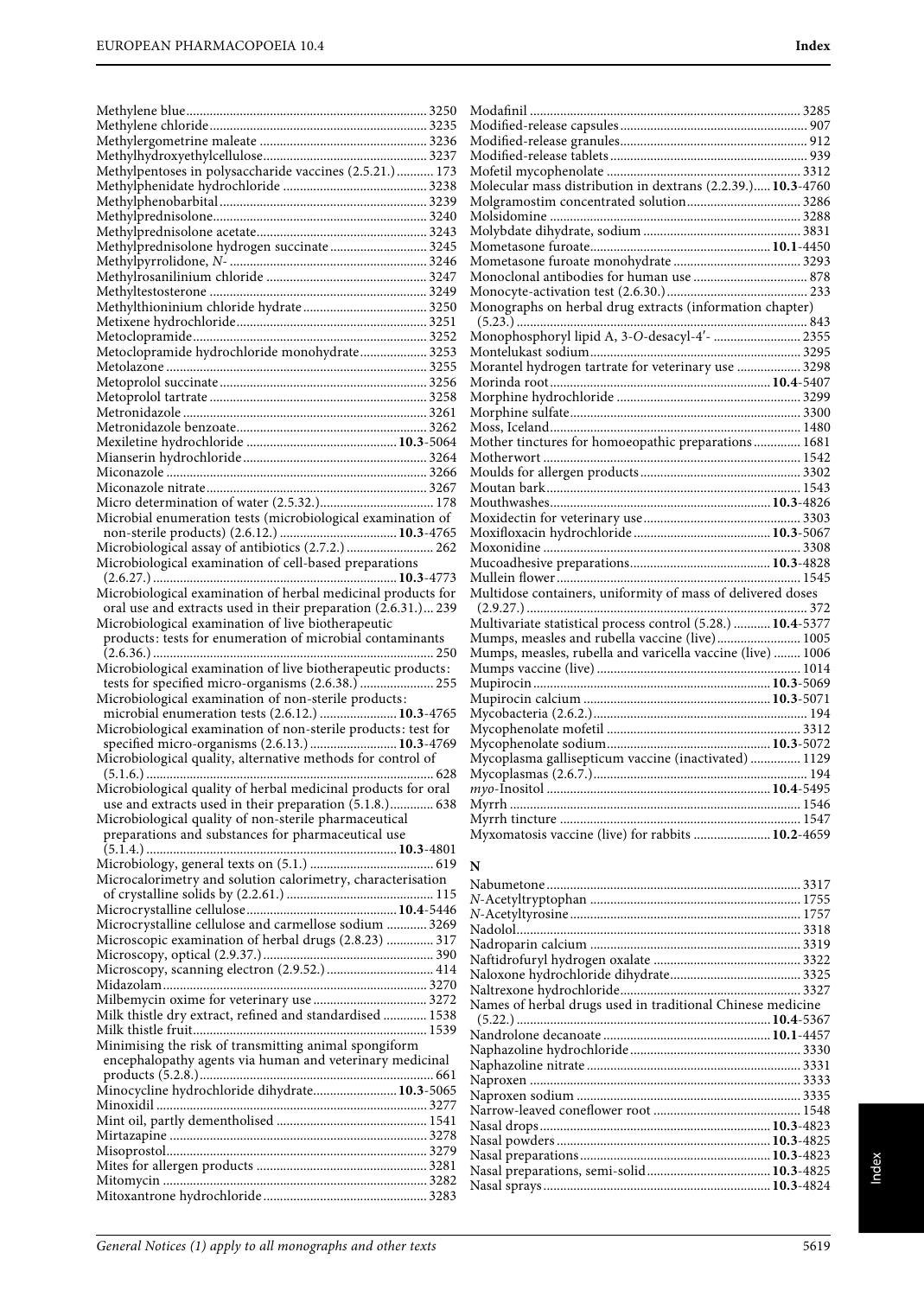Methylene blue ........ 3250
Methylene chloride ........ 3235
Methylergometrine maleate ........ 3236
Methylhydroxyethylcellulose ........ 3237
Methylpentoses in polysaccharide vaccines (2.5.21.) ........ 173
Methylphenidate hydrochloride ........ 3238
Methylphenobarbital ........ 3239
Methylprednisolone ........ 3240
Methylprednisolone acetate ........ 3243
Methylprednisolone hydrogen succinate ........ 3245
Methylpyrrolidone, *N*- ........ 3246
Methylrosanilinium chloride ........ 3247
Methyltestosterone ........ 3249
Methylthioninium chloride hydrate ........ 3250
Metixene hydrochloride ........ 3251
Metoclopramide ........ 3252
Metoclopramide hydrochloride monohydrate ........ 3253
Metolazone ........ 3255
Metoprolol succinate ........ 3256
Metoprolol tartrate ........ 3258
Metronidazole ........ 3261
Metronidazole benzoate ........ 3262
Mexiletine hydrochloride ........ **10.3**-5064
Mianserin hydrochloride ........ 3264
Miconazole ........ 3266
Miconazole nitrate ........ 3267
Micro determination of water (2.5.32.) ........ 178
Microbial enumeration tests (microbiological examination of non-sterile products) (2.6.12.) ........ **10.3**-4765
Microbiological assay of antibiotics (2.7.2.) ........ 262
Microbiological examination of cell-based preparations (2.6.27.) ........ **10.3**-4773
Microbiological examination of herbal medicinal products for oral use and extracts used in their preparation (2.6.31.) ... 239
Microbiological examination of live biotherapeutic products: tests for enumeration of microbial contaminants (2.6.36.) ........ 250
Microbiological examination of live biotherapeutic products: tests for specified micro-organisms (2.6.38.) ........ 255
Microbiological examination of non-sterile products: microbial enumeration tests (2.6.12.) ........ **10.3**-4765
Microbiological examination of non-sterile products: test for specified micro-organisms (2.6.13.) ........ **10.3**-4769
Microbiological quality, alternative methods for control of (5.1.6.) ........ 628
Microbiological quality of herbal medicinal products for oral use and extracts used in their preparation (5.1.8.) ........ 638
Microbiological quality of non-sterile pharmaceutical preparations and substances for pharmaceutical use (5.1.4.) ........ **10.3**-4801
Microbiology, general texts on (5.1.) ........ 619
Microcalorimetry and solution calorimetry, characterisation of crystalline solids by (2.2.61.) ........ 115
Microcrystalline cellulose ........ **10.4**-5446
Microcrystalline cellulose and carmellose sodium ........ 3269
Microscopic examination of herbal drugs (2.8.23) ........ 317
Microscopy, optical (2.9.37.) ........ 390
Microscopy, scanning electron (2.9.52.) ........ 414
Midazolam ........ 3270
Milbemycin oxime for veterinary use ........ 3272
Milk thistle dry extract, refined and standardised ........ 1538
Milk thistle fruit ........ 1539
Minimising the risk of transmitting animal spongiform encephalopathy agents via human and veterinary medicinal products (5.2.8.) ........ 661
Minocycline hydrochloride dihydrate ........ **10.3**-5065
Minoxidil ........ 3277
Mint oil, partly dementholised ........ 1541
Mirtazapine ........ 3278
Misoprostol ........ 3279
Mites for allergen products ........ 3281
Mitomycin ........ 3282
Mitoxantrone hydrochloride ........ 3283
Modafinil ........ 3285
Modified-release capsules ........ 907
Modified-release granules ........ 912
Modified-release tablets ........ 939
Mofetil mycophenolate ........ 3312
Molecular mass distribution in dextrans (2.2.39.) ........ **10.3**-4760
Molgramostim concentrated solution ........ 3286
Molsidomine ........ 3288
Molybdate dihydrate, sodium ........ 3831
Mometasone furoate ........ **10.1**-4450
Mometasone furoate monohydrate ........ 3293
Monoclonal antibodies for human use ........ 878
Monocyte-activation test (2.6.30.) ........ 233
Monographs on herbal drug extracts (information chapter) (5.23.) ........ 843
Monophosphoryl lipid A, 3-*O*-desacyl-4′- ........ 2355
Montelukast sodium ........ 3295
Morantel hydrogen tartrate for veterinary use ........ 3298
Morinda root ........ **10.4**-5407
Morphine hydrochloride ........ 3299
Morphine sulfate ........ 3300
Moss, Iceland ........ 1480
Mother tinctures for homoeopathic preparations ........ 1681
Motherwort ........ 1542
Moulds for allergen products ........ 3302
Moutan bark ........ 1543
Mouthwashes ........ **10.3**-4826
Moxidectin for veterinary use ........ 3303
Moxifloxacin hydrochloride ........ **10.3**-5067
Moxonidine ........ 3308
Mucoadhesive preparations ........ **10.3**-4828
Mullein flower ........ 1545
Multidose containers, uniformity of mass of delivered doses (2.9.27.) ........ 372
Multivariate statistical process control (5.28.) ........ **10.4**-5377
Mumps, measles and rubella vaccine (live) ........ 1005
Mumps, measles, rubella and varicella vaccine (live) ........ 1006
Mumps vaccine (live) ........ 1014
Mupirocin ........ **10.3**-5069
Mupirocin calcium ........ **10.3**-5071
Mycobacteria (2.6.2.) ........ 194
Mycophenolate mofetil ........ 3312
Mycophenolate sodium ........ **10.3**-5072
Mycoplasma gallisepticum vaccine (inactivated) ........ 1129
Mycoplasmas (2.6.7.) ........ 194
*myo*-Inositol ........ **10.4**-5495
Myrrh ........ 1546
Myrrh tincture ........ 1547
Myxomatosis vaccine (live) for rabbits ........ **10.2**-4659

## N

Nabumetone ........ 3317
*N*-Acetyltryptophan ........ 1755
*N*-Acetyltyrosine ........ 1757
Nadolol ........ 3318
Nadroparin calcium ........ 3319
Naftidrofuryl hydrogen oxalate ........ 3322
Naloxone hydrochloride dihydrate ........ 3325
Naltrexone hydrochloride ........ 3327
Names of herbal drugs used in traditional Chinese medicine (5.22.) ........ **10.4**-5367
Nandrolone decanoate ........ **10.1**-4457
Naphazoline hydrochloride ........ 3330
Naphazoline nitrate ........ 3331
Naproxen ........ 3333
Naproxen sodium ........ 3335
Narrow-leaved coneflower root ........ 1548
Nasal drops ........ **10.3**-4823
Nasal powders ........ **10.3**-4825
Nasal preparations ........ **10.3**-4823
Nasal preparations, semi-solid ........ **10.3**-4825
Nasal sprays ........ **10.3**-4824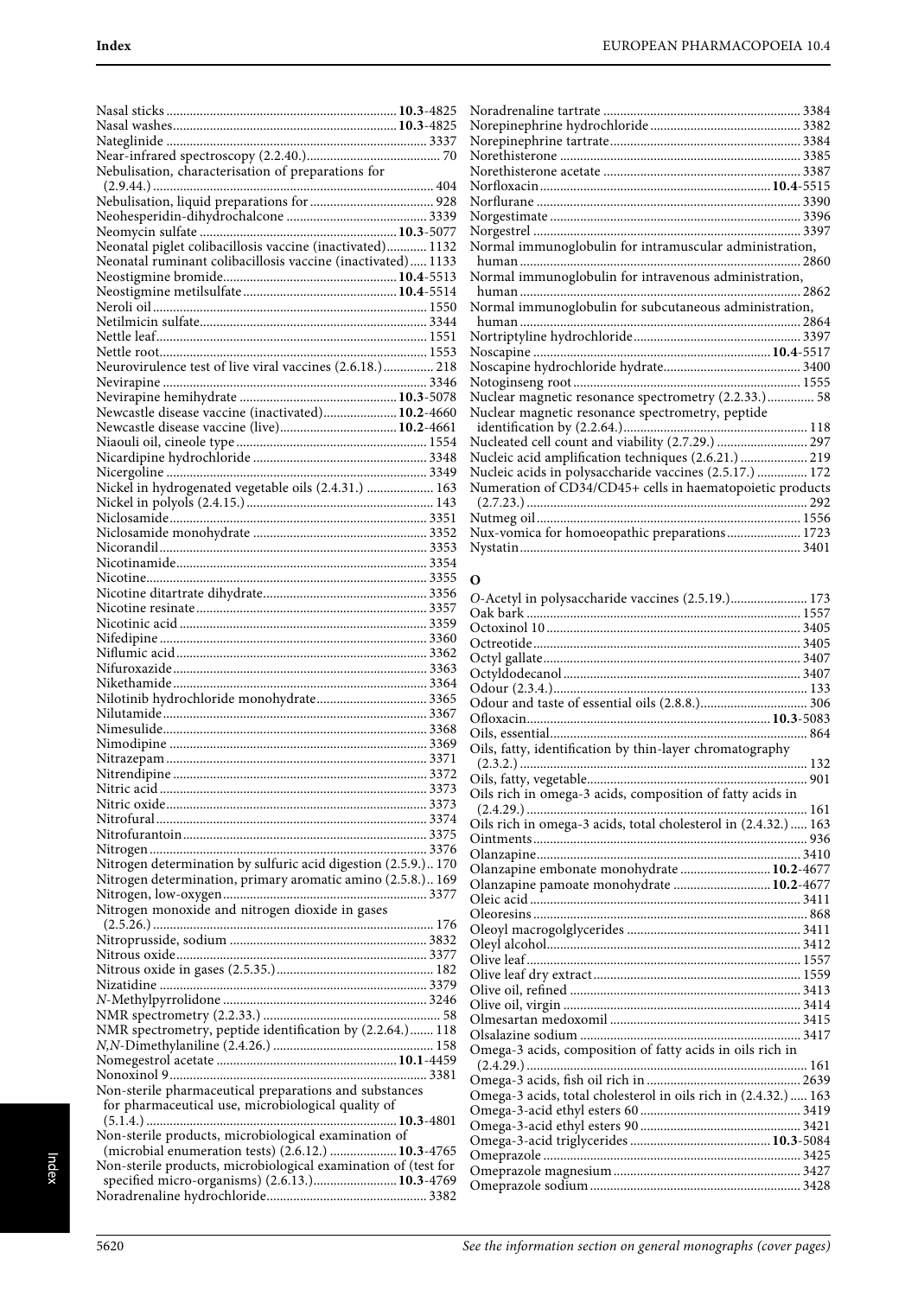Nasal sticks .................... **10.3**-4825
Nasal washes .................... **10.3**-4825
Nateglinide .................... 3337
Near-infrared spectroscopy (2.2.40.) .................... 70
Nebulisation, characterisation of preparations for (2.9.44.) .................... 404
Nebulisation, liquid preparations for .................... 928
Neohesperidin-dihydrochalcone .................... 3339
Neomycin sulfate .................... **10.3**-5077
Neonatal piglet colibacillosis vaccine (inactivated) .................... 1132
Neonatal ruminant colibacillosis vaccine (inactivated) .................... 1133
Neostigmine bromide .................... **10.4**-5513
Neostigmine metilsulfate .................... **10.4**-5514
Neroli oil .................... 1550
Netilmicin sulfate .................... 3344
Nettle leaf .................... 1551
Nettle root .................... 1553
Neurovirulence test of live viral vaccines (2.6.18.) .................... 218
Nevirapine .................... 3346
Nevirapine hemihydrate .................... **10.3**-5078
Newcastle disease vaccine (inactivated) .................... **10.2**-4660
Newcastle disease vaccine (live) .................... **10.2**-4661
Niaouli oil, cineole type .................... 1554
Nicardipine hydrochloride .................... 3348
Nicergoline .................... 3349
Nickel in hydrogenated vegetable oils (2.4.31.) .................... 163
Nickel in polyols (2.4.15.) .................... 143
Niclosamide .................... 3351
Niclosamide monohydrate .................... 3352
Nicorandil .................... 3353
Nicotinamide .................... 3354
Nicotine .................... 3355
Nicotine ditartrate dihydrate .................... 3356
Nicotine resinate .................... 3357
Nicotinic acid .................... 3359
Nifedipine .................... 3360
Niflumic acid .................... 3362
Nifuroxazide .................... 3363
Nikethamide .................... 3364
Nilotinib hydrochloride monohydrate .................... 3365
Nilutamide .................... 3367
Nimesulide .................... 3368
Nimodipine .................... 3369
Nitrazepam .................... 3371
Nitrendipine .................... 3372
Nitric acid .................... 3373
Nitric oxide .................... 3373
Nitrofural .................... 3374
Nitrofurantoin .................... 3375
Nitrogen .................... 3376
Nitrogen determination by sulfuric acid digestion (2.5.9.) .................... 170
Nitrogen determination, primary aromatic amino (2.5.8.) .................... 169
Nitrogen, low-oxygen .................... 3377
Nitrogen monoxide and nitrogen dioxide in gases (2.5.26.) .................... 176
Nitroprusside, sodium .................... 3832
Nitrous oxide .................... 3377
Nitrous oxide in gases (2.5.35.) .................... 182
Nizatidine .................... 3379
*N*-Methylpyrrolidone .................... 3246
NMR spectrometry (2.2.33.) .................... 58
NMR spectrometry, peptide identification by (2.2.64.) .................... 118
*N,N*-Dimethylaniline (2.4.26.) .................... 158
Nomegestrol acetate .................... **10.1**-4459
Nonoxinol 9 .................... 3381
Non-sterile pharmaceutical preparations and substances for pharmaceutical use, microbiological quality of (5.1.4.) .................... **10.3**-4801
Non-sterile products, microbiological examination of (microbial enumeration tests) (2.6.12.) .................... **10.3**-4765
Non-sterile products, microbiological examination of (test for specified micro-organisms) (2.6.13.) .................... **10.3**-4769
Noradrenaline hydrochloride .................... 3382
Noradrenaline tartrate .................... 3384
Norepinephrine hydrochloride .................... 3382
Norepinephrine tartrate .................... 3384
Norethisterone .................... 3385
Norethisterone acetate .................... 3387
Norfloxacin .................... **10.4**-5515
Norflurane .................... 3390
Norgestimate .................... 3396
Norgestrel .................... 3397
Normal immunoglobulin for intramuscular administration, human .................... 2860
Normal immunoglobulin for intravenous administration, human .................... 2862
Normal immunoglobulin for subcutaneous administration, human .................... 2864
Nortriptyline hydrochloride .................... 3397
Noscapine .................... **10.4**-5517
Noscapine hydrochloride hydrate .................... 3400
Notoginseng root .................... 1555
Nuclear magnetic resonance spectrometry (2.2.33.) .................... 58
Nuclear magnetic resonance spectrometry, peptide identification by (2.2.64.) .................... 118
Nucleated cell count and viability (2.7.29.) .................... 297
Nucleic acid amplification techniques (2.6.21.) .................... 219
Nucleic acids in polysaccharide vaccines (2.5.17.) .................... 172
Numeration of CD34/CD45+ cells in haematopoietic products (2.7.23.) .................... 292
Nutmeg oil .................... 1556
Nux-vomica for homoeopathic preparations .................... 1723
Nystatin .................... 3401

## O

*O*-Acetyl in polysaccharide vaccines (2.5.19.) .................... 173
Oak bark .................... 1557
Octoxinol 10 .................... 3405
Octreotide .................... 3405
Octyl gallate .................... 3407
Octyldodecanol .................... 3407
Odour (2.3.4.) .................... 133
Odour and taste of essential oils (2.8.8.) .................... 306
Ofloxacin .................... **10.3**-5083
Oils, essential .................... 864
Oils, fatty, identification by thin-layer chromatography (2.3.2.) .................... 132
Oils, fatty, vegetable .................... 901
Oils rich in omega-3 acids, composition of fatty acids in (2.4.29.) .................... 161
Oils rich in omega-3 acids, total cholesterol in (2.4.32.) .................... 163
Ointments .................... 936
Olanzapine .................... 3410
Olanzapine embonate monohydrate .................... **10.2**-4677
Olanzapine pamoate monohydrate .................... **10.2**-4677
Oleic acid .................... 3411
Oleoresins .................... 868
Oleoyl macrogolglycerides .................... 3411
Oleyl alcohol .................... 3412
Olive leaf .................... 1557
Olive leaf dry extract .................... 1559
Olive oil, refined .................... 3413
Olive oil, virgin .................... 3414
Olmesartan medoxomil .................... 3415
Olsalazine sodium .................... 3417
Omega-3 acids, composition of fatty acids in oils rich in (2.4.29.) .................... 161
Omega-3 acids, fish oil rich in .................... 2639
Omega-3 acids, total cholesterol in oils rich in (2.4.32.) .................... 163
Omega-3-acid ethyl esters 60 .................... 3419
Omega-3-acid ethyl esters 90 .................... 3421
Omega-3-acid triglycerides .................... **10.3**-5084
Omeprazole .................... 3425
Omeprazole magnesium .................... 3427
Omeprazole sodium .................... 3428

See the information section on general monographs (cover pages)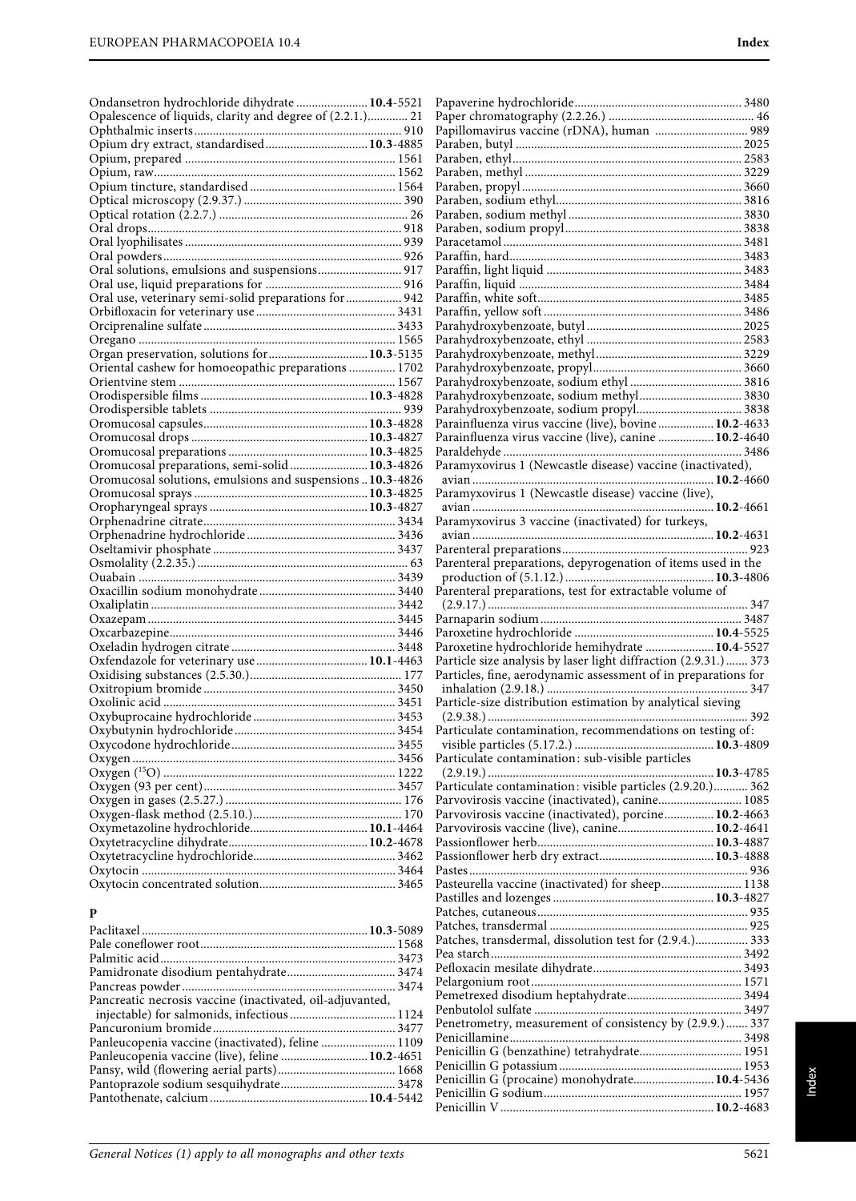Ondansetron hydrochloride dihydrate ....................... **10.4**-5521
Opalescence of liquids, clarity and degree of (2.2.1.)............ 21
Ophthalmic inserts.................................................................. 910
Opium dry extract, standardised................................ **10.3**-4885
Opium, prepared .................................................................. 1561
Opium, raw........................................................................... 1562
Opium tincture, standardised............................................. 1564
Optical microscopy (2.9.37.) .................................................. 390
Optical rotation (2.2.7.) ............................................................ 26
Oral drops................................................................................ 918
Oral lyophilisates ..................................................................... 939
Oral powders............................................................................ 926
Oral solutions, emulsions and suspensions........................... 917
Oral use, liquid preparations for ........................................... 916
Oral use, veterinary semi-solid preparations for.................. 942
Orbifloxacin for veterinary use............................................ 3431
Orciprenaline sulfate............................................................. 3433
Oregano ................................................................................ 1565
Organ preservation, solutions for................................ **10.3**-5135
Oriental cashew for homoeopathic preparations ............... 1702
Orientvine stem .................................................................... 1567
Orodispersible films ..................................................... **10.3**-4828
Orodispersible tablets ............................................................ 939
Oromucosal capsules.................................................... **10.3**-4828
Oromucosal drops ........................................................ **10.3**-4827
Oromucosal preparations ............................................ **10.3**-4825
Oromucosal preparations, semi-solid ......................... **10.3**-4826
Oromucosal solutions, emulsions and suspensions .. **10.3**-4826
Oromucosal sprays ....................................................... **10.3**-4825
Oropharyngeal sprays .................................................. **10.3**-4827
Orphenadrine citrate............................................................ 3434
Orphenadrine hydrochloride ............................................... 3436
Oseltamivir phosphate ......................................................... 3437
Osmolality (2.2.35.) .................................................................. 63
Ouabain ................................................................................ 3439
Oxacillin sodium monohydrate........................................... 3440
Oxaliplatin............................................................................. 3442
Oxazepam.............................................................................. 3445
Oxcarbazepine....................................................................... 3446
Oxeladin hydrogen citrate .................................................... 3448
Oxfendazole for veterinary use.................................... **10.1**-4463
Oxidising substances (2.5.30.)................................................ 177
Oxitropium bromide ............................................................. 3450
Oxolinic acid ......................................................................... 3451
Oxybuprocaine hydrochloride ............................................. 3453
Oxybutynin hydrochloride................................................... 3454
Oxycodone hydrochloride.................................................... 3455
Oxygen .................................................................................. 3456
Oxygen ($^{15}$O) ......................................................................... 1222
Oxygen (93 per cent)............................................................. 3457
Oxygen in gases (2.5.27.) ........................................................ 176
Oxygen-flask method (2.5.10.)................................................ 170
Oxymetazoline hydrochloride..................................... **10.1**-4464
Oxytetracycline dihydrate............................................ **10.2**-4678
Oxytetracycline hydrochloride............................................. 3462
Oxytocin ................................................................................ 3464
Oxytocin concentrated solution........................................... 3465

## P

Paclitaxel..................................................................... **10.3**-5089
Pale coneflower root............................................................. 1568
Palmitic acid.......................................................................... 3473
Pamidronate disodium pentahydrate.................................. 3474
Pancreas powder................................................................... 3474
Pancreatic necrosis vaccine (inactivated, oil-adjuvanted, injectable) for salmonids, infectious ................................ 1124
Pancuronium bromide.......................................................... 3477
Panleucopenia vaccine (inactivated), feline ........................ 1109
Panleucopenia vaccine (live), feline ............................ **10.2**-4651
Pansy, wild (flowering aerial parts)..................................... 1668
Pantoprazole sodium sesquihydrate.................................... 3478
Pantothenate, calcium.................................................. **10.4**-5442
Papaverine hydrochloride..................................................... 3480
Paper chromatography (2.2.26.) .............................................. 46
Papillomavirus vaccine (rDNA), human ............................. 989
Paraben, butyl ....................................................................... 2025
Paraben, ethyl........................................................................ 2583
Paraben, methyl .................................................................... 3229
Paraben, propyl..................................................................... 3660
Paraben, sodium ethyl.......................................................... 3816
Paraben, sodium methyl....................................................... 3830
Paraben, sodium propyl........................................................ 3838
Paracetamol........................................................................... 3481
Paraffin, hard......................................................................... 3483
Paraffin, light liquid ............................................................. 3483
Paraffin, liquid ...................................................................... 3484
Paraffin, white soft................................................................ 3485
Paraffin, yellow soft.............................................................. 3486
Parahydroxybenzoate, butyl ................................................. 2025
Parahydroxybenzoate, ethyl ................................................. 2583
Parahydroxybenzoate, methyl.............................................. 3229
Parahydroxybenzoate, propyl............................................... 3660
Parahydroxybenzoate, sodium ethyl ................................... 3816
Parahydroxybenzoate, sodium methyl................................ 3830
Parahydroxybenzoate, sodium propyl................................. 3838
Parainfluenza virus vaccine (live), bovine .................. **10.2**-4633
Parainfluenza virus vaccine (live), canine .................. **10.2**-4640
Paraldehyde ........................................................................... 3486
Paramyxovirus 1 (Newcastle disease) vaccine (inactivated), avian ............................................................................ **10.2**-4660
Paramyxovirus 1 (Newcastle disease) vaccine (live), avian ............................................................................ **10.2**-4661
Paramyxovirus 3 vaccine (inactivated) for turkeys, avian ............................................................................ **10.2**-4631
Parenteral preparations.......................................................... 923
Parenteral preparations, depyrogenation of items used in the production of (5.1.12.) ............................................... **10.3**-4806
Parenteral preparations, test for extractable volume of (2.9.17.) .................................................................................. 347
Parnaparin sodium................................................................ 3487
Paroxetine hydrochloride ............................................ **10.4**-5525
Paroxetine hydrochloride hemihydrate ...................... **10.4**-5527
Particle size analysis by laser light diffraction (2.9.31.)....... 373
Particles, fine, aerodynamic assessment of in preparations for inhalation (2.9.18.) ................................................................ 347
Particle-size distribution estimation by analytical sieving (2.9.38.) .................................................................................. 392
Particulate contamination, recommendations on testing of: visible particles (5.17.2.) ............................................ **10.3**-4809
Particulate contamination: sub-visible particles (2.9.19.) ........................................................................ **10.3**-4785
Particulate contamination: visible particles (2.9.20.)........... 362
Parvovirosis vaccine (inactivated), canine........................... 1085
Parvovirosis vaccine (inactivated), porcine................ **10.2**-4663
Parvovirosis vaccine (live), canine.............................. **10.2**-4641
Passionflower herb........................................................ **10.3**-4887
Passionflower herb dry extract.................................... **10.3**-4888
Pastes....................................................................................... 936
Pasteurella vaccine (inactivated) for sheep.......................... 1138
Pastilles and lozenges ................................................... **10.3**-4827
Patches, cutaneous.................................................................. 935
Patches, transdermal .............................................................. 925
Patches, transdermal, dissolution test for (2.9.4.)................. 333
Pea starch............................................................................... 3492
Pefloxacin mesilate dihydrate............................................... 3493
Pelargonium root................................................................... 1571
Pemetrexed disodium heptahydrate.................................... 3494
Penbutolol sulfate ................................................................. 3497
Penetrometry, measurement of consistency by (2.9.9.)....... 337
Penicillamine......................................................................... 3498
Penicillin G (benzathine) tetrahydrate................................ 1951
Penicillin G potassium.......................................................... 1953
Penicillin G (procaine) monohydrate.......................... **10.4**-5436
Penicillin G sodium............................................................... 1957
Penicillin V ................................................................... **10.2**-4683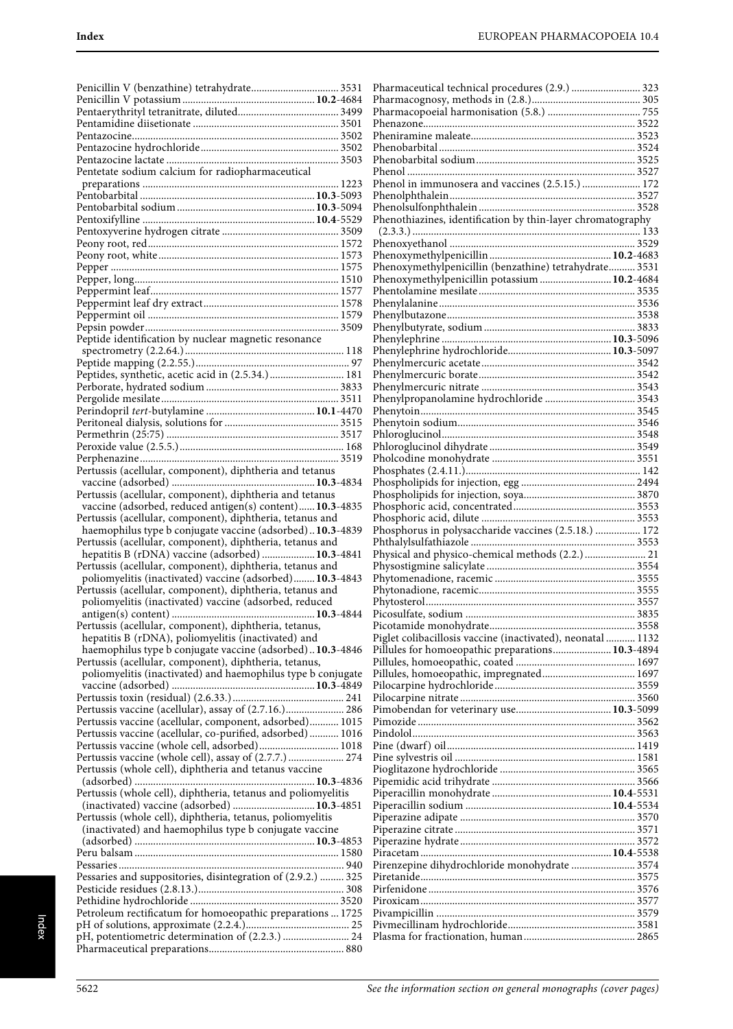Penicillin V (benzathine) tetrahydrate................................ 3531
Penicillin V potassium ................................................ **10.2**-4684
Pentaerythrityl tetranitrate, diluted..................................... 3499
Pentamidine diisetionate ...................................................... 3501
Pentazocine............................................................................. 3502
Pentazocine hydrochloride ................................................... 3502
Pentazocine lactate ................................................................ 3503
Pentetate sodium calcium for radiopharmaceutical preparations ........................................................................ 1223
Pentobarbital ................................................................ **10.3**-5093
Pentobarbital sodium .................................................. **10.3**-5094
Pentoxifylline ............................................................... **10.4**-5529
Pentoxyverine hydrogen citrate ........................................... 3509
Peony root, red....................................................................... 1572
Peony root, white................................................................... 1573
Pepper .................................................................................... 1575
Pepper, long........................................................................... 1510
Peppermint leaf...................................................................... 1577
Peppermint leaf dry extract.................................................. 1578
Peppermint oil ....................................................................... 1579
Pepsin powder........................................................................ 3509
Peptide identification by nuclear magnetic resonance spectrometry (2.2.64.)........................................................... 118
Peptide mapping (2.2.55.)......................................................... 97
Peptides, synthetic, acetic acid in (2.5.34.)........................... 181
Perborate, hydrated sodium ................................................. 3833
Pergolide mesilate.................................................................. 3511
Perindopril *tert*-butylamine ........................................ **10.1**-4470
Peritoneal dialysis, solutions for .......................................... 3515
Permethrin (25:75) ................................................................ 3517
Peroxide value (2.5.5.)............................................................. 168
Perphenazine.......................................................................... 3519
Pertussis (acellular, component), diphtheria and tetanus vaccine (adsorbed) ..................................................... **10.3**-4834
Pertussis (acellular, component), diphtheria and tetanus vaccine (adsorbed, reduced antigen(s) content)...... **10.3**-4835
Pertussis (acellular, component), diphtheria, tetanus and haemophilus type b conjugate vaccine (adsorbed).. **10.3**-4839
Pertussis (acellular, component), diphtheria, tetanus and hepatitis B (rDNA) vaccine (adsorbed) .................... **10.3**-4841
Pertussis (acellular, component), diphtheria, tetanus and poliomyelitis (inactivated) vaccine (adsorbed)........ **10.3**-4843
Pertussis (acellular, component), diphtheria, tetanus and poliomyelitis (inactivated) vaccine (adsorbed, reduced antigen(s) content) ..................................................... **10.3**-4844
Pertussis (acellular, component), diphtheria, tetanus, hepatitis B (rDNA), poliomyelitis (inactivated) and haemophilus type b conjugate vaccine (adsorbed).. **10.3**-4846
Pertussis (acellular, component), diphtheria, tetanus, poliomyelitis (inactivated) and haemophilus type b conjugate vaccine (adsorbed) ..................................................... **10.3**-4849
Pertussis toxin (residual) (2.6.33.).......................................... 241
Pertussis vaccine (acellular), assay of (2.7.16.)...................... 286
Pertussis vaccine (acellular, component, adsorbed)........... 1015
Pertussis vaccine (acellular, co-purified, adsorbed) ........... 1016
Pertussis vaccine (whole cell, adsorbed).............................. 1018
Pertussis vaccine (whole cell), assay of (2.7.7.) ..................... 274
Pertussis (whole cell), diphtheria and tetanus vaccine (adsorbed) ................................................................... **10.3**-4836
Pertussis (whole cell), diphtheria, tetanus and poliomyelitis (inactivated) vaccine (adsorbed) .............................. **10.3**-4851
Pertussis (whole cell), diphtheria, tetanus, poliomyelitis (inactivated) and haemophilus type b conjugate vaccine (adsorbed) ................................................................... **10.3**-4853
Peru balsam ............................................................................ 1580
Pessaries ................................................................................... 940
Pessaries and suppositories, disintegration of (2.9.2.) ......... 325
Pesticide residues (2.8.13.)...................................................... 308
Pethidine hydrochloride ....................................................... 3520
Petroleum rectificatum for homoeopathic preparations ... 1725
pH of solutions, approximate (2.2.4.)...................................... 25
pH, potentiometric determination of (2.2.3.) ......................... 24
Pharmaceutical preparations.................................................. 880
Pharmaceutical technical procedures (2.9.) .......................... 323
Pharmacognosy, methods in (2.8.)......................................... 305
Pharmacopoeial harmonisation (5.8.) ................................... 755
Phenazone............................................................................... 3522
Pheniramine maleate............................................................. 3523
Phenobarbital ......................................................................... 3524
Phenobarbital sodium ........................................................... 3525
Phenol ..................................................................................... 3527
Phenol in immunosera and vaccines (2.5.15.) ...................... 172
Phenolphthalein..................................................................... 3527
Phenolsulfonphthalein .......................................................... 3528
Phenothiazines, identification by thin-layer chromatography (2.3.3.) .................................................................................... 133
Phenoxyethanol ..................................................................... 3529
Phenoxymethylpenicillin ............................................. **10.2**-4683
Phenoxymethylpenicillin (benzathine) tetrahydrate.......... 3531
Phenoxymethylpenicillin potassium ........................... **10.2**-4684
Phentolamine mesilate .......................................................... 3535
Phenylalanine ......................................................................... 3536
Phenylbutazone...................................................................... 3538
Phenylbutyrate, sodium ........................................................ 3833
Phenylephrine ............................................................... **10.3**-5096
Phenylephrine hydrochloride...................................... **10.3**-5097
Phenylmercuric acetate......................................................... 3542
Phenylmercuric borate.......................................................... 3542
Phenylmercuric nitrate ......................................................... 3543
Phenylpropanolamine hydrochloride ................................. 3543
Phenytoin................................................................................ 3545
Phenytoin sodium.................................................................. 3546
Phloroglucinol........................................................................ 3548
Phloroglucinol dihydrate ...................................................... 3549
Pholcodine monohydrate ..................................................... 3551
Phosphates (2.4.11.)................................................................ 142
Phospholipids for injection, egg .......................................... 2494
Phospholipids for injection, soya......................................... 3870
Phosphoric acid, concentrated............................................. 3553
Phosphoric acid, dilute ......................................................... 3553
Phosphorus in polysaccharide vaccines (2.5.18.) ................ 172
Phthalylsulfathiazole ............................................................. 3553
Physical and physico-chemical methods (2.2.) ...................... 21
Physostigmine salicylate ....................................................... 3554
Phytomenadione, racemic .................................................... 3555
Phytonadione, racemic.......................................................... 3555
Phytosterol.............................................................................. 3557
Picosulfate, sodium ............................................................... 3835
Picotamide monohydrate...................................................... 3558
Piglet colibacillosis vaccine (inactivated), neonatal ........... 1132
Pillules for homoeopathic preparations...................... **10.3**-4894
Pillules, homoeopathic, coated ............................................ 1697
Pillules, homoeopathic, impregnated.................................. 1697
Pilocarpine hydrochloride .................................................... 3559
Pilocarpine nitrate ................................................................. 3560
Pimobendan for veterinary use................................... **10.3**-5099
Pimozide ................................................................................. 3562
Pindolol................................................................................... 3563
Pine (dwarf) oil ...................................................................... 1419
Pine sylvestris oil ................................................................... 1581
Pioglitazone hydrochloride .................................................. 3565
Pipemidic acid trihydrate ..................................................... 3566
Piperacillin monohydrate ............................................ **10.4**-5531
Piperacillin sodium ..................................................... **10.4**-5534
Piperazine adipate ................................................................ 3570
Piperazine citrate ................................................................... 3571
Piperazine hydrate ................................................................. 3572
Piracetam ...................................................................... **10.4**-5538
Pirenzepine dihydrochloride monohydrate ........................ 3574
Piretanide................................................................................ 3575
Pirfenidone ............................................................................. 3576
Piroxicam................................................................................ 3577
Pivampicillin .......................................................................... 3579
Pivmecillinam hydrochloride................................................ 3581
Plasma for fractionation, human.......................................... 2865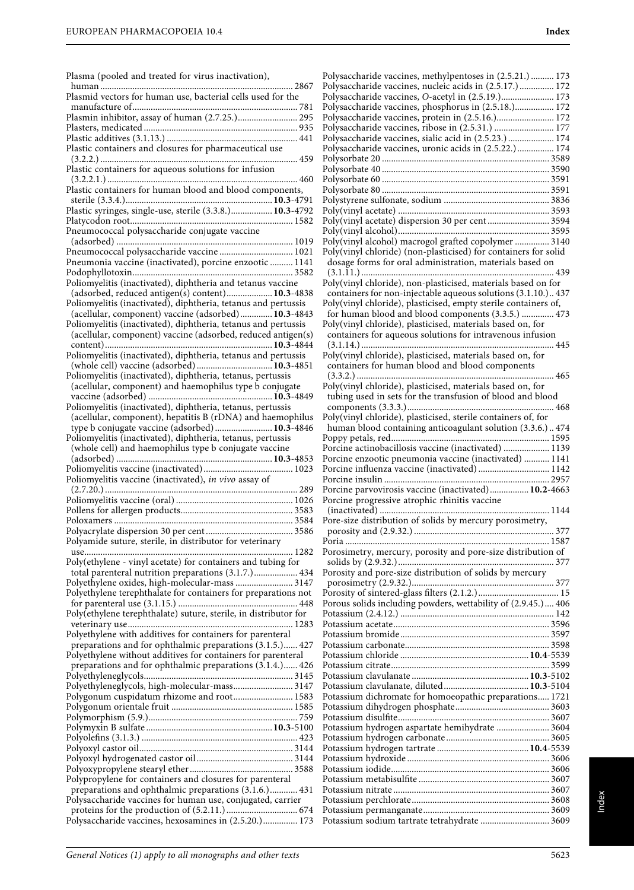Plasma (pooled and treated for virus inactivation), human ... 2867
Plasmid vectors for human use, bacterial cells used for the manufacture of ... 781
Plasmin inhibitor, assay of human (2.7.25.) ... 295
Plasters, medicated ... 935
Plastic additives (3.1.13.) ... 441
Plastic containers and closures for pharmaceutical use (3.2.2.) ... 459
Plastic containers for aqueous solutions for infusion (3.2.2.1.) ... 460
Plastic containers for human blood and blood components, sterile (3.3.4.) ... **10.3**-4791
Plastic syringes, single-use, sterile (3.3.8.) ... **10.3**-4792
Platycodon root ... 1582
Pneumococcal polysaccharide conjugate vaccine (adsorbed) ... 1019
Pneumococcal polysaccharide vaccine ... 1021
Pneumonia vaccine (inactivated), porcine enzootic ... 1141
Podophyllotoxin ... 3582
Poliomyelitis (inactivated), diphtheria and tetanus vaccine (adsorbed, reduced antigen(s) content) ... **10.3**-4838
Poliomyelitis (inactivated), diphtheria, tetanus and pertussis (acellular, component) vaccine (adsorbed) ... **10.3**-4843
Poliomyelitis (inactivated), diphtheria, tetanus and pertussis (acellular, component) vaccine (adsorbed, reduced antigen(s) content) ... **10.3**-4844
Poliomyelitis (inactivated), diphtheria, tetanus and pertussis (whole cell) vaccine (adsorbed) ... **10.3**-4851
Poliomyelitis (inactivated), diphtheria, tetanus, pertussis (acellular, component) and haemophilus type b conjugate vaccine (adsorbed) ... **10.3**-4849
Poliomyelitis (inactivated), diphtheria, tetanus, pertussis (acellular, component), hepatitis B (rDNA) and haemophilus type b conjugate vaccine (adsorbed) ... **10.3**-4846
Poliomyelitis (inactivated), diphtheria, tetanus, pertussis (whole cell) and haemophilus type b conjugate vaccine (adsorbed) ... **10.3**-4853
Poliomyelitis vaccine (inactivated) ... 1023
Poliomyelitis vaccine (inactivated), *in vivo* assay of (2.7.20.) ... 289
Poliomyelitis vaccine (oral) ... 1026
Pollens for allergen products ... 3583
Poloxamers ... 3584
Polyacrylate dispersion 30 per cent ... 3586
Polyamide suture, sterile, in distributor for veterinary use ... 1282
Poly(ethylene - vinyl acetate) for containers and tubing for total parenteral nutrition preparations (3.1.7.) ... 434
Polyethylene oxides, high-molecular-mass ... 3147
Polyethylene terephthalate for containers for preparations not for parenteral use (3.1.15.) ... 448
Poly(ethylene terephthalate) suture, sterile, in distributor for veterinary use ... 1283
Polyethylene with additives for containers for parenteral preparations and for ophthalmic preparations (3.1.5.) ... 427
Polyethylene without additives for containers for parenteral preparations and for ophthalmic preparations (3.1.4.) ... 426
Polyethyleneglycols ... 3145
Polyethyleneglycols, high-molecular-mass ... 3147
Polygonum cuspidatum rhizome and root ... 1583
Polygonum orientale fruit ... 1585
Polymorphism (5.9.) ... 759
Polymyxin B sulfate ... **10.3**-5100
Polyolefins (3.1.3.) ... 423
Polyoxyl castor oil ... 3144
Polyoxyl hydrogenated castor oil ... 3144
Polyoxypropylene stearyl ether ... 3588
Polypropylene for containers and closures for parenteral preparations and ophthalmic preparations (3.1.6.) ... 431
Polysaccharide vaccines for human use, conjugated, carrier proteins for the production of (5.2.11.) ... 674
Polysaccharide vaccines, hexosamines in (2.5.20.) ... 173
Polysaccharide vaccines, methylpentoses in (2.5.21.) ... 173
Polysaccharide vaccines, nucleic acids in (2.5.17.) ... 172
Polysaccharide vaccines, *O*-acetyl in (2.5.19.) ... 173
Polysaccharide vaccines, phosphorus in (2.5.18.) ... 172
Polysaccharide vaccines, protein in (2.5.16.) ... 172
Polysaccharide vaccines, ribose in (2.5.31.) ... 177
Polysaccharide vaccines, sialic acid in (2.5.23.) ... 174
Polysaccharide vaccines, uronic acids in (2.5.22.) ... 174
Polysorbate 20 ... 3589
Polysorbate 40 ... 3590
Polysorbate 60 ... 3591
Polysorbate 80 ... 3591
Polystyrene sulfonate, sodium ... 3836
Poly(vinyl acetate) ... 3593
Poly(vinyl acetate) dispersion 30 per cent ... 3594
Poly(vinyl alcohol) ... 3595
Poly(vinyl alcohol) macrogol grafted copolymer ... 3140
Poly(vinyl chloride) (non-plasticised) for containers for solid dosage forms for oral administration, materials based on (3.1.11.) ... 439
Poly(vinyl chloride), non-plasticised, materials based on for containers for non-injectable aqueous solutions (3.1.10.) ... 437
Poly(vinyl chloride), plasticised, empty sterile containers of, for human blood and blood components (3.3.5.) ... 473
Poly(vinyl chloride), plasticised, materials based on, for containers for aqueous solutions for intravenous infusion (3.1.14.) ... 445
Poly(vinyl chloride), plasticised, materials based on, for containers for human blood and blood components (3.3.2.) ... 465
Poly(vinyl chloride), plasticised, materials based on, for tubing used in sets for the transfusion of blood and blood components (3.3.3.) ... 468
Poly(vinyl chloride), plasticised, sterile containers of, for human blood containing anticoagulant solution (3.3.6.) ... 474
Poppy petals, red ... 1595
Porcine actinobacillosis vaccine (inactivated) ... 1139
Porcine enzootic pneumonia vaccine (inactivated) ... 1141
Porcine influenza vaccine (inactivated) ... 1142
Porcine insulin ... 2957
Porcine parvovirosis vaccine (inactivated) ... **10.2**-4663
Porcine progressive atrophic rhinitis vaccine (inactivated) ... 1144
Pore-size distribution of solids by mercury porosimetry, porosity and (2.9.32.) ... 377
Poria ... 1587
Porosimetry, mercury, porosity and pore-size distribution of solids by (2.9.32.) ... 377
Porosity and pore-size distribution of solids by mercury porosimetry (2.9.32.) ... 377
Porosity of sintered-glass filters (2.1.2.) ... 15
Porous solids including powders, wettability of (2.9.45.) ... 406
Potassium (2.4.12.) ... 142
Potassium acetate ... 3596
Potassium bromide ... 3597
Potassium carbonate ... 3598
Potassium chloride ... **10.4**-5539
Potassium citrate ... 3599
Potassium clavulanate ... **10.3**-5102
Potassium clavulanate, diluted ... **10.3**-5104
Potassium dichromate for homoeopathic preparations ... 1721
Potassium dihydrogen phosphate ... 3603
Potassium disulfite ... 3607
Potassium hydrogen aspartate hemihydrate ... 3604
Potassium hydrogen carbonate ... 3605
Potassium hydrogen tartrate ... **10.4**-5539
Potassium hydroxide ... 3606
Potassium iodide ... 3606
Potassium metabisulfite ... 3607
Potassium nitrate ... 3607
Potassium perchlorate ... 3608
Potassium permanganate ... 3609
Potassium sodium tartrate tetrahydrate ... 3609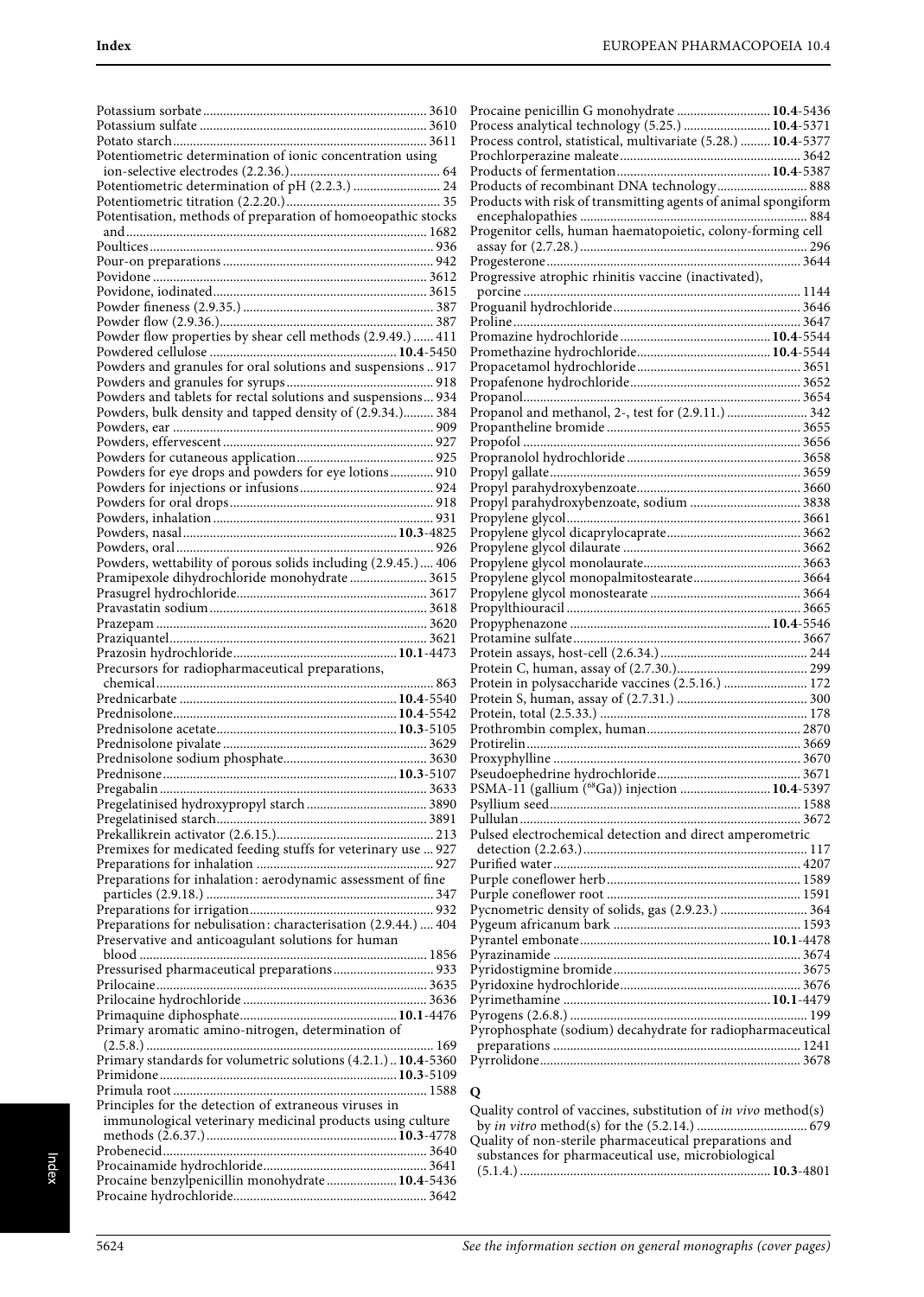Potassium sorbate ... 3610
Potassium sulfate ... 3610
Potato starch ... 3611
Potentiometric determination of ionic concentration using ion-selective electrodes (2.2.36.) ... 64
Potentiometric determination of pH (2.2.3.) ... 24
Potentiometric titration (2.2.20.) ... 35
Potentisation, methods of preparation of homoeopathic stocks and ... 1682
Poultices ... 936
Pour-on preparations ... 942
Povidone ... 3612
Povidone, iodinated ... 3615
Powder fineness (2.9.35.) ... 387
Powder flow (2.9.36.) ... 387
Powder flow properties by shear cell methods (2.9.49.) ... 411
Powdered cellulose ... **10.4**-5450
Powders and granules for oral solutions and suspensions .. 917
Powders and granules for syrups ... 918
Powders and tablets for rectal solutions and suspensions ... 934
Powders, bulk density and tapped density of (2.9.34.) ... 384
Powders, ear ... 909
Powders, effervescent ... 927
Powders for cutaneous application ... 925
Powders for eye drops and powders for eye lotions ... 910
Powders for injections or infusions ... 924
Powders for oral drops ... 918
Powders, inhalation ... 931
Powders, nasal ... **10.3**-4825
Powders, oral ... 926
Powders, wettability of porous solids including (2.9.45.) ... 406
Pramipexole dihydrochloride monohydrate ... 3615
Prasugrel hydrochloride ... 3617
Pravastatin sodium ... 3618
Prazepam ... 3620
Praziquantel ... 3621
Prazosin hydrochloride ... **10.1**-4473
Precursors for radiopharmaceutical preparations, chemical ... 863
Prednicarbate ... **10.4**-5540
Prednisolone ... **10.4**-5542
Prednisolone acetate ... **10.3**-5105
Prednisolone pivalate ... 3629
Prednisolone sodium phosphate ... 3630
Prednisone ... **10.3**-5107
Pregabalin ... 3633
Pregelatinised hydroxypropyl starch ... 3890
Pregelatinised starch ... 3891
Prekallikrein activator (2.6.15.) ... 213
Premixes for medicated feeding stuffs for veterinary use ... 927
Preparations for inhalation ... 927
Preparations for inhalation: aerodynamic assessment of fine particles (2.9.18.) ... 347
Preparations for irrigation ... 932
Preparations for nebulisation: characterisation (2.9.44.) ... 404
Preservative and anticoagulant solutions for human blood ... 1856
Pressurised pharmaceutical preparations ... 933
Prilocaine ... 3635
Prilocaine hydrochloride ... 3636
Primaquine diphosphate ... **10.1**-4476
Primary aromatic amino-nitrogen, determination of (2.5.8.) ... 169
Primary standards for volumetric solutions (4.2.1.) .. **10.4**-5360
Primidone ... **10.3**-5109
Primula root ... 1588
Principles for the detection of extraneous viruses in immunological veterinary medicinal products using culture methods (2.6.37.) ... **10.3**-4778
Probenecid ... 3640
Procainamide hydrochloride ... 3641
Procaine benzylpenicillin monohydrate ... **10.4**-5436
Procaine hydrochloride ... 3642
Procaine penicillin G monohydrate ... **10.4**-5436
Process analytical technology (5.25.) ... **10.4**-5371
Process control, statistical, multivariate (5.28.) ... **10.4**-5377
Prochlorperazine maleate ... 3642
Products of fermentation ... **10.4**-5387
Products of recombinant DNA technology ... 888
Products with risk of transmitting agents of animal spongiform encephalopathies ... 884
Progenitor cells, human haematopoietic, colony-forming cell assay for (2.7.28.) ... 296
Progesterone ... 3644
Progressive atrophic rhinitis vaccine (inactivated), porcine ... 1144
Proguanil hydrochloride ... 3646
Proline ... 3647
Promazine hydrochloride ... **10.4**-5544
Promethazine hydrochloride ... **10.4**-5544
Propacetamol hydrochloride ... 3651
Propafenone hydrochloride ... 3652
Propanol ... 3654
Propanol and methanol, 2-, test for (2.9.11.) ... 342
Propantheline bromide ... 3655
Propofol ... 3656
Propranolol hydrochloride ... 3658
Propyl gallate ... 3659
Propyl parahydroxybenzoate ... 3660
Propyl parahydroxybenzoate, sodium ... 3838
Propylene glycol ... 3661
Propylene glycol dicaprylocaprate ... 3662
Propylene glycol dilaurate ... 3662
Propylene glycol monolaurate ... 3663
Propylene glycol monopalmitostearate ... 3664
Propylene glycol monostearate ... 3664
Propylthiouracil ... 3665
Propyphenazone ... **10.4**-5546
Protamine sulfate ... 3667
Protein assays, host-cell (2.6.34.) ... 244
Protein C, human, assay of (2.7.30.) ... 299
Protein in polysaccharide vaccines (2.5.16.) ... 172
Protein S, human, assay of (2.7.31.) ... 300
Protein, total (2.5.33.) ... 178
Prothrombin complex, human ... 2870
Protirelin ... 3669
Proxyphylline ... 3670
Pseudoephedrine hydrochloride ... 3671
PSMA-11 (gallium ($^{68}$Ga)) injection ... **10.4**-5397
Psyllium seed ... 1588
Pullulan ... 3672
Pulsed electrochemical detection and direct amperometric detection (2.2.63.) ... 117
Purified water ... 4207
Purple coneflower herb ... 1589
Purple coneflower root ... 1591
Pycnometric density of solids, gas (2.9.23.) ... 364
Pygeum africanum bark ... 1593
Pyrantel embonate ... **10.1**-4478
Pyrazinamide ... 3674
Pyridostigmine bromide ... 3675
Pyridoxine hydrochloride ... 3676
Pyrimethamine ... **10.1**-4479
Pyrogens (2.6.8.) ... 199
Pyrophosphate (sodium) decahydrate for radiopharmaceutical preparations ... 1241
Pyrrolidone ... 3678

## Q

Quality control of vaccines, substitution of *in vivo* method(s) by *in vitro* method(s) for the (5.2.14.) ... 679
Quality of non-sterile pharmaceutical preparations and substances for pharmaceutical use, microbiological (5.1.4.) ... **10.3**-4801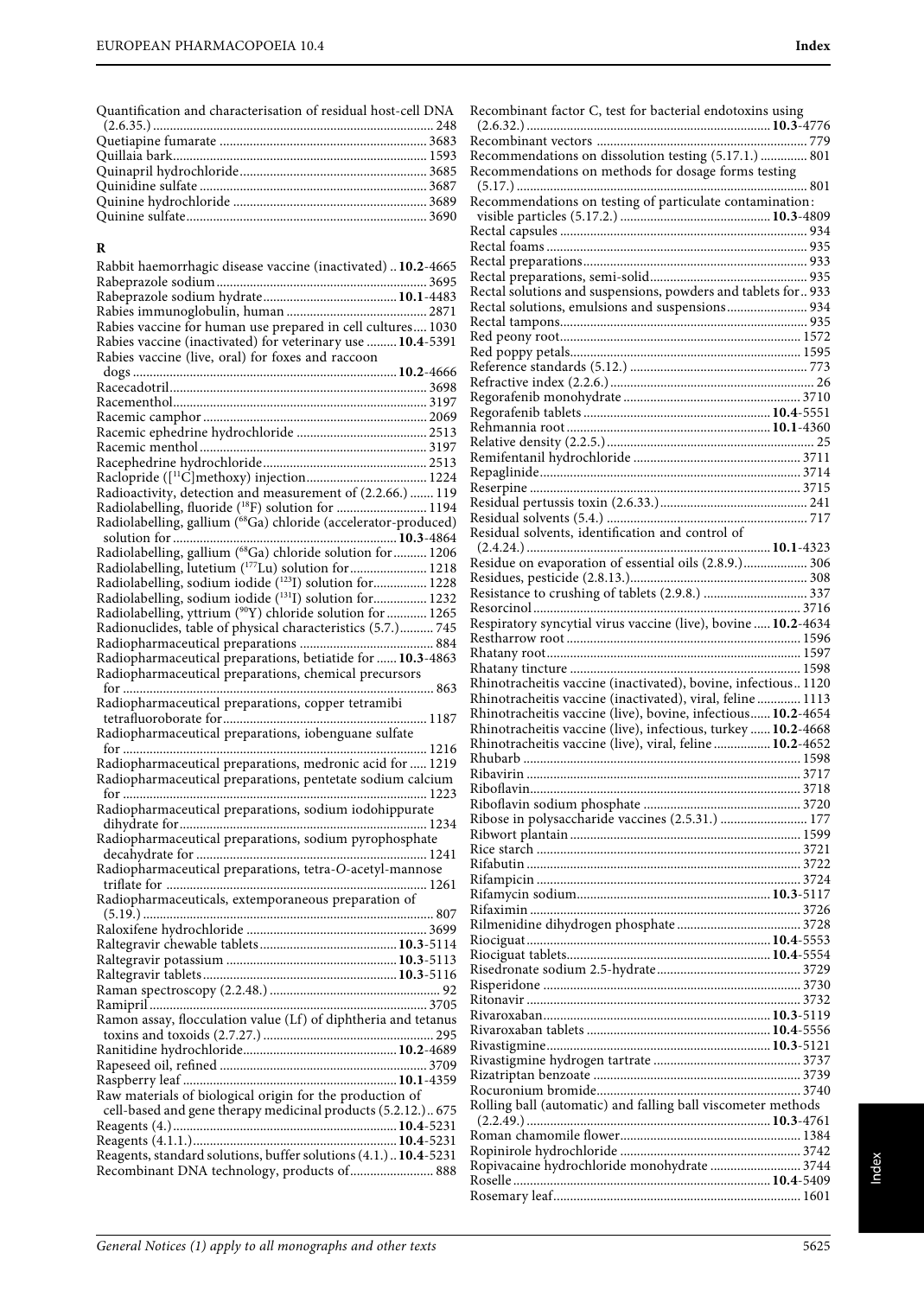Quantification and characterisation of residual host-cell DNA (2.6.35.) ... 248
Quetiapine fumarate ... 3683
Quillaia bark ... 1593
Quinapril hydrochloride ... 3685
Quinidine sulfate ... 3687
Quinine hydrochloride ... 3689
Quinine sulfate ... 3690

**R**

Rabbit haemorrhagic disease vaccine (inactivated) .. **10.2**-4665
Rabeprazole sodium ... 3695
Rabeprazole sodium hydrate ... **10.1**-4483
Rabies immunoglobulin, human ... 2871
Rabies vaccine for human use prepared in cell cultures .... 1030
Rabies vaccine (inactivated) for veterinary use ... **10.4**-5391
Rabies vaccine (live, oral) for foxes and raccoon dogs ... **10.2**-4666
Racecadotril ... 3698
Racementhol ... 3197
Racemic camphor ... 2069
Racemic ephedrine hydrochloride ... 2513
Racemic menthol ... 3197
Racephedrine hydrochloride ... 2513
Raclopride ([$^{11}$C]methoxy) injection ... 1224
Radioactivity, detection and measurement of (2.2.66.) ... 119
Radiolabelling, fluoride ($^{18}$F) solution for ... 1194
Radiolabelling, gallium ($^{68}$Ga) chloride (accelerator-produced) solution for ... **10.3**-4864
Radiolabelling, gallium ($^{68}$Ga) chloride solution for ... 1206
Radiolabelling, lutetium ($^{177}$Lu) solution for ... 1218
Radiolabelling, sodium iodide ($^{123}$I) solution for ... 1228
Radiolabelling, sodium iodide ($^{131}$I) solution for ... 1232
Radiolabelling, yttrium ($^{90}$Y) chloride solution for ... 1265
Radionuclides, table of physical characteristics (5.7.) ... 745
Radiopharmaceutical preparations ... 884
Radiopharmaceutical preparations, betiatide for ... **10.3**-4863
Radiopharmaceutical preparations, chemical precursors for ... 863
Radiopharmaceutical preparations, copper tetramibi tetrafluoroborate for ... 1187
Radiopharmaceutical preparations, iobenguane sulfate for ... 1216
Radiopharmaceutical preparations, medronic acid for ... 1219
Radiopharmaceutical preparations, pentetate sodium calcium for ... 1223
Radiopharmaceutical preparations, sodium iodohippurate dihydrate for ... 1234
Radiopharmaceutical preparations, sodium pyrophosphate decahydrate for ... 1241
Radiopharmaceutical preparations, tetra-*O*-acetyl-mannose triflate for ... 1261
Radiopharmaceuticals, extemporaneous preparation of (5.19.) ... 807
Raloxifene hydrochloride ... 3699
Raltegravir chewable tablets ... **10.3**-5114
Raltegravir potassium ... **10.3**-5113
Raltegravir tablets ... **10.3**-5116
Raman spectroscopy (2.2.48.) ... 92
Ramipril ... 3705
Ramon assay, flocculation value (Lf) of diphtheria and tetanus toxins and toxoids (2.7.27.) ... 295
Ranitidine hydrochloride ... **10.2**-4689
Rapeseed oil, refined ... 3709
Raspberry leaf ... **10.1**-4359
Raw materials of biological origin for the production of cell-based and gene therapy medicinal products (5.2.12.) .. 675
Reagents (4.) ... **10.4**-5231
Reagents (4.1.1.) ... **10.4**-5231
Reagents, standard solutions, buffer solutions (4.1.) .. **10.4**-5231
Recombinant DNA technology, products of ... 888
Recombinant factor C, test for bacterial endotoxins using (2.6.32.) ... **10.3**-4776
Recombinant vectors ... 779
Recommendations on dissolution testing (5.17.1.) ... 801
Recommendations on methods for dosage forms testing (5.17.) ... 801
Recommendations on testing of particulate contamination: visible particles (5.17.2.) ... **10.3**-4809
Rectal capsules ... 934
Rectal foams ... 935
Rectal preparations ... 933
Rectal preparations, semi-solid ... 935
Rectal solutions and suspensions, powders and tablets for .. 933
Rectal solutions, emulsions and suspensions ... 934
Rectal tampons ... 935
Red peony root ... 1572
Red poppy petals ... 1595
Reference standards (5.12.) ... 773
Refractive index (2.2.6.) ... 26
Regorafenib monohydrate ... 3710
Regorafenib tablets ... **10.4**-5551
Rehmannia root ... **10.1**-4360
Relative density (2.2.5.) ... 25
Remifentanil hydrochloride ... 3711
Repaglinide ... 3714
Reserpine ... 3715
Residual pertussis toxin (2.6.33.) ... 241
Residual solvents (5.4.) ... 717
Residual solvents, identification and control of (2.4.24.) ... **10.1**-4323
Residue on evaporation of essential oils (2.8.9.) ... 306
Residues, pesticide (2.8.13.) ... 308
Resistance to crushing of tablets (2.9.8.) ... 337
Resorcinol ... 3716
Respiratory syncytial virus vaccine (live), bovine ... **10.2**-4634
Restharrow root ... 1596
Rhatany root ... 1597
Rhatany tincture ... 1598
Rhinotracheitis vaccine (inactivated), bovine, infectious .. 1120
Rhinotracheitis vaccine (inactivated), viral, feline ... 1113
Rhinotracheitis vaccine (live), bovine, infectious ... **10.2**-4654
Rhinotracheitis vaccine (live), infectious, turkey ... **10.2**-4668
Rhinotracheitis vaccine (live), viral, feline ... **10.2**-4652
Rhubarb ... 1598
Ribavirin ... 3717
Riboflavin ... 3718
Riboflavin sodium phosphate ... 3720
Ribose in polysaccharide vaccines (2.5.31.) ... 177
Ribwort plantain ... 1599
Rice starch ... 3721
Rifabutin ... 3722
Rifampicin ... 3724
Rifamycin sodium ... **10.3**-5117
Rifaximin ... 3726
Rilmenidine dihydrogen phosphate ... 3728
Riociguat ... **10.4**-5553
Riociguat tablets ... **10.4**-5554
Risedronate sodium 2.5-hydrate ... 3729
Risperidone ... 3730
Ritonavir ... 3732
Rivaroxaban ... **10.3**-5119
Rivaroxaban tablets ... **10.4**-5556
Rivastigmine ... **10.3**-5121
Rivastigmine hydrogen tartrate ... 3737
Rizatriptan benzoate ... 3739
Rocuronium bromide ... 3740
Rolling ball (automatic) and falling ball viscometer methods (2.2.49.) ... **10.3**-4761
Roman chamomile flower ... 1384
Ropinirole hydrochloride ... 3742
Ropivacaine hydrochloride monohydrate ... 3744
Roselle ... **10.4**-5409
Rosemary leaf ... 1601

General Notices (1) apply to all monographs and other texts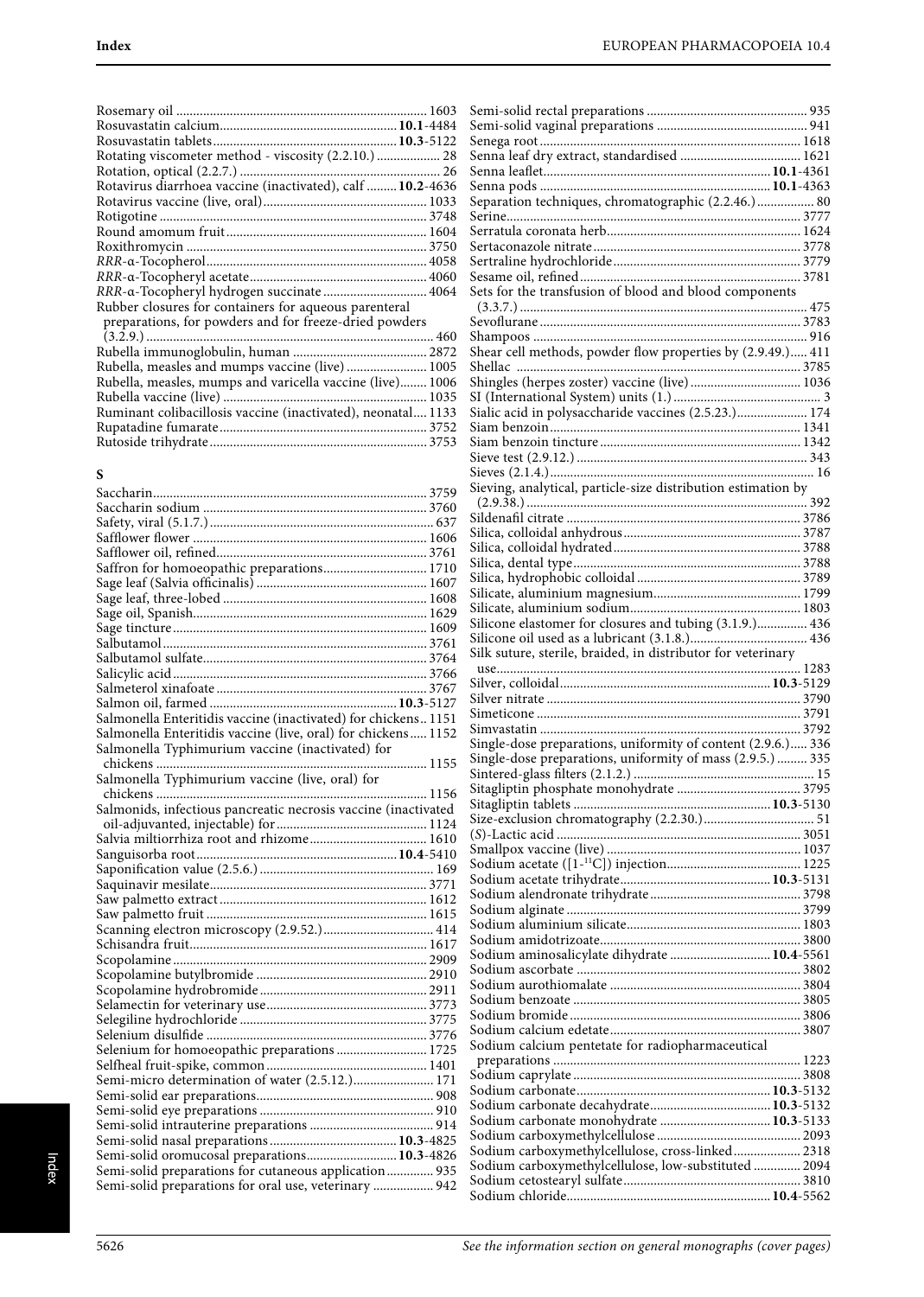Rosemary oil ........................................................................ 1603
Rosuvastatin calcium.................................................... **10.1**-4484
Rosuvastatin tablets.................................................... **10.3**-5122
Rotating viscometer method - viscosity (2.2.10.) .................. 28
Rotation, optical (2.2.7.) ........................................................ 26
Rotavirus diarrhoea vaccine (inactivated), calf ......... **10.2**-4636
Rotavirus vaccine (live, oral)............................................... 1033
Rotigotine .............................................................................. 3748
Round amomum fruit........................................................... 1604
Roxithromycin ...................................................................... 3750
*RRR*-α-Tocopherol.................................................................. 4058
*RRR*-α-Tocopheryl acetate.................................................... 4060
*RRR*-α-Tocopheryl hydrogen succinate ............................... 4064
Rubber closures for containers for aqueous parenteral preparations, for powders and for freeze-dried powders (3.2.9.) .................................................................................... 460
Rubella immunoglobulin, human ....................................... 2872
Rubella, measles and mumps vaccine (live) ....................... 1005
Rubella, measles, mumps and varicella vaccine (live)........ 1006
Rubella vaccine (live) ............................................................ 1035
Ruminant colibacillosis vaccine (inactivated), neonatal.... 1133
Rupatadine fumarate............................................................ 3752
Rutoside trihydrate................................................................ 3753

## S

Saccharin................................................................................ 3759
Saccharin sodium .................................................................. 3760
Safety, viral (5.1.7.) ................................................................. 637
Safflower flower .................................................................... 1606
Safflower oil, refined............................................................. 3761
Saffron for homoeopathic preparations.............................. 1710
Sage leaf (Salvia officinalis) .................................................. 1607
Sage leaf, three-lobed ............................................................ 1608
Sage oil, Spanish..................................................................... 1629
Sage tincture........................................................................... 1609
Salbutamol............................................................................. 3761
Salbutamol sulfate.................................................................. 3764
Salicylic acid........................................................................... 3766
Salmeterol xinafoate.............................................................. 3767
Salmon oil, farmed ....................................................... **10.3**-5127
Salmonella Enteritidis vaccine (inactivated) for chickens.. 1151
Salmonella Enteritidis vaccine (live, oral) for chickens..... 1152
Salmonella Typhimurium vaccine (inactivated) for chickens ................................................................................ 1155
Salmonella Typhimurium vaccine (live, oral) for chickens ................................................................................ 1156
Salmonids, infectious pancreatic necrosis vaccine (inactivated oil-adjuvanted, injectable) for............................................ 1124
Salvia miltiorrhiza root and rhizome.................................. 1610
Sanguisorba root.......................................................... **10.4**-5410
Saponification value (2.5.6.) .................................................. 169
Saquinavir mesilate................................................................ 3771
Saw palmetto extract............................................................. 1612
Saw palmetto fruit ................................................................. 1615
Scanning electron microscopy (2.9.52.)................................ 414
Schisandra fruit...................................................................... 1617
Scopolamine........................................................................... 2909
Scopolamine butylbromide .................................................. 2910
Scopolamine hydrobromide................................................. 2911
Selamectin for veterinary use............................................... 3773
Selegiline hydrochloride ....................................................... 3775
Selenium disulfide ................................................................. 3776
Selenium for homoeopathic preparations........................... 1725
Selfheal fruit-spike, common............................................... 1401
Semi-micro determination of water (2.5.12.)........................ 171
Semi-solid ear preparations.................................................... 908
Semi-solid eye preparations ................................................... 910
Semi-solid intrauterine preparations .................................... 914
Semi-solid nasal preparations..................................... **10.3**-4825
Semi-solid oromucosal preparations........................... **10.3**-4826
Semi-solid preparations for cutaneous application.............. 935
Semi-solid preparations for oral use, veterinary .................. 942
Semi-solid rectal preparations ............................................... 935
Semi-solid vaginal preparations ............................................ 941
Senega root ............................................................................ 1618
Senna leaf dry extract, standardised ................................... 1621
Senna leaflet.................................................................. **10.1**-4361
Senna pods ................................................................... **10.1**-4363
Separation techniques, chromatographic (2.2.46.) ................. 80
Serine...................................................................................... 3777
Serratula coronata herb......................................................... 1624
Sertaconazole nitrate............................................................. 3778
Sertraline hydrochloride....................................................... 3779
Sesame oil, refined................................................................. 3781
Sets for the transfusion of blood and blood components (3.3.7.) .................................................................................... 475
Sevoflurane ............................................................................ 3783
Shampoos ................................................................................ 916
Shear cell methods, powder flow properties by (2.9.49.)..... 411
Shellac .................................................................................... 3785
Shingles (herpes zoster) vaccine (live)................................. 1036
SI (International System) units (1.) ........................................... 3
Sialic acid in polysaccharide vaccines (2.5.23.)..................... 174
Siam benzoin.......................................................................... 1341
Siam benzoin tincture ........................................................... 1342
Sieve test (2.9.12.) .................................................................... 343
Sieves (2.1.4.)............................................................................. 16
Sieving, analytical, particle-size distribution estimation by (2.9.38.) .................................................................................. 392
Sildenafil citrate .................................................................... 3786
Silica, colloidal anhydrous.................................................... 3787
Silica, colloidal hydrated....................................................... 3788
Silica, dental type................................................................... 3788
Silica, hydrophobic colloidal ................................................ 3789
Silicate, aluminium magnesium........................................... 1799
Silicate, aluminium sodium.................................................. 1803
Silicone elastomer for closures and tubing (3.1.9.)............... 436
Silicone oil used as a lubricant (3.1.8.)................................... 436
Silk suture, sterile, braided, in distributor for veterinary use......................................................................................... 1283
Silver, colloidal.............................................................. **10.3**-5129
Silver nitrate ........................................................................... 3790
Simeticone ............................................................................. 3791
Simvastatin ............................................................................ 3792
Single-dose preparations, uniformity of content (2.9.6.)..... 336
Single-dose preparations, uniformity of mass (2.9.5.) ......... 335
Sintered-glass filters (2.1.2.) ..................................................... 15
Sitagliptin phosphate monohydrate .................................... 3795
Sitagliptin tablets .......................................................... **10.3**-5130
Size-exclusion chromatography (2.2.30.)................................ 51
(*S*)-Lactic acid ........................................................................ 3051
Smallpox vaccine (live) ......................................................... 1037
Sodium acetate ([1-$^{11}$C]) injection........................................ 1225
Sodium acetate trihydrate............................................ **10.3**-5131
Sodium alendronate trihydrate............................................ 3798
Sodium alginate ..................................................................... 3799
Sodium aluminium silicate................................................... 1803
Sodium amidotrizoate........................................................... 3800
Sodium aminosalicylate dihydrate ............................. **10.4**-5561
Sodium ascorbate .................................................................. 3802
Sodium aurothiomalate ........................................................ 3804
Sodium benzoate ................................................................... 3805
Sodium bromide.................................................................... 3806
Sodium calcium edetate........................................................ 3807
Sodium calcium pentetate for radiopharmaceutical preparations ........................................................................ 1223
Sodium caprylate .................................................................. 3808
Sodium carbonate......................................................... **10.3**-5132
Sodium carbonate decahydrate.................................... **10.3**-5132
Sodium carbonate monohydrate ................................. **10.3**-5133
Sodium carboxymethylcellulose .......................................... 2093
Sodium carboxymethylcellulose, cross-linked.................... 2318
Sodium carboxymethylcellulose, low-substituted .............. 2094
Sodium cetostearyl sulfate.................................................... 3810
Sodium chloride............................................................ **10.4**-5562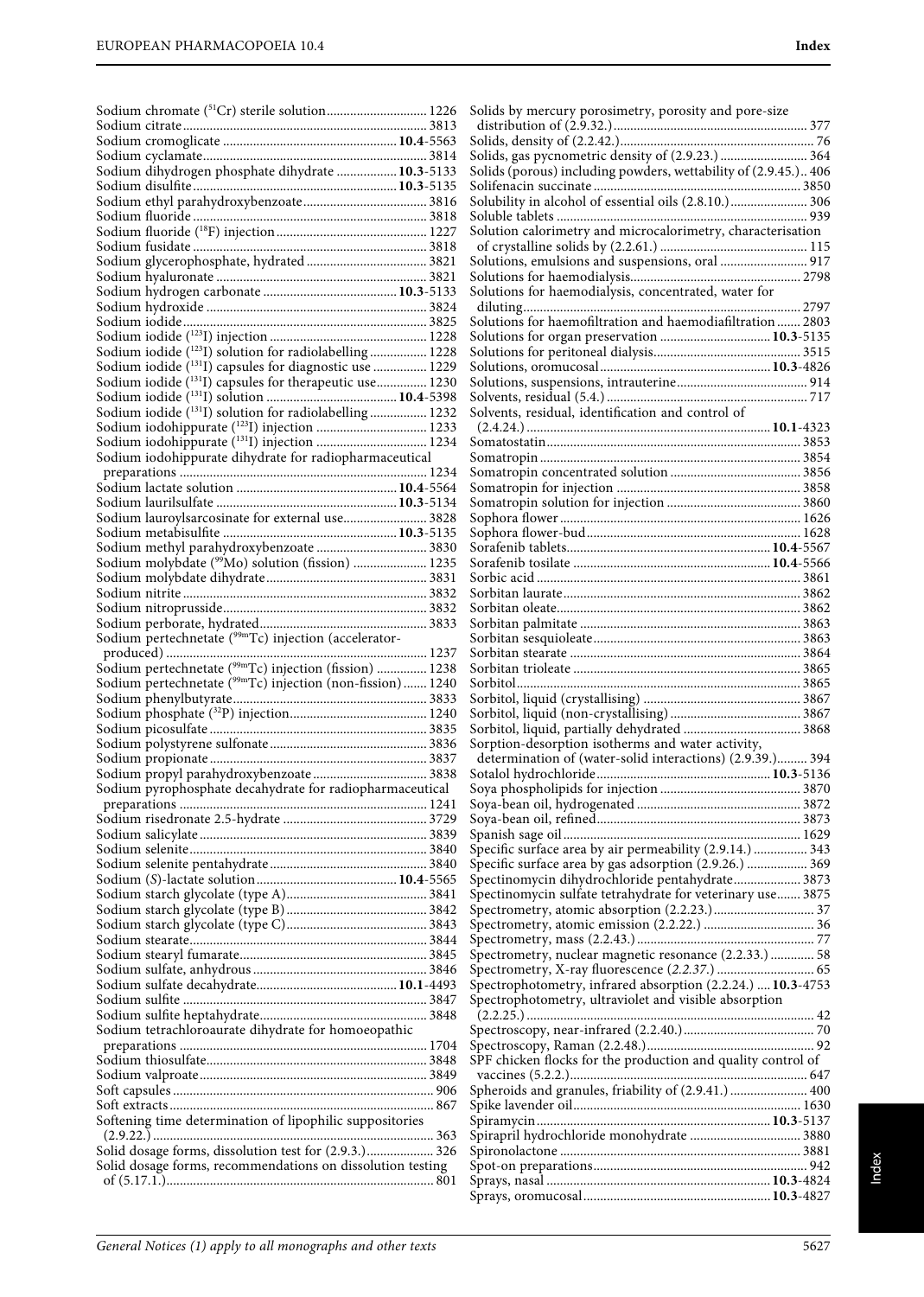Sodium chromate ($^{51}$Cr) sterile solution .......... 1226
Sodium citrate .......... 3813
Sodium cromoglicate .......... **10.4**-5563
Sodium cyclamate .......... 3814
Sodium dihydrogen phosphate dihydrate .......... **10.3**-5133
Sodium disulfite .......... **10.3**-5135
Sodium ethyl parahydroxybenzoate .......... 3816
Sodium fluoride .......... 3818
Sodium fluoride ($^{18}$F) injection .......... 1227
Sodium fusidate .......... 3818
Sodium glycerophosphate, hydrated .......... 3821
Sodium hyaluronate .......... 3821
Sodium hydrogen carbonate .......... **10.3**-5133
Sodium hydroxide .......... 3824
Sodium iodide .......... 3825
Sodium iodide ($^{123}$I) injection .......... 1228
Sodium iodide ($^{123}$I) solution for radiolabelling .......... 1228
Sodium iodide ($^{131}$I) capsules for diagnostic use .......... 1229
Sodium iodide ($^{131}$I) capsules for therapeutic use .......... 1230
Sodium iodide ($^{131}$I) solution .......... **10.4**-5398
Sodium iodide ($^{131}$I) solution for radiolabelling .......... 1232
Sodium iodohippurate ($^{123}$I) injection .......... 1233
Sodium iodohippurate ($^{131}$I) injection .......... 1234
Sodium iodohippurate dihydrate for radiopharmaceutical preparations .......... 1234
Sodium lactate solution .......... **10.4**-5564
Sodium laurilsulfate .......... **10.3**-5134
Sodium lauroylsarcosinate for external use .......... 3828
Sodium metabisulfite .......... **10.3**-5135
Sodium methyl parahydroxybenzoate .......... 3830
Sodium molybdate ($^{99}$Mo) solution (fission) .......... 1235
Sodium molybdate dihydrate .......... 3831
Sodium nitrite .......... 3832
Sodium nitroprusside .......... 3832
Sodium perborate, hydrated .......... 3833
Sodium pertechnetate ($^{99m}$Tc) injection (accelerator-produced) .......... 1237
Sodium pertechnetate ($^{99m}$Tc) injection (fission) .......... 1238
Sodium pertechnetate ($^{99m}$Tc) injection (non-fission) .......... 1240
Sodium phenylbutyrate .......... 3833
Sodium phosphate ($^{32}$P) injection .......... 1240
Sodium picosulfate .......... 3835
Sodium polystyrene sulfonate .......... 3836
Sodium propionate .......... 3837
Sodium propyl parahydroxybenzoate .......... 3838
Sodium pyrophosphate decahydrate for radiopharmaceutical preparations .......... 1241
Sodium risedronate 2.5-hydrate .......... 3729
Sodium salicylate .......... 3839
Sodium selenite .......... 3840
Sodium selenite pentahydrate .......... 3840
Sodium (*S*)-lactate solution .......... **10.4**-5565
Sodium starch glycolate (type A) .......... 3841
Sodium starch glycolate (type B) .......... 3842
Sodium starch glycolate (type C) .......... 3843
Sodium stearate .......... 3844
Sodium stearyl fumarate .......... 3845
Sodium sulfate, anhydrous .......... 3846
Sodium sulfate decahydrate .......... **10.1**-4493
Sodium sulfite .......... 3847
Sodium sulfite heptahydrate .......... 3848
Sodium tetrachloroaurate dihydrate for homoeopathic preparations .......... 1704
Sodium thiosulfate .......... 3848
Sodium valproate .......... 3849
Soft capsules .......... 906
Soft extracts .......... 867
Softening time determination of lipophilic suppositories (2.9.22.) .......... 363
Solid dosage forms, dissolution test for (2.9.3.) .......... 326
Solid dosage forms, recommendations on dissolution testing of (5.17.1.) .......... 801
Solids by mercury porosimetry, porosity and pore-size distribution of (2.9.32.) .......... 377
Solids, density of (2.2.42.) .......... 76
Solids, gas pycnometric density of (2.9.23.) .......... 364
Solids (porous) including powders, wettability of (2.9.45.) .. 406
Solifenacin succinate .......... 3850
Solubility in alcohol of essential oils (2.8.10.) .......... 306
Soluble tablets .......... 939
Solution calorimetry and microcalorimetry, characterisation of crystalline solids by (2.2.61.) .......... 115
Solutions, emulsions and suspensions, oral .......... 917
Solutions for haemodialysis .......... 2798
Solutions for haemodialysis, concentrated, water for diluting .......... 2797
Solutions for haemofiltration and haemodiafiltration .......... 2803
Solutions for organ preservation .......... **10.3**-5135
Solutions for peritoneal dialysis .......... 3515
Solutions, oromucosal .......... **10.3**-4826
Solutions, suspensions, intrauterine .......... 914
Solvents, residual (5.4.) .......... 717
Solvents, residual, identification and control of (2.4.24.) .......... **10.1**-4323
Somatostatin .......... 3853
Somatropin .......... 3854
Somatropin concentrated solution .......... 3856
Somatropin for injection .......... 3858
Somatropin solution for injection .......... 3860
Sophora flower .......... 1626
Sophora flower-bud .......... 1628
Sorafenib tablets .......... **10.4**-5567
Sorafenib tosilate .......... **10.4**-5566
Sorbic acid .......... 3861
Sorbitan laurate .......... 3862
Sorbitan oleate .......... 3862
Sorbitan palmitate .......... 3863
Sorbitan sesquioleate .......... 3863
Sorbitan stearate .......... 3864
Sorbitan trioleate .......... 3865
Sorbitol .......... 3865
Sorbitol, liquid (crystallising) .......... 3867
Sorbitol, liquid (non-crystallising) .......... 3867
Sorbitol, liquid, partially dehydrated .......... 3868
Sorption-desorption isotherms and water activity, determination of (water-solid interactions) (2.9.39.) .......... 394
Sotalol hydrochloride .......... **10.3**-5136
Soya phospholipids for injection .......... 3870
Soya-bean oil, hydrogenated .......... 3872
Soya-bean oil, refined .......... 3873
Spanish sage oil .......... 1629
Specific surface area by air permeability (2.9.14.) .......... 343
Specific surface area by gas adsorption (2.9.26.) .......... 369
Spectinomycin dihydrochloride pentahydrate .......... 3873
Spectinomycin sulfate tetrahydrate for veterinary use .......... 3875
Spectrometry, atomic absorption (2.2.23.) .......... 37
Spectrometry, atomic emission (2.2.22.) .......... 36
Spectrometry, mass (2.2.43.) .......... 77
Spectrometry, nuclear magnetic resonance (2.2.33.) .......... 58
Spectrometry, X-ray fluorescence (*2.2.37.*) .......... 65
Spectrophotometry, infrared absorption (2.2.24.) .......... **10.3**-4753
Spectrophotometry, ultraviolet and visible absorption (2.2.25.) .......... 42
Spectroscopy, near-infrared (2.2.40.) .......... 70
Spectroscopy, Raman (2.2.48.) .......... 92
SPF chicken flocks for the production and quality control of vaccines (5.2.2.) .......... 647
Spheroids and granules, friability of (2.9.41.) .......... 400
Spike lavender oil .......... 1630
Spiramycin .......... **10.3**-5137
Spirapril hydrochloride monohydrate .......... 3880
Spironolactone .......... 3881
Spot-on preparations .......... 942
Sprays, nasal .......... **10.3**-4824
Sprays, oromucosal .......... **10.3**-4827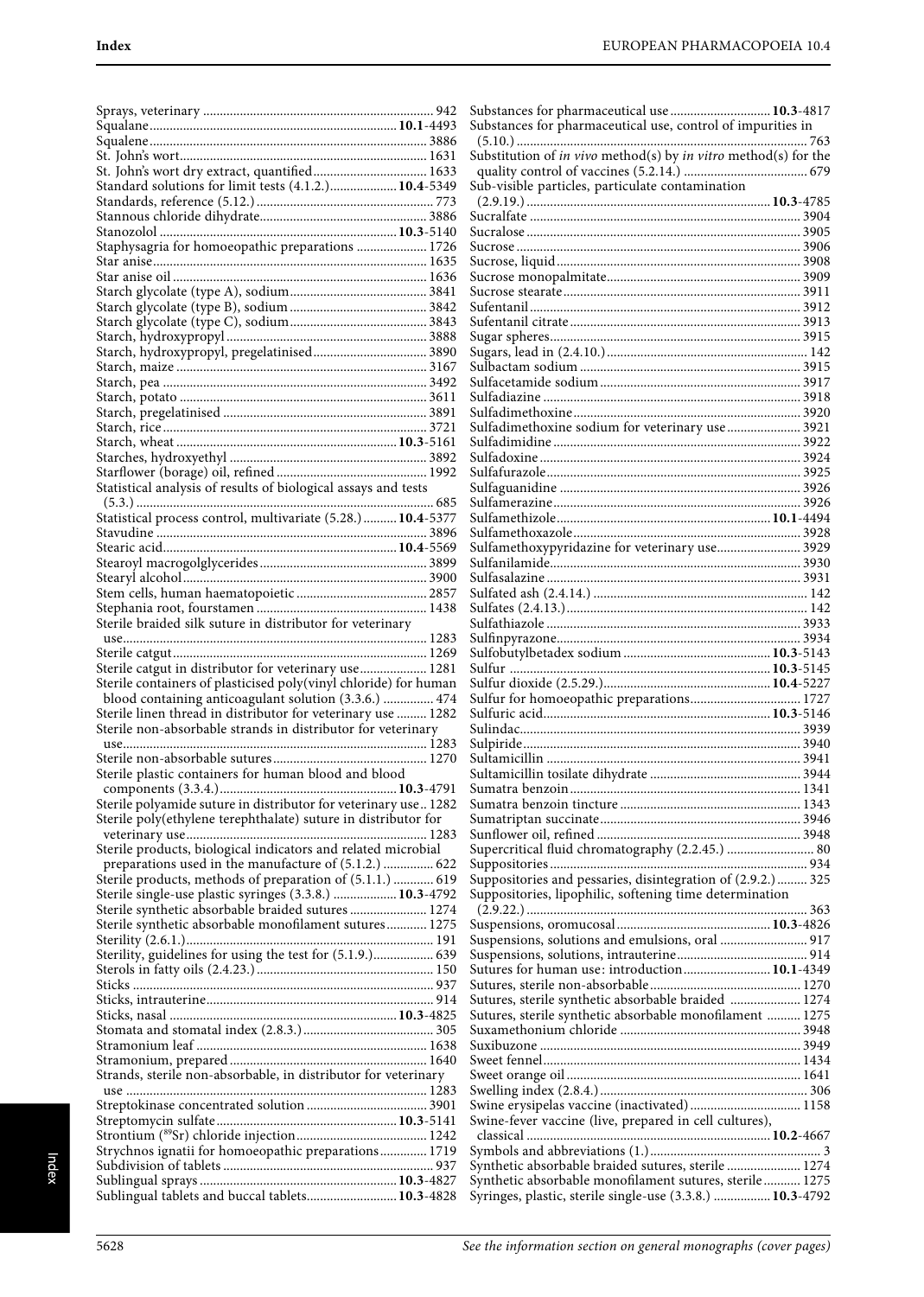Sprays, veterinary ..... 942
Squalane ..... **10.1**-4493
Squalene ..... 3886
St. John's wort ..... 1631
St. John's wort dry extract, quantified ..... 1633
Standard solutions for limit tests (4.1.2.) ..... **10.4**-5349
Standards, reference (5.12.) ..... 773
Stannous chloride dihydrate ..... 3886
Stanozolol ..... **10.3**-5140
Staphysagria for homoeopathic preparations ..... 1726
Star anise ..... 1635
Star anise oil ..... 1636
Starch glycolate (type A), sodium ..... 3841
Starch glycolate (type B), sodium ..... 3842
Starch glycolate (type C), sodium ..... 3843
Starch, hydroxypropyl ..... 3888
Starch, hydroxypropyl, pregelatinised ..... 3890
Starch, maize ..... 3167
Starch, pea ..... 3492
Starch, potato ..... 3611
Starch, pregelatinised ..... 3891
Starch, rice ..... 3721
Starch, wheat ..... **10.3**-5161
Starches, hydroxyethyl ..... 3892
Starflower (borage) oil, refined ..... 1992
Statistical analysis of results of biological assays and tests (5.3.) ..... 685
Statistical process control, multivariate (5.28.) ..... **10.4**-5377
Stavudine ..... 3896
Stearic acid ..... **10.4**-5569
Stearoyl macrogolglycerides ..... 3899
Stearyl alcohol ..... 3900
Stem cells, human haematopoietic ..... 2857
Stephania root, fourstamen ..... 1438
Sterile braided silk suture in distributor for veterinary use ..... 1283
Sterile catgut ..... 1269
Sterile catgut in distributor for veterinary use ..... 1281
Sterile containers of plasticised poly(vinyl chloride) for human blood containing anticoagulant solution (3.3.6.) ..... 474
Sterile linen thread in distributor for veterinary use ..... 1282
Sterile non-absorbable strands in distributor for veterinary use ..... 1283
Sterile non-absorbable sutures ..... 1270
Sterile plastic containers for human blood and blood components (3.3.4.) ..... **10.3**-4791
Sterile polyamide suture in distributor for veterinary use ..... 1282
Sterile poly(ethylene terephthalate) suture in distributor for veterinary use ..... 1283
Sterile products, biological indicators and related microbial preparations used in the manufacture of (5.1.2.) ..... 622
Sterile products, methods of preparation of (5.1.1.) ..... 619
Sterile single-use plastic syringes (3.3.8.) ..... **10.3**-4792
Sterile synthetic absorbable braided sutures ..... 1274
Sterile synthetic absorbable monofilament sutures ..... 1275
Sterility (2.6.1.) ..... 191
Sterility, guidelines for using the test for (5.1.9.) ..... 639
Sterols in fatty oils (2.4.23.) ..... 150
Sticks ..... 937
Sticks, intrauterine ..... 914
Sticks, nasal ..... **10.3**-4825
Stomata and stomatal index (2.8.3.) ..... 305
Stramonium leaf ..... 1638
Stramonium, prepared ..... 1640
Strands, sterile non-absorbable, in distributor for veterinary use ..... 1283
Streptokinase concentrated solution ..... 3901
Streptomycin sulfate ..... **10.3**-5141
Strontium ([89]Sr) chloride injection ..... 1242
Strychnos ignatii for homoeopathic preparations ..... 1719
Subdivision of tablets ..... 937
Sublingual sprays ..... **10.3**-4827
Sublingual tablets and buccal tablets ..... **10.3**-4828
Substances for pharmaceutical use ..... **10.3**-4817
Substances for pharmaceutical use, control of impurities in (5.10.) ..... 763
Substitution of *in vivo* method(s) by *in vitro* method(s) for the quality control of vaccines (5.2.14.) ..... 679
Sub-visible particles, particulate contamination (2.9.19.) ..... **10.3**-4785
Sucralfate ..... 3904
Sucralose ..... 3905
Sucrose ..... 3906
Sucrose, liquid ..... 3908
Sucrose monopalmitate ..... 3909
Sucrose stearate ..... 3911
Sufentanil ..... 3912
Sufentanil citrate ..... 3913
Sugar spheres ..... 3915
Sugars, lead in (2.4.10.) ..... 142
Sulbactam sodium ..... 3915
Sulfacetamide sodium ..... 3917
Sulfadiazine ..... 3918
Sulfadimethoxine ..... 3920
Sulfadimethoxine sodium for veterinary use ..... 3921
Sulfadimidine ..... 3922
Sulfadoxine ..... 3924
Sulfafurazole ..... 3925
Sulfaguanidine ..... 3926
Sulfamerazine ..... 3926
Sulfamethizole ..... **10.1**-4494
Sulfamethoxazole ..... 3928
Sulfamethoxypyridazine for veterinary use ..... 3929
Sulfanilamide ..... 3930
Sulfasalazine ..... 3931
Sulfated ash (2.4.14.) ..... 142
Sulfates (2.4.13.) ..... 142
Sulfathiazole ..... 3933
Sulfinpyrazone ..... 3934
Sulfobutylbetadex sodium ..... **10.3**-5143
Sulfur ..... **10.3**-5145
Sulfur dioxide (2.5.29.) ..... **10.4**-5227
Sulfur for homoeopathic preparations ..... 1727
Sulfuric acid ..... **10.3**-5146
Sulindac ..... 3939
Sulpiride ..... 3940
Sultamicillin ..... 3941
Sultamicillin tosilate dihydrate ..... 3944
Sumatra benzoin ..... 1341
Sumatra benzoin tincture ..... 1343
Sumatriptan succinate ..... 3946
Sunflower oil, refined ..... 3948
Supercritical fluid chromatography (2.2.45.) ..... 80
Suppositories ..... 934
Suppositories and pessaries, disintegration of (2.9.2.) ..... 325
Suppositories, lipophilic, softening time determination (2.9.22.) ..... 363
Suspensions, oromucosal ..... **10.3**-4826
Suspensions, solutions and emulsions, oral ..... 917
Suspensions, solutions, intrauterine ..... 914
Sutures for human use: introduction ..... **10.1**-4349
Sutures, sterile non-absorbable ..... 1270
Sutures, sterile synthetic absorbable braided ..... 1274
Sutures, sterile synthetic absorbable monofilament ..... 1275
Suxamethonium chloride ..... 3948
Suxibuzone ..... 3949
Sweet fennel ..... 1434
Sweet orange oil ..... 1641
Swelling index (2.8.4.) ..... 306
Swine erysipelas vaccine (inactivated) ..... 1158
Swine-fever vaccine (live, prepared in cell cultures), classical ..... **10.2**-4667
Symbols and abbreviations (1.) ..... 3
Synthetic absorbable braided sutures, sterile ..... 1274
Synthetic absorbable monofilament sutures, sterile ..... 1275
Syringes, plastic, sterile single-use (3.3.8.) ..... **10.3**-4792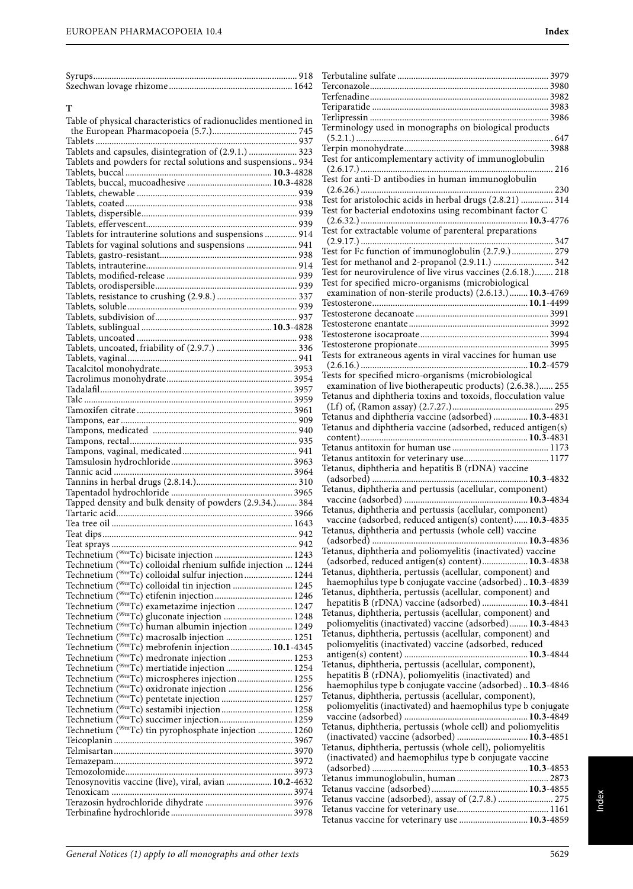Syrups 918
Szechwan lovage rhizome 1642

**T**

Table of physical characteristics of radionuclides mentioned in the European Pharmacopoeia (5.7.) 745
Tablets 937
Tablets and capsules, disintegration of (2.9.1.) 323
Tablets and powders for rectal solutions and suspensions 934
Tablets, buccal **10.3**-4828
Tablets, buccal, mucoadhesive **10.3**-4828
Tablets, chewable 939
Tablets, coated 938
Tablets, dispersible 939
Tablets, effervescent 939
Tablets for intrauterine solutions and suspensions 914
Tablets for vaginal solutions and suspensions 941
Tablets, gastro-resistant 938
Tablets, intrauterine 914
Tablets, modified-release 939
Tablets, orodispersible 939
Tablets, resistance to crushing (2.9.8.) 337
Tablets, soluble 939
Tablets, subdivision of 937
Tablets, sublingual **10.3**-4828
Tablets, uncoated 938
Tablets, uncoated, friability of (2.9.7.) 336
Tablets, vaginal 941
Tacalcitol monohydrate 3953
Tacrolimus monohydrate 3954
Tadalafil 3957
Talc 3959
Tamoxifen citrate 3961
Tampons, ear 909
Tampons, medicated 940
Tampons, rectal 935
Tampons, vaginal, medicated 941
Tamsulosin hydrochloride 3963
Tannic acid 3964
Tannins in herbal drugs (2.8.14.) 310
Tapentadol hydrochloride 3965
Tapped density and bulk density of powders (2.9.34.) 384
Tartaric acid 3966
Tea tree oil 1643
Teat dips 942
Teat sprays 942
Technetium ($^{99m}$Tc) bicisate injection 1243
Technetium ($^{99m}$Tc) colloidal rhenium sulfide injection 1244
Technetium ($^{99m}$Tc) colloidal sulfur injection 1244
Technetium ($^{99m}$Tc) colloidal tin injection 1245
Technetium ($^{99m}$Tc) etifenin injection 1246
Technetium ($^{99m}$Tc) exametazime injection 1247
Technetium ($^{99m}$Tc) gluconate injection 1248
Technetium ($^{99m}$Tc) human albumin injection 1249
Technetium ($^{99m}$Tc) macrosalb injection 1251
Technetium ($^{99m}$Tc) mebrofenin injection **10.1**-4345
Technetium ($^{99m}$Tc) medronate injection 1253
Technetium ($^{99m}$Tc) mertiatide injection 1254
Technetium ($^{99m}$Tc) microspheres injection 1255
Technetium ($^{99m}$Tc) oxidronate injection 1256
Technetium ($^{99m}$Tc) pentetate injection 1257
Technetium ($^{99m}$Tc) sestamibi injection 1258
Technetium ($^{99m}$Tc) succimer injection 1259
Technetium ($^{99m}$Tc) tin pyrophosphate injection 1260
Teicoplanin 3967
Telmisartan 3970
Temazepam 3972
Temozolomide 3973
Tenosynovitis vaccine (live), viral, avian **10.2**-4632
Tenoxicam 3974
Terazosin hydrochloride dihydrate 3976
Terbinafine hydrochloride 3978
Terbutaline sulfate 3979
Terconazole 3980
Terfenadine 3982
Teriparatide 3983
Terlipressin 3986
Terminology used in monographs on biological products (5.2.1.) 647
Terpin monohydrate 3988
Test for anticomplementary activity of immunoglobulin (2.6.17.) 216
Test for anti-D antibodies in human immunoglobulin (2.6.26.) 230
Test for aristolochic acids in herbal drugs (2.8.21) 314
Test for bacterial endotoxins using recombinant factor C (2.6.32.) **10.3**-4776
Test for extractable volume of parenteral preparations (2.9.17.) 347
Test for Fc function of immunoglobulin (2.7.9.) 279
Test for methanol and 2-propanol (2.9.11.) 342
Test for neurovirulence of live virus vaccines (2.6.18.) 218
Test for specified micro-organisms (microbiological examination of non-sterile products) (2.6.13.) **10.3**-4769
Testosterone **10.1**-4499
Testosterone decanoate 3991
Testosterone enantate 3992
Testosterone isocaproate 3994
Testosterone propionate 3995
Tests for extraneous agents in viral vaccines for human use (2.6.16.) **10.2**-4579
Tests for specified micro-organisms (microbiological examination of live biotherapeutic products) (2.6.38.) 255
Tetanus and diphtheria toxins and toxoids, flocculation value (Lf) of, (Ramon assay) (2.7.27.) 295
Tetanus and diphtheria vaccine (adsorbed) **10.3**-4831
Tetanus and diphtheria vaccine (adsorbed, reduced antigen(s) content) **10.3**-4831
Tetanus antitoxin for human use 1173
Tetanus antitoxin for veterinary use 1177
Tetanus, diphtheria and hepatitis B (rDNA) vaccine (adsorbed) **10.3**-4832
Tetanus, diphtheria and pertussis (acellular, component) vaccine (adsorbed) **10.3**-4834
Tetanus, diphtheria and pertussis (acellular, component) vaccine (adsorbed, reduced antigen(s) content) **10.3**-4835
Tetanus, diphtheria and pertussis (whole cell) vaccine (adsorbed) **10.3**-4836
Tetanus, diphtheria and poliomyelitis (inactivated) vaccine (adsorbed, reduced antigen(s) content) **10.3**-4838
Tetanus, diphtheria, pertussis (acellular, component) and haemophilus type b conjugate vaccine (adsorbed) **10.3**-4839
Tetanus, diphtheria, pertussis (acellular, component) and hepatitis B (rDNA) vaccine (adsorbed) **10.3**-4841
Tetanus, diphtheria, pertussis (acellular, component) and poliomyelitis (inactivated) vaccine (adsorbed) **10.3**-4843
Tetanus, diphtheria, pertussis (acellular, component) and poliomyelitis (inactivated) vaccine (adsorbed, reduced antigen(s) content) **10.3**-4844
Tetanus, diphtheria, pertussis (acellular, component), hepatitis B (rDNA), poliomyelitis (inactivated) and haemophilus type b conjugate vaccine (adsorbed) **10.3**-4846
Tetanus, diphtheria, pertussis (acellular, component), poliomyelitis (inactivated) and haemophilus type b conjugate vaccine (adsorbed) **10.3**-4849
Tetanus, diphtheria, pertussis (whole cell) and poliomyelitis (inactivated) vaccine (adsorbed) **10.3**-4851
Tetanus, diphtheria, pertussis (whole cell), poliomyelitis (inactivated) and haemophilus type b conjugate vaccine (adsorbed) **10.3**-4853
Tetanus immunoglobulin, human 2873
Tetanus vaccine (adsorbed) **10.3**-4855
Tetanus vaccine (adsorbed), assay of (2.7.8.) 275
Tetanus vaccine for veterinary use 1161
Tetanus vaccine for veterinary use **10.3**-4859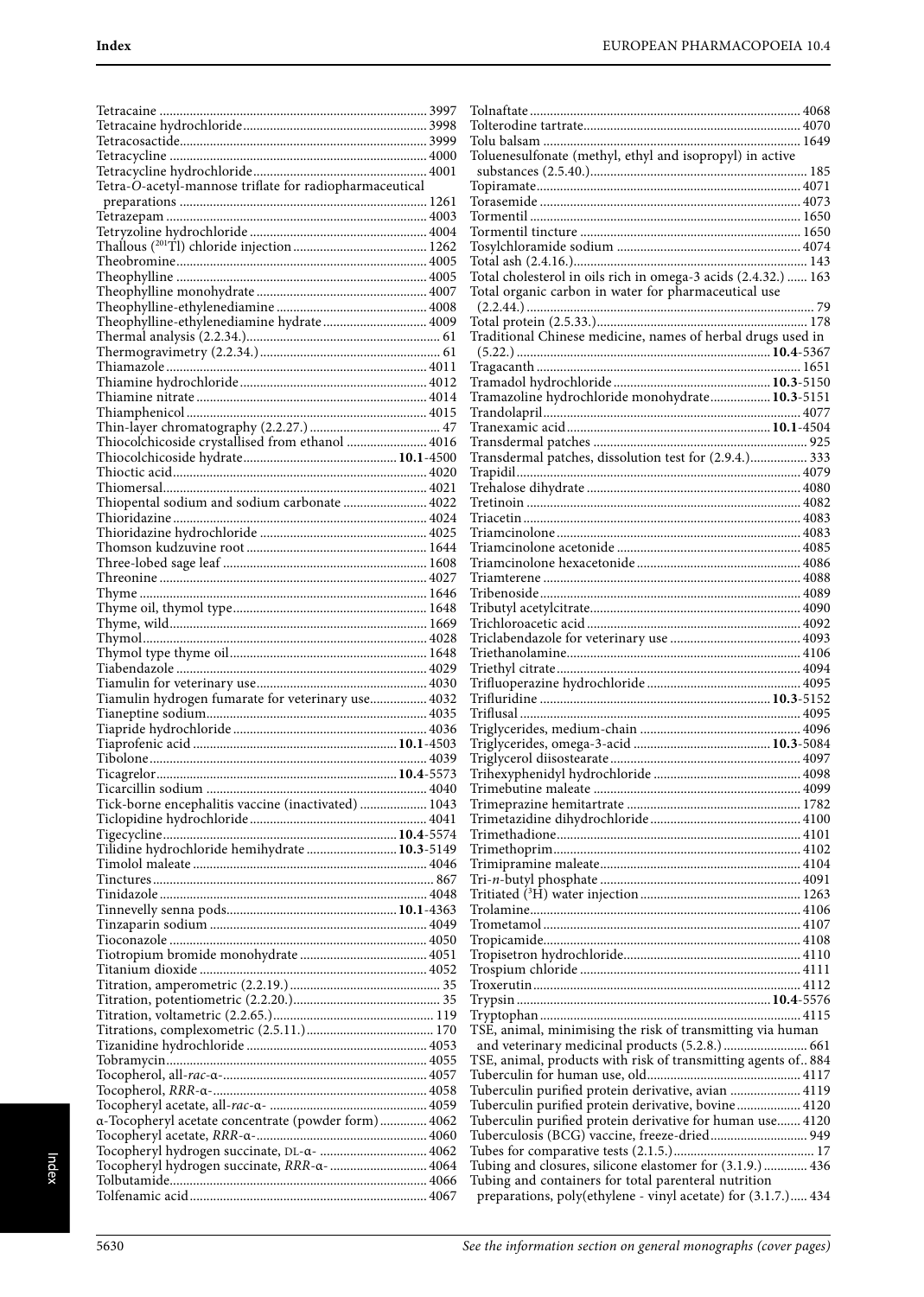Tetracaine ... 3997
Tetracaine hydrochloride ... 3998
Tetracosactide ... 3999
Tetracycline ... 4000
Tetracycline hydrochloride ... 4001
Tetra-*O*-acetyl-mannose triflate for radiopharmaceutical preparations ... 1261
Tetrazepam ... 4003
Tetryzoline hydrochloride ... 4004
Thallous ($^{201}$Tl) chloride injection ... 1262
Theobromine ... 4005
Theophylline ... 4005
Theophylline monohydrate ... 4007
Theophylline-ethylenediamine ... 4008
Theophylline-ethylenediamine hydrate ... 4009
Thermal analysis (2.2.34.) ... 61
Thermogravimetry (2.2.34.) ... 61
Thiamazole ... 4011
Thiamine hydrochloride ... 4012
Thiamine nitrate ... 4014
Thiamphenicol ... 4015
Thin-layer chromatography (2.2.27.) ... 47
Thiocolchicoside crystallised from ethanol ... 4016
Thiocolchicoside hydrate ... **10.1**-4500
Thioctic acid ... 4020
Thiomersal ... 4021
Thiopental sodium and sodium carbonate ... 4022
Thioridazine ... 4024
Thioridazine hydrochloride ... 4025
Thomson kudzuvine root ... 1644
Three-lobed sage leaf ... 1608
Threonine ... 4027
Thyme ... 1646
Thyme oil, thymol type ... 1648
Thyme, wild ... 1669
Thymol ... 4028
Thymol type thyme oil ... 1648
Tiabendazole ... 4029
Tiamulin for veterinary use ... 4030
Tiamulin hydrogen fumarate for veterinary use ... 4032
Tianeptine sodium ... 4035
Tiapride hydrochloride ... 4036
Tiaprofenic acid ... **10.1**-4503
Tibolone ... 4039
Ticagrelor ... **10.4**-5573
Ticarcillin sodium ... 4040
Tick-borne encephalitis vaccine (inactivated) ... 1043
Ticlopidine hydrochloride ... 4041
Tigecycline ... **10.4**-5574
Tilidine hydrochloride hemihydrate ... **10.3**-5149
Timolol maleate ... 4046
Tinctures ... 867
Tinidazole ... 4048
Tinnevelly senna pods ... **10.1**-4363
Tinzaparin sodium ... 4049
Tioconazole ... 4050
Tiotropium bromide monohydrate ... 4051
Titanium dioxide ... 4052
Titration, amperometric (2.2.19.) ... 35
Titration, potentiometric (2.2.20.) ... 35
Titration, voltametric (2.2.65.) ... 119
Titrations, complexometric (2.5.11.) ... 170
Tizanidine hydrochloride ... 4053
Tobramycin ... 4055
Tocopherol, all-*rac*-α- ... 4057
Tocopherol, *RRR*-α- ... 4058
Tocopheryl acetate, all-*rac*-α- ... 4059
α-Tocopheryl acetate concentrate (powder form) ... 4062
Tocopheryl acetate, *RRR*-α- ... 4060
Tocopheryl hydrogen succinate, DL-α- ... 4062
Tocopheryl hydrogen succinate, *RRR*-α- ... 4064
Tolbutamide ... 4066
Tolfenamic acid ... 4067
Tolnaftate ... 4068
Tolterodine tartrate ... 4070
Tolu balsam ... 1649
Toluenesulfonate (methyl, ethyl and isopropyl) in active substances (2.5.40.) ... 185
Topiramate ... 4071
Torasemide ... 4073
Tormentil ... 1650
Tormentil tincture ... 1650
Tosylchloramide sodium ... 4074
Total ash (2.4.16.) ... 143
Total cholesterol in oils rich in omega-3 acids (2.4.32.) ... 163
Total organic carbon in water for pharmaceutical use (2.2.44.) ... 79
Total protein (2.5.33.) ... 178
Traditional Chinese medicine, names of herbal drugs used in (5.22.) ... **10.4**-5367
Tragacanth ... 1651
Tramadol hydrochloride ... **10.3**-5150
Tramazoline hydrochloride monohydrate ... **10.3**-5151
Trandolapril ... 4077
Tranexamic acid ... **10.1**-4504
Transdermal patches ... 925
Transdermal patches, dissolution test for (2.9.4.) ... 333
Trapidil ... 4079
Trehalose dihydrate ... 4080
Tretinoin ... 4082
Triacetin ... 4083
Triamcinolone ... 4083
Triamcinolone acetonide ... 4085
Triamcinolone hexacetonide ... 4086
Triamterene ... 4088
Tribenoside ... 4089
Tributyl acetylcitrate ... 4090
Trichloroacetic acid ... 4092
Triclabendazole for veterinary use ... 4093
Triethanolamine ... 4106
Triethyl citrate ... 4094
Trifluoperazine hydrochloride ... 4095
Trifluridine ... **10.3**-5152
Triflusal ... 4095
Triglycerides, medium-chain ... 4096
Triglycerides, omega-3-acid ... **10.3**-5084
Triglycerol diisostearate ... 4097
Trihexyphenidyl hydrochloride ... 4098
Trimebutine maleate ... 4099
Trimeprazine hemitartrate ... 1782
Trimetazidine dihydrochloride ... 4100
Trimethadione ... 4101
Trimethoprim ... 4102
Trimipramine maleate ... 4104
Tri-*n*-butyl phosphate ... 4091
Tritiated ($^{3}$H) water injection ... 1263
Trolamine ... 4106
Trometamol ... 4107
Tropicamide ... 4108
Tropisetron hydrochloride ... 4110
Trospium chloride ... 4111
Troxerutin ... 4112
Trypsin ... **10.4**-5576
Tryptophan ... 4115
TSE, animal, minimising the risk of transmitting via human and veterinary medicinal products (5.2.8.) ... 661
TSE, animal, products with risk of transmitting agents of ... 884
Tuberculin for human use, old ... 4117
Tuberculin purified protein derivative, avian ... 4119
Tuberculin purified protein derivative, bovine ... 4120
Tuberculin purified protein derivative for human use ... 4120
Tuberculosis (BCG) vaccine, freeze-dried ... 949
Tubes for comparative tests (2.1.5.) ... 17
Tubing and closures, silicone elastomer for (3.1.9.) ... 436
Tubing and containers for total parenteral nutrition preparations, poly(ethylene - vinyl acetate) for (3.1.7.) ... 434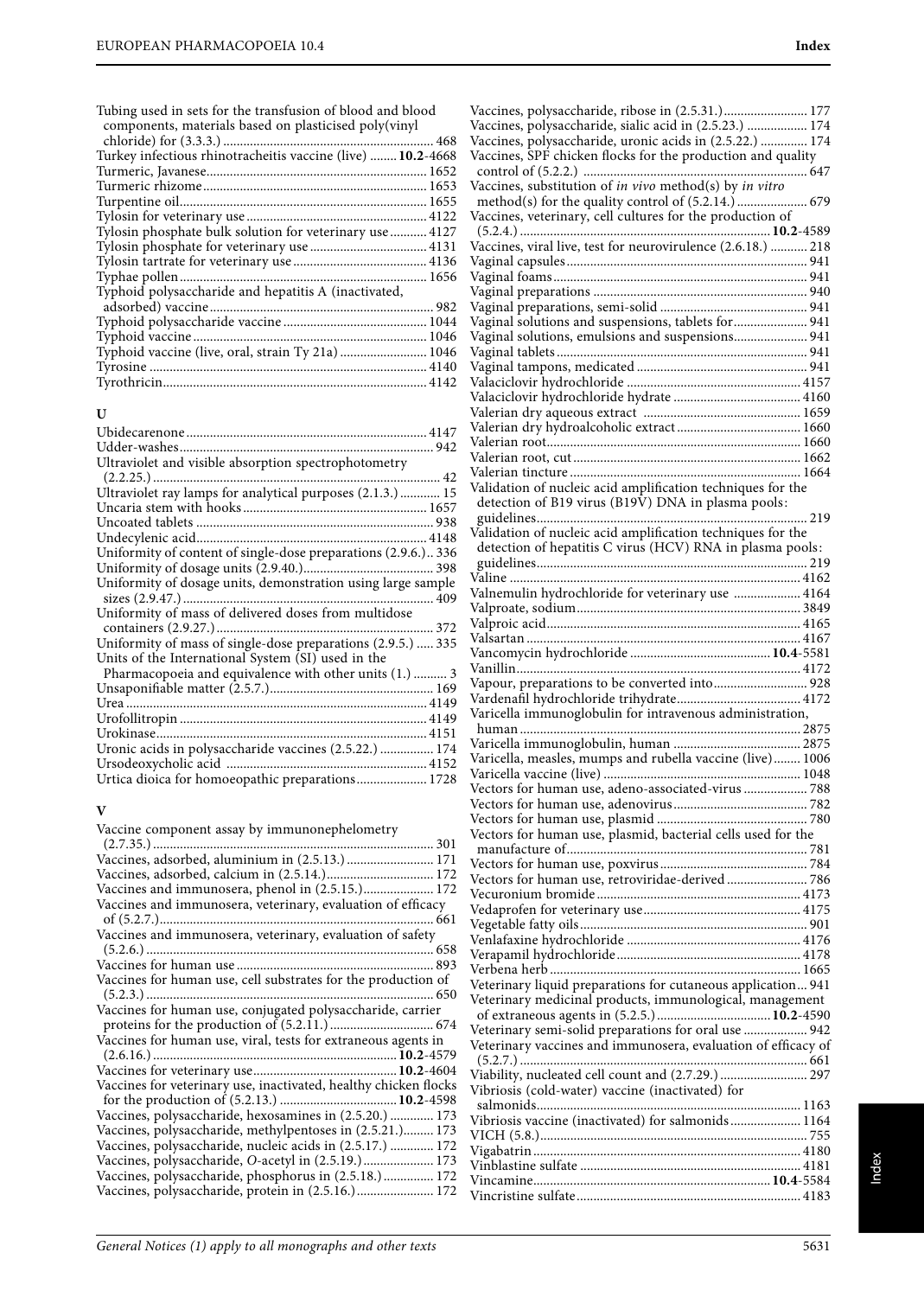Tubing used in sets for the transfusion of blood and blood components, materials based on plasticised poly(vinyl chloride) for (3.3.3.) ............ 468
Turkey infectious rhinotracheitis vaccine (live) ........ **10.2**-4668
Turmeric, Javanese............ 1652
Turmeric rhizome............ 1653
Turpentine oil............ 1655
Tylosin for veterinary use............ 4122
Tylosin phosphate bulk solution for veterinary use............ 4127
Tylosin phosphate for veterinary use............ 4131
Tylosin tartrate for veterinary use............ 4136
Typhae pollen............ 1656
Typhoid polysaccharide and hepatitis A (inactivated, adsorbed) vaccine............ 982
Typhoid polysaccharide vaccine............ 1044
Typhoid vaccine............ 1046
Typhoid vaccine (live, oral, strain Ty 21a)............ 1046
Tyrosine............ 4140
Tyrothricin............ 4142

## U

Ubidecarenone............ 4147
Udder-washes............ 942
Ultraviolet and visible absorption spectrophotometry (2.2.25.)............ 42
Ultraviolet ray lamps for analytical purposes (2.1.3.)............ 15
Uncaria stem with hooks............ 1657
Uncoated tablets............ 938
Undecylenic acid............ 4148
Uniformity of content of single-dose preparations (2.9.6.).. 336
Uniformity of dosage units (2.9.40.)............ 398
Uniformity of dosage units, demonstration using large sample sizes (2.9.47.)............ 409
Uniformity of mass of delivered doses from multidose containers (2.9.27.)............ 372
Uniformity of mass of single-dose preparations (2.9.5.)............ 335
Units of the International System (SI) used in the Pharmacopoeia and equivalence with other units (1.)............ 3
Unsaponifiable matter (2.5.7.)............ 169
Urea............ 4149
Urofollitropin............ 4149
Urokinase............ 4151
Uronic acids in polysaccharide vaccines (2.5.22.)............ 174
Ursodeoxycholic acid............ 4152
Urtica dioica for homoeopathic preparations............ 1728

## V

Vaccine component assay by immunonephelometry (2.7.35.)............ 301
Vaccines, adsorbed, aluminium in (2.5.13.)............ 171
Vaccines, adsorbed, calcium in (2.5.14.)............ 172
Vaccines and immunosera, phenol in (2.5.15.)............ 172
Vaccines and immunosera, veterinary, evaluation of efficacy of (5.2.7.)............ 661
Vaccines and immunosera, veterinary, evaluation of safety (5.2.6.)............ 658
Vaccines for human use............ 893
Vaccines for human use, cell substrates for the production of (5.2.3.)............ 650
Vaccines for human use, conjugated polysaccharide, carrier proteins for the production of (5.2.11.)............ 674
Vaccines for human use, viral, tests for extraneous agents in (2.6.16.)............ **10.2**-4579
Vaccines for veterinary use............ **10.2**-4604
Vaccines for veterinary use, inactivated, healthy chicken flocks for the production of (5.2.13.)............ **10.2**-4598
Vaccines, polysaccharide, hexosamines in (2.5.20.)............ 173
Vaccines, polysaccharide, methylpentoses in (2.5.21.)............ 173
Vaccines, polysaccharide, nucleic acids in (2.5.17.)............ 172
Vaccines, polysaccharide, *O*-acetyl in (2.5.19.)............ 173
Vaccines, polysaccharide, phosphorus in (2.5.18.)............ 172
Vaccines, polysaccharide, protein in (2.5.16.)............ 172
Vaccines, polysaccharide, ribose in (2.5.31.)............ 177
Vaccines, polysaccharide, sialic acid in (2.5.23.)............ 174
Vaccines, polysaccharide, uronic acids in (2.5.22.)............ 174
Vaccines, SPF chicken flocks for the production and quality control of (5.2.2.)............ 647
Vaccines, substitution of *in vivo* method(s) by *in vitro* method(s) for the quality control of (5.2.14.)............ 679
Vaccines, veterinary, cell cultures for the production of (5.2.4.)............ **10.2**-4589
Vaccines, viral live, test for neurovirulence (2.6.18.)............ 218
Vaginal capsules............ 941
Vaginal foams............ 941
Vaginal preparations............ 940
Vaginal preparations, semi-solid............ 941
Vaginal solutions and suspensions, tablets for............ 941
Vaginal solutions, emulsions and suspensions............ 941
Vaginal tablets............ 941
Vaginal tampons, medicated............ 941
Valaciclovir hydrochloride............ 4157
Valaciclovir hydrochloride hydrate............ 4160
Valerian dry aqueous extract............ 1659
Valerian dry hydroalcoholic extract............ 1660
Valerian root............ 1660
Valerian root, cut............ 1662
Valerian tincture............ 1664
Validation of nucleic acid amplification techniques for the detection of B19 virus (B19V) DNA in plasma pools: guidelines............ 219
Validation of nucleic acid amplification techniques for the detection of hepatitis C virus (HCV) RNA in plasma pools: guidelines............ 219
Valine............ 4162
Valnemulin hydrochloride for veterinary use............ 4164
Valproate, sodium............ 3849
Valproic acid............ 4165
Valsartan............ 4167
Vancomycin hydrochloride............ **10.4**-5581
Vanillin............ 4172
Vapour, preparations to be converted into............ 928
Vardenafil hydrochloride trihydrate............ 4172
Varicella immunoglobulin for intravenous administration, human............ 2875
Varicella immunoglobulin, human............ 2875
Varicella, measles, mumps and rubella vaccine (live)............ 1006
Varicella vaccine (live)............ 1048
Vectors for human use, adeno-associated-virus............ 788
Vectors for human use, adenovirus............ 782
Vectors for human use, plasmid............ 780
Vectors for human use, plasmid, bacterial cells used for the manufacture of............ 781
Vectors for human use, poxvirus............ 784
Vectors for human use, retroviridae-derived............ 786
Vecuronium bromide............ 4173
Vedaprofen for veterinary use............ 4175
Vegetable fatty oils............ 901
Venlafaxine hydrochloride............ 4176
Verapamil hydrochloride............ 4178
Verbena herb............ 1665
Veterinary liquid preparations for cutaneous application... 941
Veterinary medicinal products, immunological, management of extraneous agents in (5.2.5.)............ **10.2**-4590
Veterinary semi-solid preparations for oral use............ 942
Veterinary vaccines and immunosera, evaluation of efficacy of (5.2.7.)............ 661
Viability, nucleated cell count and (2.7.29.)............ 297
Vibriosis (cold-water) vaccine (inactivated) for salmonids............ 1163
Vibriosis vaccine (inactivated) for salmonids............ 1164
VICH (5.8.)............ 755
Vigabatrin............ 4180
Vinblastine sulfate............ 4181
Vincamine............ **10.4**-5584
Vincristine sulfate............ 4183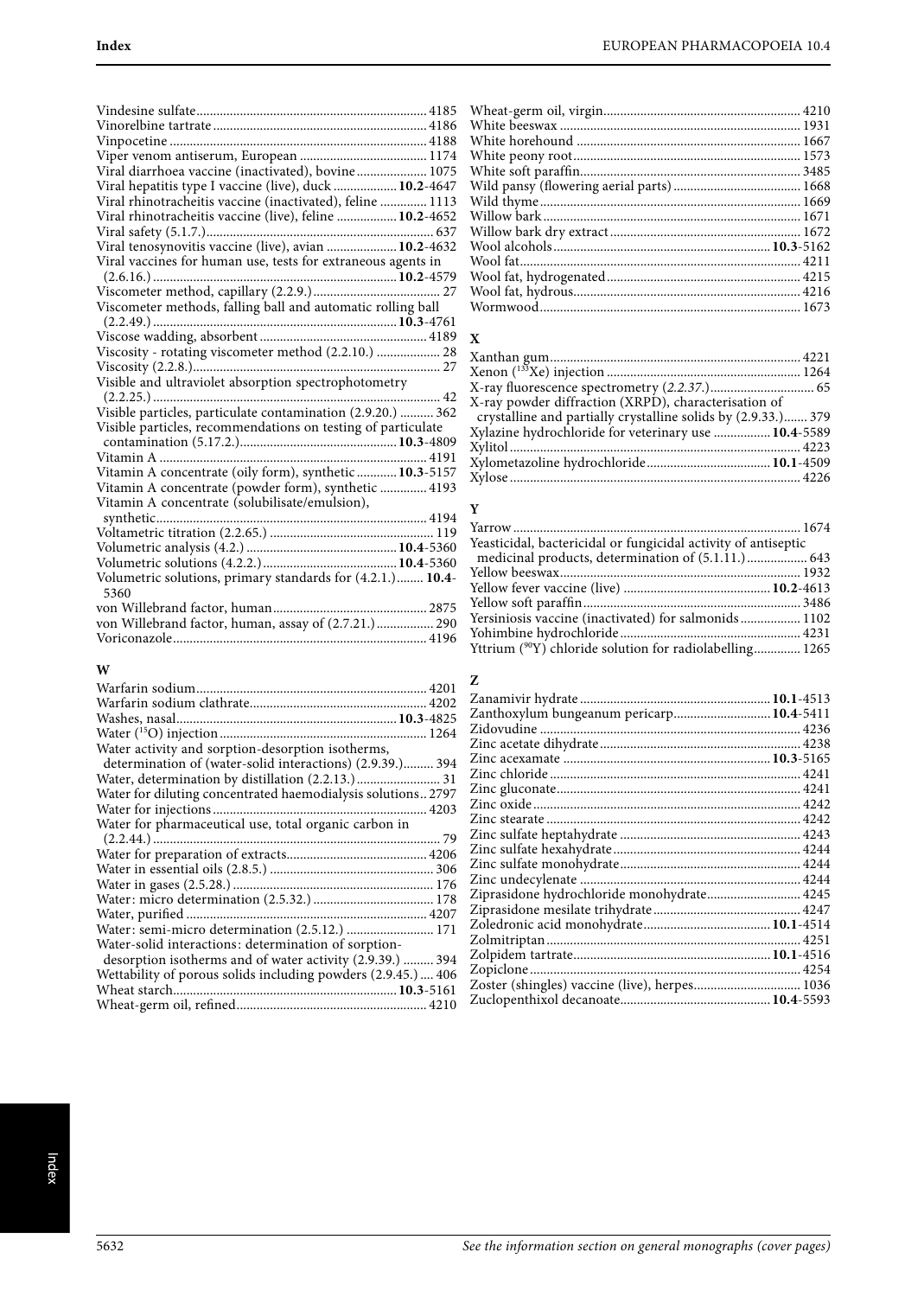Vindesine sulfate.................................................................... 4185
Vinorelbine tartrate................................................................ 4186
Vinpocetine............................................................................. 4188
Viper venom antiserum, European ...................................... 1174
Viral diarrhoea vaccine (inactivated), bovine...................... 1075
Viral hepatitis type I vaccine (live), duck ................... **10.2**-4647
Viral rhinotracheitis vaccine (inactivated), feline .............. 1113
Viral rhinotracheitis vaccine (live), feline .................. **10.2**-4652
Viral safety (5.1.7.).................................................................... 637
Viral tenosynovitis vaccine (live), avian ..................... **10.2**-4632
Viral vaccines for human use, tests for extraneous agents in (2.6.16.) ......................................................................... **10.2**-4579
Viscometer method, capillary (2.2.9.)..................................... 27
Viscometer methods, falling ball and automatic rolling ball (2.2.49.) ......................................................................... **10.3**-4761
Viscose wadding, absorbent.................................................. 4189
Viscosity - rotating viscometer method (2.2.10.) ................... 28
Viscosity (2.2.8.)......................................................................... 27
Visible and ultraviolet absorption spectrophotometry (2.2.25.) ............................................................................... 42
Visible particles, particulate contamination (2.9.20.) .......... 362
Visible particles, recommendations on testing of particulate contamination (5.17.2.)............................................... **10.3**-4809
Vitamin A ................................................................................ 4191
Vitamin A concentrate (oily form), synthetic ............ **10.3**-5157
Vitamin A concentrate (powder form), synthetic .............. 4193
Vitamin A concentrate (solubilisate/emulsion), synthetic................................................................................. 4194
Voltametric titration (2.2.65.) ................................................ 119
Volumetric analysis (4.2.) ............................................ **10.4**-5360
Volumetric solutions (4.2.2.)........................................ **10.4**-5360
Volumetric solutions, primary standards for (4.2.1.)........ **10.4**-5360
von Willebrand factor, human.............................................. 2875
von Willebrand factor, human, assay of (2.7.21.)................. 290
Voriconazole........................................................................... 4196

## W

Warfarin sodium.................................................................... 4201
Warfarin sodium clathrate.................................................... 4202
Washes, nasal................................................................. **10.3**-4825
Water ($^{15}$O) injection ............................................................. 1264
Water activity and sorption-desorption isotherms, determination of (water-solid interactions) (2.9.39.)......... 394
Water, determination by distillation (2.2.13.)........................ 31
Water for diluting concentrated haemodialysis solutions.. 2797
Water for injections................................................................ 4203
Water for pharmaceutical use, total organic carbon in (2.2.44.) ..................................................................................... 79
Water for preparation of extracts.......................................... 4206
Water in essential oils (2.8.5.) ................................................ 306
Water in gases (2.5.28.) ........................................................... 176
Water: micro determination (2.5.32.) .................................... 178
Water, purified ........................................................................ 4207
Water: semi-micro determination (2.5.12.) .......................... 171
Water-solid interactions: determination of sorption-desorption isotherms and of water activity (2.9.39.) ......... 394
Wettability of porous solids including powders (2.9.45.) .... 406
Wheat starch.................................................................. **10.3**-5161
Wheat-germ oil, refined......................................................... 4210
Wheat-germ oil, virgin........................................................... 4210
White beeswax ........................................................................ 1931
White horehound ................................................................... 1667
White peony root.................................................................... 1573
White soft paraffin.................................................................. 3485
Wild pansy (flowering aerial parts) ...................................... 1668
Wild thyme.............................................................................. 1669
Willow bark............................................................................. 1671
Willow bark dry extract......................................................... 1672
Wool alcohols................................................................. **10.3**-5162
Wool fat.................................................................................... 4211
Wool fat, hydrogenated.......................................................... 4215
Wool fat, hydrous.................................................................... 4216
Wormwood.............................................................................. 1673

## X

Xanthan gum........................................................................... 4221
Xenon ($^{133}$Xe) injection .......................................................... 1264
X-ray fluorescence spectrometry (*2.2.37.*)............................... 65
X-ray powder diffraction (XRPD), characterisation of crystalline and partially crystalline solids by (2.9.33.)....... 379
Xylazine hydrochloride for veterinary use ................. **10.4**-5589
Xylitol...................................................................................... 4223
Xylometazoline hydrochloride..................................... **10.1**-4509
Xylose....................................................................................... 4226

## Y

Yarrow..................................................................................... 1674
Yeasticidal, bactericidal or fungicidal activity of antiseptic medicinal products, determination of (5.1.11.).................. 643
Yellow beeswax....................................................................... 1932
Yellow fever vaccine (live) ........................................... **10.2**-4613
Yellow soft paraffin................................................................ 3486
Yersiniosis vaccine (inactivated) for salmonids.................. 1102
Yohimbine hydrochloride...................................................... 4231
Yttrium ($^{90}$Y) chloride solution for radiolabelling.............. 1265

## Z

Zanamivir hydrate ......................................................... **10.1**-4513
Zanthoxylum bungeanum pericarp............................. **10.4**-5411
Zidovudine .............................................................................. 4236
Zinc acetate dihydrate............................................................ 4238
Zinc acexamate ............................................................. **10.3**-5165
Zinc chloride........................................................................... 4241
Zinc gluconate......................................................................... 4241
Zinc oxide................................................................................ 4242
Zinc stearate............................................................................ 4242
Zinc sulfate heptahydrate ...................................................... 4243
Zinc sulfate hexahydrate........................................................ 4244
Zinc sulfate monohydrate...................................................... 4244
Zinc undecylenate .................................................................. 4244
Ziprasidone hydrochloride monohydrate............................ 4245
Ziprasidone mesilate trihydrate............................................ 4247
Zoledronic acid monohydrate...................................... **10.1**-4514
Zolmitriptan............................................................................ 4251
Zolpidem tartrate.......................................................... **10.1**-4516
Zopiclone................................................................................. 4254
Zoster (shingles) vaccine (live), herpes................................. 1036
Zuclopenthixol decanoate............................................ **10.4**-5593

*See the information section on general monographs (cover pages)*